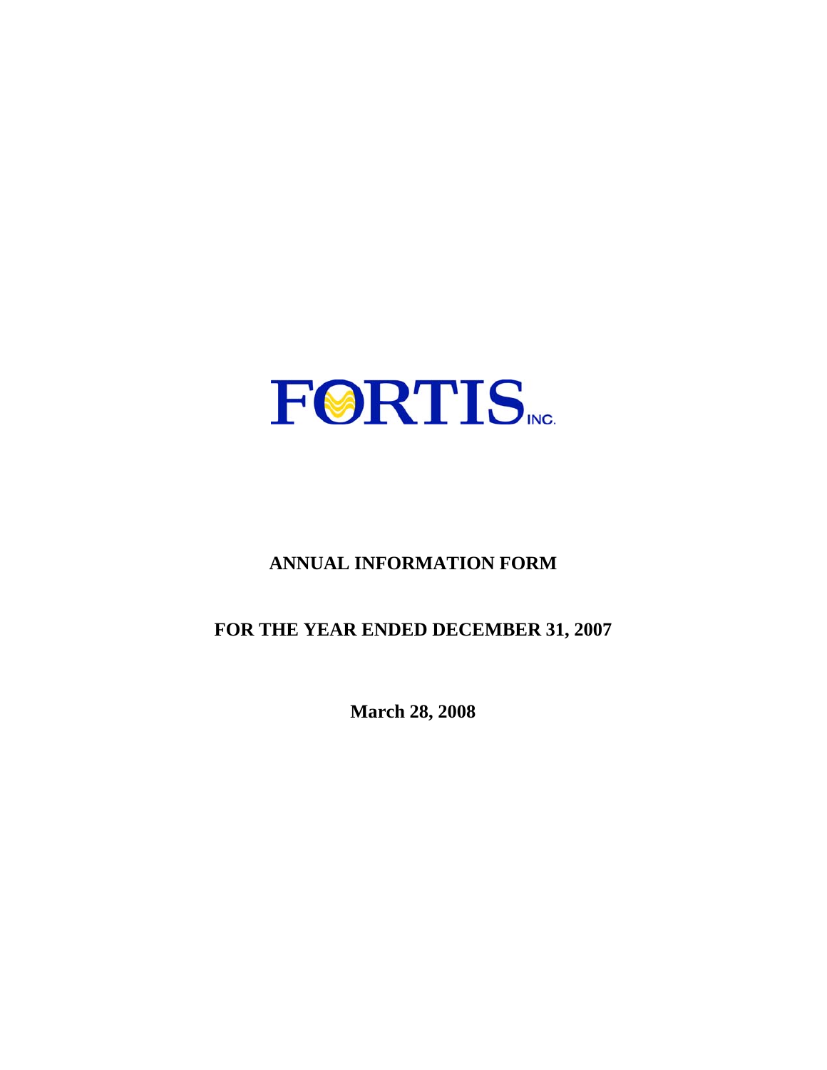# FORTIS INC.

## ANNUAL INFORMATION FORM

## FOR THE YEAR ENDED DECEMBER 31, 2007

**March 28, 2008**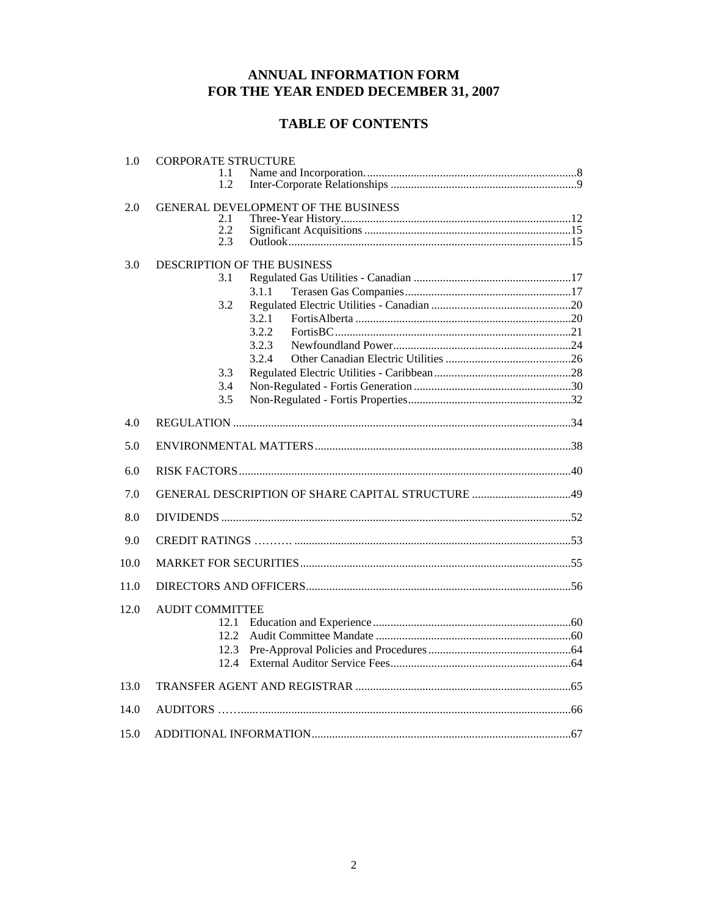# ANNUAL INFORMATION FORM
# FOR THE YEAR ENDED DECEMBER 31, 2007

## TABLE OF CONTENTS

1.0 CORPORATE STRUCTURE
- 1.1 Name and Incorporation........................................................................8
- 1.2 Inter-Corporate Relationships ................................................................9

2.0 GENERAL DEVELOPMENT OF THE BUSINESS
- 2.1 Three-Year History..............................................................................12
- 2.2 Significant Acquisitions .......................................................................15
- 2.3 Outlook.................................................................................................15

3.0 DESCRIPTION OF THE BUSINESS
- 3.1 Regulated Gas Utilities - Canadian ......................................................17
  - 3.1.1 Terasen Gas Companies.........................................................17
- 3.2 Regulated Electric Utilities - Canadian ................................................20
  - 3.2.1 FortisAlberta ..........................................................................20
  - 3.2.2 FortisBC.................................................................................21
  - 3.2.3 Newfoundland Power.............................................................24
  - 3.2.4 Other Canadian Electric Utilities ...........................................26
- 3.3 Regulated Electric Utilities - Caribbean...............................................28
- 3.4 Non-Regulated - Fortis Generation ......................................................30
- 3.5 Non-Regulated - Fortis Properties........................................................32

4.0 REGULATION ...................................................................................................34

5.0 ENVIRONMENTAL MATTERS.......................................................................38

6.0 RISK FACTORS.................................................................................................40

7.0 GENERAL DESCRIPTION OF SHARE CAPITAL STRUCTURE ..................................49

8.0 DIVIDENDS .......................................................................................................52

9.0 CREDIT RATINGS ………. ..............................................................................53

10.0 MARKET FOR SECURITIES............................................................................55

11.0 DIRECTORS AND OFFICERS...........................................................................56

12.0 AUDIT COMMITTEE
- 12.1 Education and Experience...................................................................60
- 12.2 Audit Committee Mandate ..................................................................60
- 12.3 Pre-Approval Policies and Procedures ................................................64
- 12.4 External Auditor Service Fees.............................................................64

13.0 TRANSFER AGENT AND REGISTRAR .........................................................65

14.0 AUDITORS ……...............................................................................................66

15.0 ADDITIONAL INFORMATION........................................................................67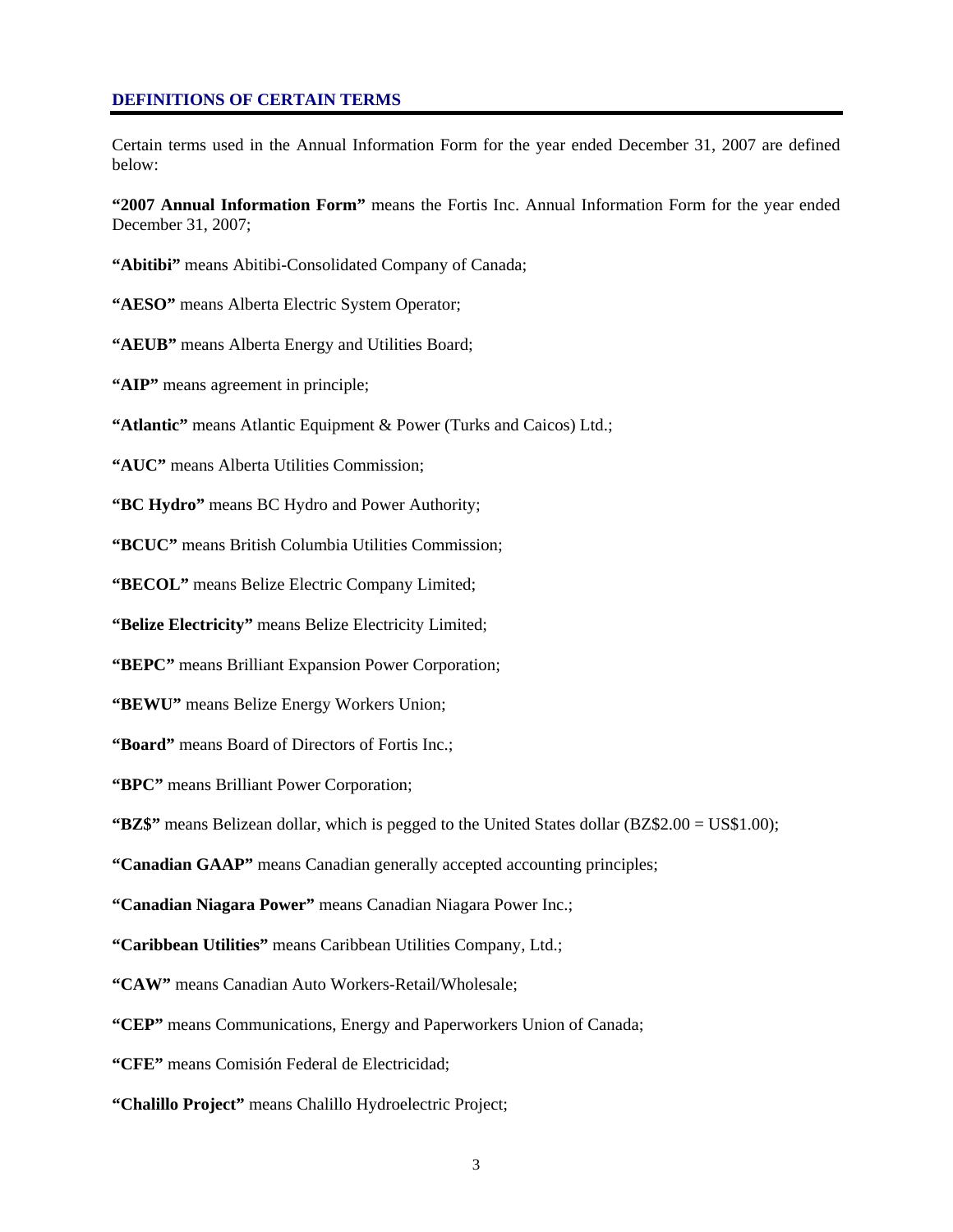## DEFINITIONS OF CERTAIN TERMS

Certain terms used in the Annual Information Form for the year ended December 31, 2007 are defined below:

**"2007 Annual Information Form"** means the Fortis Inc. Annual Information Form for the year ended December 31, 2007;

**"Abitibi"** means Abitibi-Consolidated Company of Canada;

**"AESO"** means Alberta Electric System Operator;

**"AEUB"** means Alberta Energy and Utilities Board;

**"AIP"** means agreement in principle;

**"Atlantic"** means Atlantic Equipment & Power (Turks and Caicos) Ltd.;

**"AUC"** means Alberta Utilities Commission;

**"BC Hydro"** means BC Hydro and Power Authority;

**"BCUC"** means British Columbia Utilities Commission;

**"BECOL"** means Belize Electric Company Limited;

**"Belize Electricity"** means Belize Electricity Limited;

**"BEPC"** means Brilliant Expansion Power Corporation;

**"BEWU"** means Belize Energy Workers Union;

**"Board"** means Board of Directors of Fortis Inc.;

**"BPC"** means Brilliant Power Corporation;

**"BZ$"** means Belizean dollar, which is pegged to the United States dollar (BZ$2.00 = US$1.00);

**"Canadian GAAP"** means Canadian generally accepted accounting principles;

**"Canadian Niagara Power"** means Canadian Niagara Power Inc.;

**"Caribbean Utilities"** means Caribbean Utilities Company, Ltd.;

**"CAW"** means Canadian Auto Workers-Retail/Wholesale;

**"CEP"** means Communications, Energy and Paperworkers Union of Canada;

**"CFE"** means Comisión Federal de Electricidad;

**"Chalillo Project"** means Chalillo Hydroelectric Project;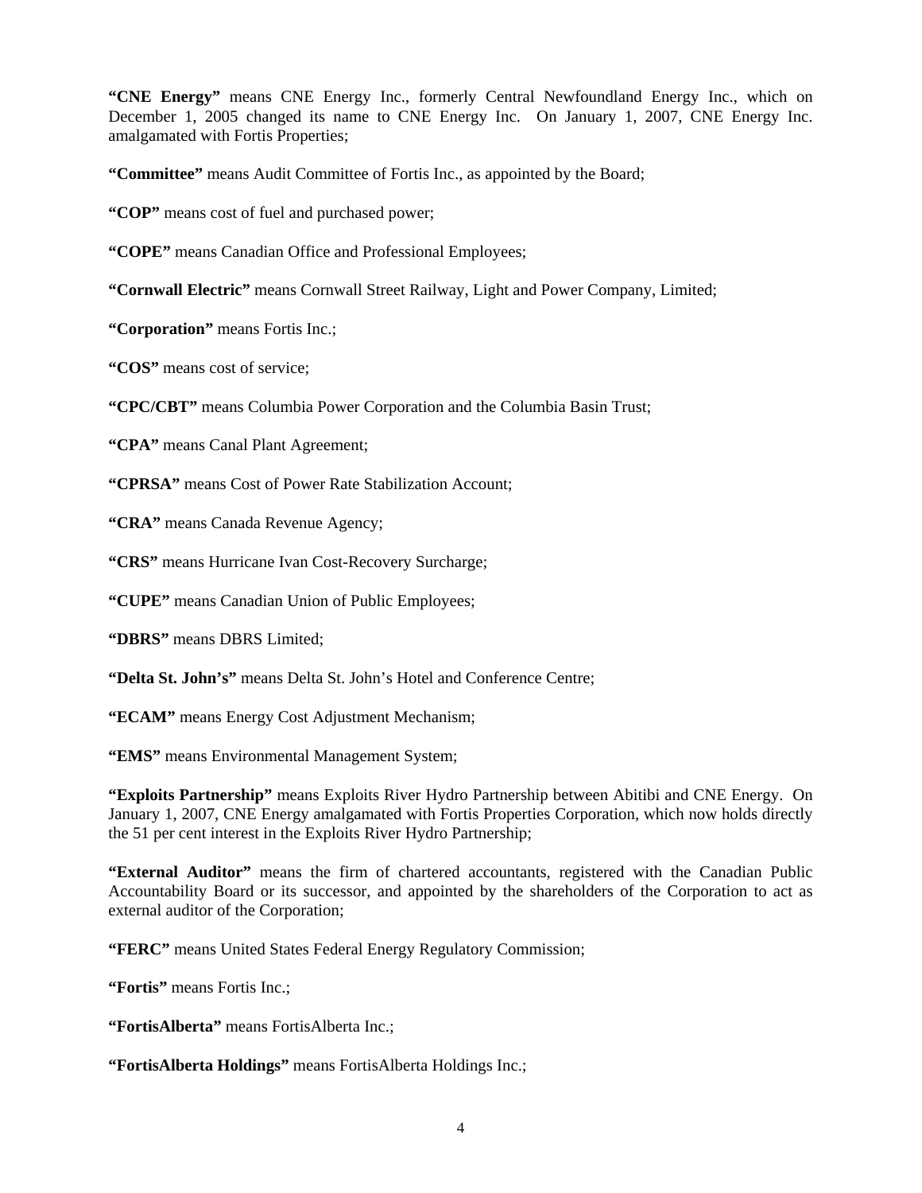**"CNE Energy"** means CNE Energy Inc., formerly Central Newfoundland Energy Inc., which on December 1, 2005 changed its name to CNE Energy Inc. On January 1, 2007, CNE Energy Inc. amalgamated with Fortis Properties;

**"Committee"** means Audit Committee of Fortis Inc., as appointed by the Board;

**"COP"** means cost of fuel and purchased power;

**"COPE"** means Canadian Office and Professional Employees;

**"Cornwall Electric"** means Cornwall Street Railway, Light and Power Company, Limited;

**"Corporation"** means Fortis Inc.;

**"COS"** means cost of service;

**"CPC/CBT"** means Columbia Power Corporation and the Columbia Basin Trust;

**"CPA"** means Canal Plant Agreement;

**"CPRSA"** means Cost of Power Rate Stabilization Account;

**"CRA"** means Canada Revenue Agency;

**"CRS"** means Hurricane Ivan Cost-Recovery Surcharge;

**"CUPE"** means Canadian Union of Public Employees;

**"DBRS"** means DBRS Limited;

**"Delta St. John's"** means Delta St. John's Hotel and Conference Centre;

**"ECAM"** means Energy Cost Adjustment Mechanism;

**"EMS"** means Environmental Management System;

**"Exploits Partnership"** means Exploits River Hydro Partnership between Abitibi and CNE Energy. On January 1, 2007, CNE Energy amalgamated with Fortis Properties Corporation, which now holds directly the 51 per cent interest in the Exploits River Hydro Partnership;

**"External Auditor"** means the firm of chartered accountants, registered with the Canadian Public Accountability Board or its successor, and appointed by the shareholders of the Corporation to act as external auditor of the Corporation;

**"FERC"** means United States Federal Energy Regulatory Commission;

**"Fortis"** means Fortis Inc.;

**"FortisAlberta"** means FortisAlberta Inc.;

**"FortisAlberta Holdings"** means FortisAlberta Holdings Inc.;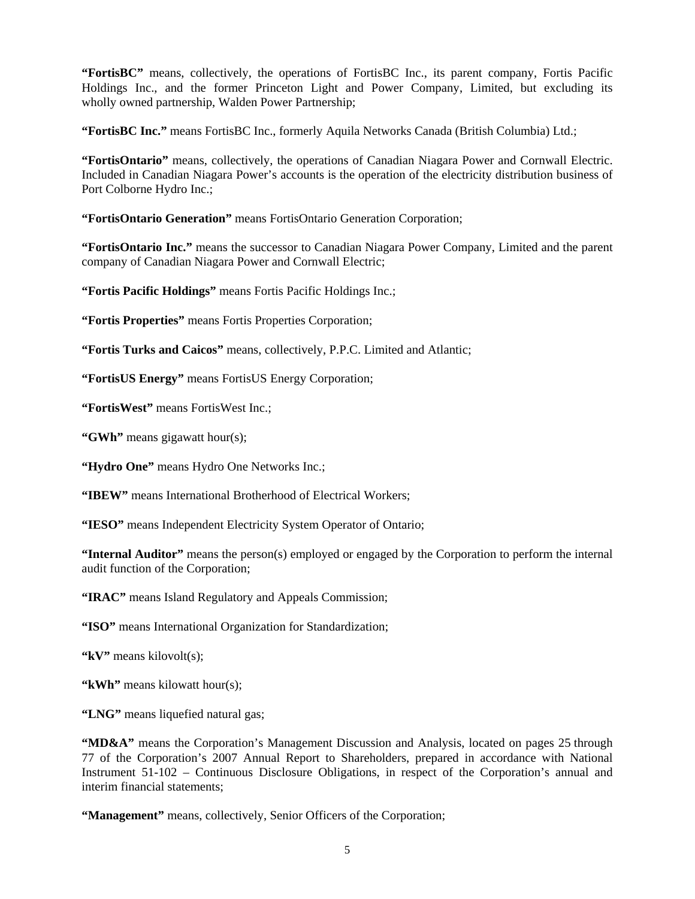**"FortisBC"** means, collectively, the operations of FortisBC Inc., its parent company, Fortis Pacific Holdings Inc., and the former Princeton Light and Power Company, Limited, but excluding its wholly owned partnership, Walden Power Partnership;

**"FortisBC Inc."** means FortisBC Inc., formerly Aquila Networks Canada (British Columbia) Ltd.;

**"FortisOntario"** means, collectively, the operations of Canadian Niagara Power and Cornwall Electric. Included in Canadian Niagara Power's accounts is the operation of the electricity distribution business of Port Colborne Hydro Inc.;

**"FortisOntario Generation"** means FortisOntario Generation Corporation;

**"FortisOntario Inc."** means the successor to Canadian Niagara Power Company, Limited and the parent company of Canadian Niagara Power and Cornwall Electric;

**"Fortis Pacific Holdings"** means Fortis Pacific Holdings Inc.;

**"Fortis Properties"** means Fortis Properties Corporation;

**"Fortis Turks and Caicos"** means, collectively, P.P.C. Limited and Atlantic;

**"FortisUS Energy"** means FortisUS Energy Corporation;

**"FortisWest"** means FortisWest Inc.;

**"GWh"** means gigawatt hour(s);

**"Hydro One"** means Hydro One Networks Inc.;

**"IBEW"** means International Brotherhood of Electrical Workers;

**"IESO"** means Independent Electricity System Operator of Ontario;

**"Internal Auditor"** means the person(s) employed or engaged by the Corporation to perform the internal audit function of the Corporation;

**"IRAC"** means Island Regulatory and Appeals Commission;

**"ISO"** means International Organization for Standardization;

**"kV"** means kilovolt(s);

**"kWh"** means kilowatt hour(s);

**"LNG"** means liquefied natural gas;

**"MD&A"** means the Corporation's Management Discussion and Analysis, located on pages 25 through 77 of the Corporation's 2007 Annual Report to Shareholders, prepared in accordance with National Instrument 51-102 – Continuous Disclosure Obligations, in respect of the Corporation's annual and interim financial statements;

**"Management"** means, collectively, Senior Officers of the Corporation;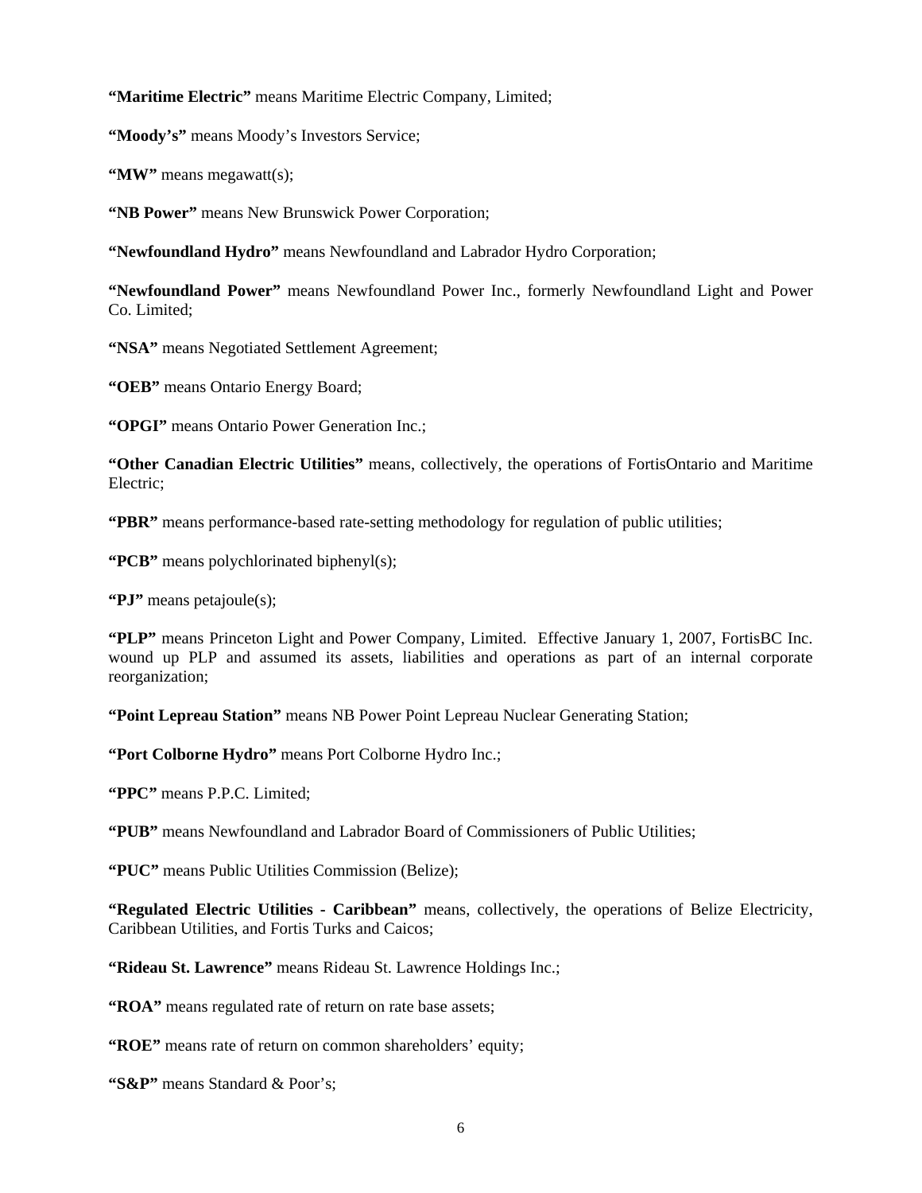**"Maritime Electric"** means Maritime Electric Company, Limited;

**"Moody's"** means Moody's Investors Service;

**"MW"** means megawatt(s);

**"NB Power"** means New Brunswick Power Corporation;

**"Newfoundland Hydro"** means Newfoundland and Labrador Hydro Corporation;

**"Newfoundland Power"** means Newfoundland Power Inc., formerly Newfoundland Light and Power Co. Limited;

**"NSA"** means Negotiated Settlement Agreement;

**"OEB"** means Ontario Energy Board;

**"OPGI"** means Ontario Power Generation Inc.;

**"Other Canadian Electric Utilities"** means, collectively, the operations of FortisOntario and Maritime Electric;

**"PBR"** means performance-based rate-setting methodology for regulation of public utilities;

**"PCB"** means polychlorinated biphenyl(s);

**"PJ"** means petajoule(s);

**"PLP"** means Princeton Light and Power Company, Limited. Effective January 1, 2007, FortisBC Inc. wound up PLP and assumed its assets, liabilities and operations as part of an internal corporate reorganization;

**"Point Lepreau Station"** means NB Power Point Lepreau Nuclear Generating Station;

**"Port Colborne Hydro"** means Port Colborne Hydro Inc.;

**"PPC"** means P.P.C. Limited;

**"PUB"** means Newfoundland and Labrador Board of Commissioners of Public Utilities;

**"PUC"** means Public Utilities Commission (Belize);

**"Regulated Electric Utilities - Caribbean"** means, collectively, the operations of Belize Electricity, Caribbean Utilities, and Fortis Turks and Caicos;

**"Rideau St. Lawrence"** means Rideau St. Lawrence Holdings Inc.;

**"ROA"** means regulated rate of return on rate base assets;

**"ROE"** means rate of return on common shareholders' equity;

**"S&P"** means Standard & Poor's;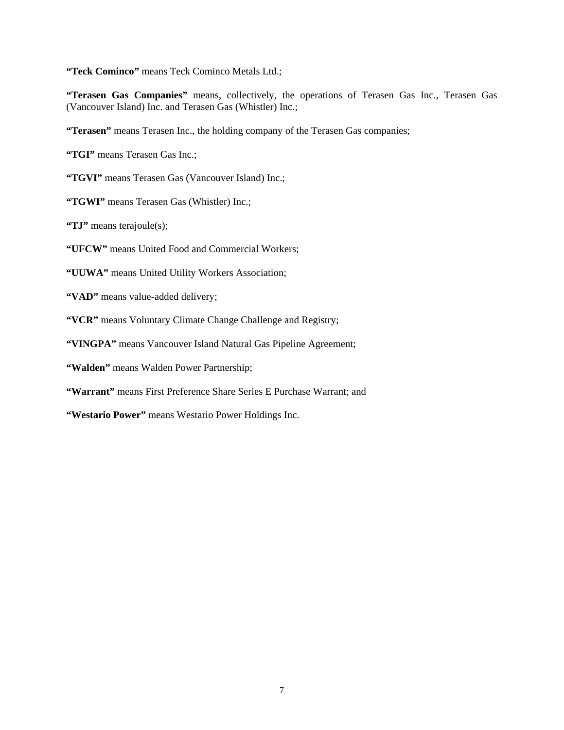**“Teck Cominco”** means Teck Cominco Metals Ltd.;

**“Terasen Gas Companies”** means, collectively, the operations of Terasen Gas Inc., Terasen Gas (Vancouver Island) Inc. and Terasen Gas (Whistler) Inc.;

**“Terasen”** means Terasen Inc., the holding company of the Terasen Gas companies;

**“TGI”** means Terasen Gas Inc.;

**“TGVI”** means Terasen Gas (Vancouver Island) Inc.;

**“TGWI”** means Terasen Gas (Whistler) Inc.;

**“TJ”** means terajoule(s);

**“UFCW”** means United Food and Commercial Workers;

**“UUWA”** means United Utility Workers Association;

**“VAD”** means value-added delivery;

**“VCR”** means Voluntary Climate Change Challenge and Registry;

**“VINGPA”** means Vancouver Island Natural Gas Pipeline Agreement;

**“Walden”** means Walden Power Partnership;

**“Warrant”** means First Preference Share Series E Purchase Warrant; and

**“Westario Power”** means Westario Power Holdings Inc.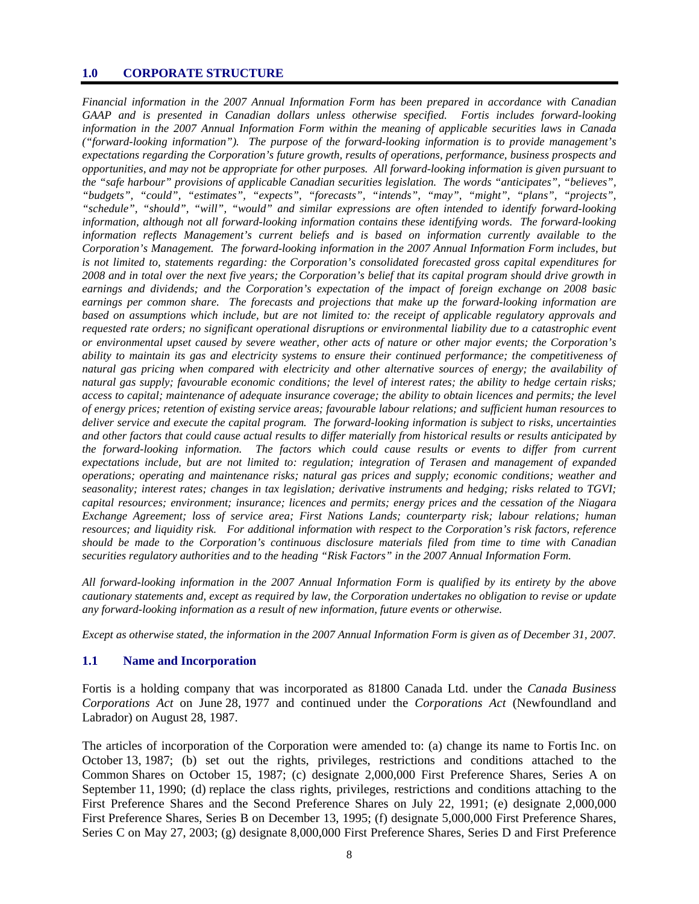## 1.0 CORPORATE STRUCTURE

*Financial information in the 2007 Annual Information Form has been prepared in accordance with Canadian GAAP and is presented in Canadian dollars unless otherwise specified. Fortis includes forward-looking information in the 2007 Annual Information Form within the meaning of applicable securities laws in Canada ("forward-looking information"). The purpose of the forward-looking information is to provide management's expectations regarding the Corporation's future growth, results of operations, performance, business prospects and opportunities, and may not be appropriate for other purposes. All forward-looking information is given pursuant to the "safe harbour" provisions of applicable Canadian securities legislation. The words "anticipates", "believes", "budgets", "could", "estimates", "expects", "forecasts", "intends", "may", "might", "plans", "projects", "schedule", "should", "will", "would" and similar expressions are often intended to identify forward-looking information, although not all forward-looking information contains these identifying words. The forward-looking information reflects Management's current beliefs and is based on information currently available to the Corporation's Management. The forward-looking information in the 2007 Annual Information Form includes, but is not limited to, statements regarding: the Corporation's consolidated forecasted gross capital expenditures for 2008 and in total over the next five years; the Corporation's belief that its capital program should drive growth in earnings and dividends; and the Corporation's expectation of the impact of foreign exchange on 2008 basic earnings per common share. The forecasts and projections that make up the forward-looking information are based on assumptions which include, but are not limited to: the receipt of applicable regulatory approvals and requested rate orders; no significant operational disruptions or environmental liability due to a catastrophic event or environmental upset caused by severe weather, other acts of nature or other major events; the Corporation's ability to maintain its gas and electricity systems to ensure their continued performance; the competitiveness of natural gas pricing when compared with electricity and other alternative sources of energy; the availability of natural gas supply; favourable economic conditions; the level of interest rates; the ability to hedge certain risks; access to capital; maintenance of adequate insurance coverage; the ability to obtain licences and permits; the level of energy prices; retention of existing service areas; favourable labour relations; and sufficient human resources to deliver service and execute the capital program. The forward-looking information is subject to risks, uncertainties and other factors that could cause actual results to differ materially from historical results or results anticipated by the forward-looking information. The factors which could cause results or events to differ from current expectations include, but are not limited to: regulation; integration of Terasen and management of expanded operations; operating and maintenance risks; natural gas prices and supply; economic conditions; weather and seasonality; interest rates; changes in tax legislation; derivative instruments and hedging; risks related to TGVI; capital resources; environment; insurance; licences and permits; energy prices and the cessation of the Niagara Exchange Agreement; loss of service area; First Nations Lands; counterparty risk; labour relations; human resources; and liquidity risk. For additional information with respect to the Corporation's risk factors, reference should be made to the Corporation's continuous disclosure materials filed from time to time with Canadian securities regulatory authorities and to the heading "Risk Factors" in the 2007 Annual Information Form.*

*All forward-looking information in the 2007 Annual Information Form is qualified by its entirety by the above cautionary statements and, except as required by law, the Corporation undertakes no obligation to revise or update any forward-looking information as a result of new information, future events or otherwise.*

*Except as otherwise stated, the information in the 2007 Annual Information Form is given as of December 31, 2007.*

### 1.1 Name and Incorporation

Fortis is a holding company that was incorporated as 81800 Canada Ltd. under the *Canada Business Corporations Act* on June 28, 1977 and continued under the *Corporations Act* (Newfoundland and Labrador) on August 28, 1987.

The articles of incorporation of the Corporation were amended to: (a) change its name to Fortis Inc. on October 13, 1987; (b) set out the rights, privileges, restrictions and conditions attached to the Common Shares on October 15, 1987; (c) designate 2,000,000 First Preference Shares, Series A on September 11, 1990; (d) replace the class rights, privileges, restrictions and conditions attaching to the First Preference Shares and the Second Preference Shares on July 22, 1991; (e) designate 2,000,000 First Preference Shares, Series B on December 13, 1995; (f) designate 5,000,000 First Preference Shares, Series C on May 27, 2003; (g) designate 8,000,000 First Preference Shares, Series D and First Preference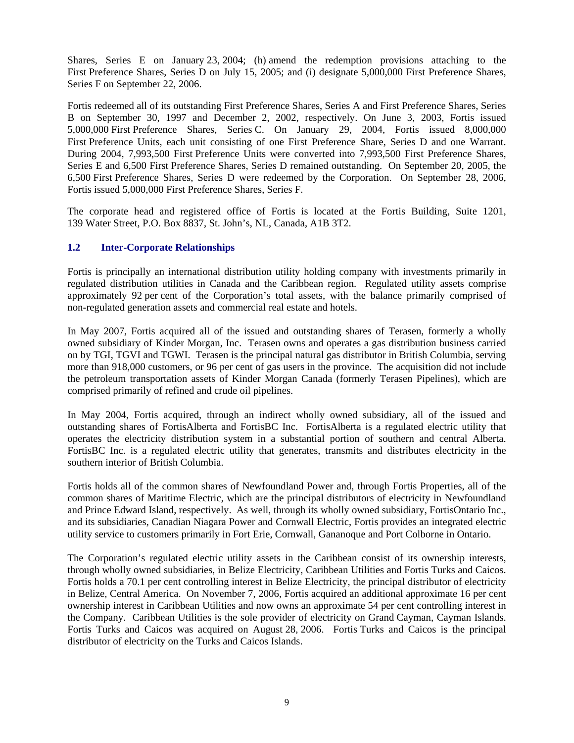Shares, Series E on January 23, 2004; (h) amend the redemption provisions attaching to the First Preference Shares, Series D on July 15, 2005; and (i) designate 5,000,000 First Preference Shares, Series F on September 22, 2006.

Fortis redeemed all of its outstanding First Preference Shares, Series A and First Preference Shares, Series B on September 30, 1997 and December 2, 2002, respectively. On June 3, 2003, Fortis issued 5,000,000 First Preference Shares, Series C. On January 29, 2004, Fortis issued 8,000,000 First Preference Units, each unit consisting of one First Preference Share, Series D and one Warrant. During 2004, 7,993,500 First Preference Units were converted into 7,993,500 First Preference Shares, Series E and 6,500 First Preference Shares, Series D remained outstanding. On September 20, 2005, the 6,500 First Preference Shares, Series D were redeemed by the Corporation. On September 28, 2006, Fortis issued 5,000,000 First Preference Shares, Series F.

The corporate head and registered office of Fortis is located at the Fortis Building, Suite 1201, 139 Water Street, P.O. Box 8837, St. John's, NL, Canada, A1B 3T2.

## 1.2 Inter-Corporate Relationships

Fortis is principally an international distribution utility holding company with investments primarily in regulated distribution utilities in Canada and the Caribbean region. Regulated utility assets comprise approximately 92 per cent of the Corporation's total assets, with the balance primarily comprised of non-regulated generation assets and commercial real estate and hotels.

In May 2007, Fortis acquired all of the issued and outstanding shares of Terasen, formerly a wholly owned subsidiary of Kinder Morgan, Inc. Terasen owns and operates a gas distribution business carried on by TGI, TGVI and TGWI. Terasen is the principal natural gas distributor in British Columbia, serving more than 918,000 customers, or 96 per cent of gas users in the province. The acquisition did not include the petroleum transportation assets of Kinder Morgan Canada (formerly Terasen Pipelines), which are comprised primarily of refined and crude oil pipelines.

In May 2004, Fortis acquired, through an indirect wholly owned subsidiary, all of the issued and outstanding shares of FortisAlberta and FortisBC Inc. FortisAlberta is a regulated electric utility that operates the electricity distribution system in a substantial portion of southern and central Alberta. FortisBC Inc. is a regulated electric utility that generates, transmits and distributes electricity in the southern interior of British Columbia.

Fortis holds all of the common shares of Newfoundland Power and, through Fortis Properties, all of the common shares of Maritime Electric, which are the principal distributors of electricity in Newfoundland and Prince Edward Island, respectively. As well, through its wholly owned subsidiary, FortisOntario Inc., and its subsidiaries, Canadian Niagara Power and Cornwall Electric, Fortis provides an integrated electric utility service to customers primarily in Fort Erie, Cornwall, Gananoque and Port Colborne in Ontario.

The Corporation's regulated electric utility assets in the Caribbean consist of its ownership interests, through wholly owned subsidiaries, in Belize Electricity, Caribbean Utilities and Fortis Turks and Caicos. Fortis holds a 70.1 per cent controlling interest in Belize Electricity, the principal distributor of electricity in Belize, Central America. On November 7, 2006, Fortis acquired an additional approximate 16 per cent ownership interest in Caribbean Utilities and now owns an approximate 54 per cent controlling interest in the Company. Caribbean Utilities is the sole provider of electricity on Grand Cayman, Cayman Islands. Fortis Turks and Caicos was acquired on August 28, 2006. Fortis Turks and Caicos is the principal distributor of electricity on the Turks and Caicos Islands.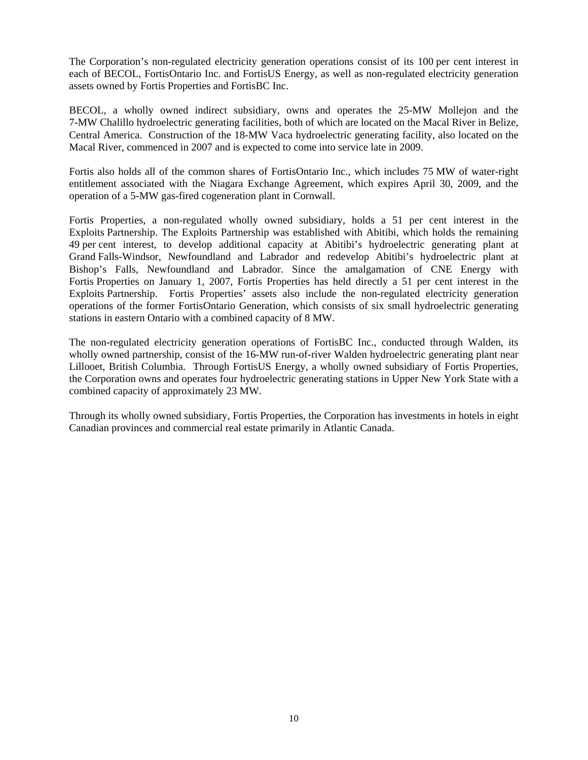The Corporation's non-regulated electricity generation operations consist of its 100 per cent interest in each of BECOL, FortisOntario Inc. and FortisUS Energy, as well as non-regulated electricity generation assets owned by Fortis Properties and FortisBC Inc.

BECOL, a wholly owned indirect subsidiary, owns and operates the 25-MW Mollejon and the 7-MW Chalillo hydroelectric generating facilities, both of which are located on the Macal River in Belize, Central America. Construction of the 18-MW Vaca hydroelectric generating facility, also located on the Macal River, commenced in 2007 and is expected to come into service late in 2009.

Fortis also holds all of the common shares of FortisOntario Inc., which includes 75 MW of water-right entitlement associated with the Niagara Exchange Agreement, which expires April 30, 2009, and the operation of a 5-MW gas-fired cogeneration plant in Cornwall.

Fortis Properties, a non-regulated wholly owned subsidiary, holds a 51 per cent interest in the Exploits Partnership. The Exploits Partnership was established with Abitibi, which holds the remaining 49 per cent interest, to develop additional capacity at Abitibi's hydroelectric generating plant at Grand Falls-Windsor, Newfoundland and Labrador and redevelop Abitibi's hydroelectric plant at Bishop's Falls, Newfoundland and Labrador. Since the amalgamation of CNE Energy with Fortis Properties on January 1, 2007, Fortis Properties has held directly a 51 per cent interest in the Exploits Partnership. Fortis Properties' assets also include the non-regulated electricity generation operations of the former FortisOntario Generation, which consists of six small hydroelectric generating stations in eastern Ontario with a combined capacity of 8 MW.

The non-regulated electricity generation operations of FortisBC Inc., conducted through Walden, its wholly owned partnership, consist of the 16-MW run-of-river Walden hydroelectric generating plant near Lillooet, British Columbia. Through FortisUS Energy, a wholly owned subsidiary of Fortis Properties, the Corporation owns and operates four hydroelectric generating stations in Upper New York State with a combined capacity of approximately 23 MW.

Through its wholly owned subsidiary, Fortis Properties, the Corporation has investments in hotels in eight Canadian provinces and commercial real estate primarily in Atlantic Canada.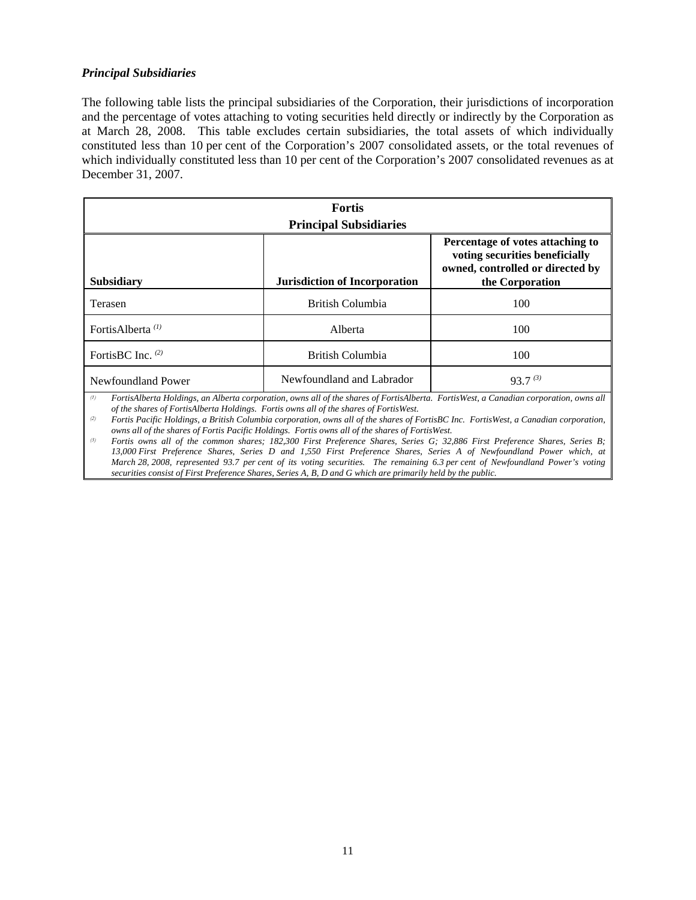### *Principal Subsidiaries*

The following table lists the principal subsidiaries of the Corporation, their jurisdictions of incorporation and the percentage of votes attaching to voting securities held directly or indirectly by the Corporation as at March 28, 2008. This table excludes certain subsidiaries, the total assets of which individually constituted less than 10 per cent of the Corporation's 2007 consolidated assets, or the total revenues of which individually constituted less than 10 per cent of the Corporation's 2007 consolidated revenues as at December 31, 2007.

**Fortis**
**Principal Subsidiaries**

| Subsidiary | Jurisdiction of Incorporation | Percentage of votes attaching to voting securities beneficially owned, controlled or directed by the Corporation |
|---|---|---|
| Terasen | British Columbia | 100 |
| FortisAlberta [(1)] | Alberta | 100 |
| FortisBC Inc. [(2)] | British Columbia | 100 |
| Newfoundland Power | Newfoundland and Labrador | 93.7 [(3)] |

*(1) FortisAlberta Holdings, an Alberta corporation, owns all of the shares of FortisAlberta. FortisWest, a Canadian corporation, owns all of the shares of FortisAlberta Holdings. Fortis owns all of the shares of FortisWest.*

*(2) Fortis Pacific Holdings, a British Columbia corporation, owns all of the shares of FortisBC Inc. FortisWest, a Canadian corporation, owns all of the shares of Fortis Pacific Holdings. Fortis owns all of the shares of FortisWest.*

*(3) Fortis owns all of the common shares; 182,300 First Preference Shares, Series G; 32,886 First Preference Shares, Series B; 13,000 First Preference Shares, Series D and 1,550 First Preference Shares, Series A of Newfoundland Power which, at March 28, 2008, represented 93.7 per cent of its voting securities. The remaining 6.3 per cent of Newfoundland Power's voting securities consist of First Preference Shares, Series A, B, D and G which are primarily held by the public.*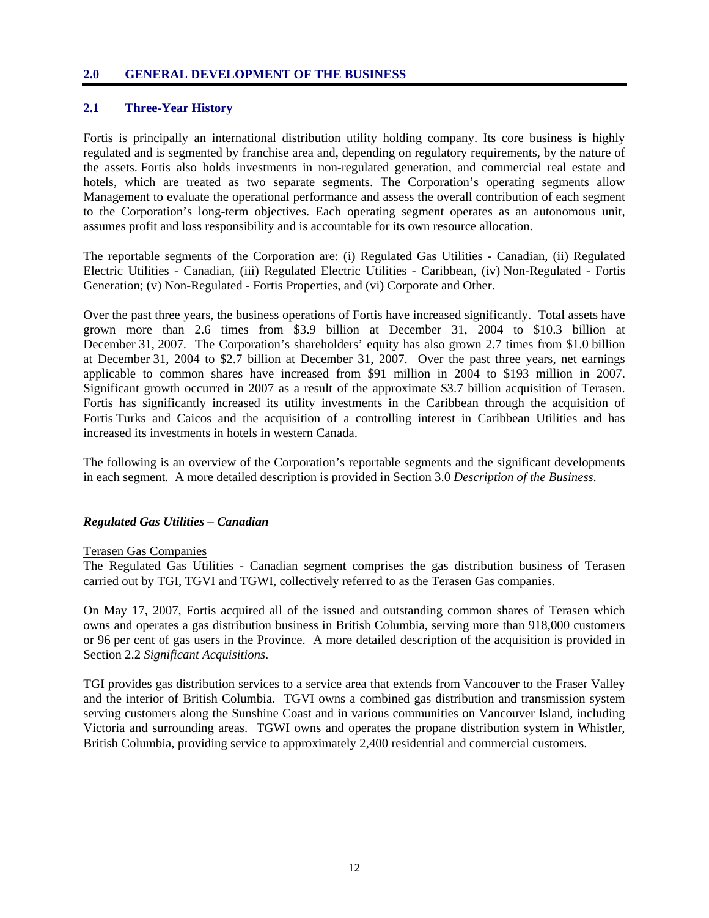## 2.0 GENERAL DEVELOPMENT OF THE BUSINESS

### 2.1 Three-Year History

Fortis is principally an international distribution utility holding company. Its core business is highly regulated and is segmented by franchise area and, depending on regulatory requirements, by the nature of the assets. Fortis also holds investments in non-regulated generation, and commercial real estate and hotels, which are treated as two separate segments. The Corporation's operating segments allow Management to evaluate the operational performance and assess the overall contribution of each segment to the Corporation's long-term objectives. Each operating segment operates as an autonomous unit, assumes profit and loss responsibility and is accountable for its own resource allocation.

The reportable segments of the Corporation are: (i) Regulated Gas Utilities - Canadian, (ii) Regulated Electric Utilities - Canadian, (iii) Regulated Electric Utilities - Caribbean, (iv) Non-Regulated - Fortis Generation; (v) Non-Regulated - Fortis Properties, and (vi) Corporate and Other.

Over the past three years, the business operations of Fortis have increased significantly. Total assets have grown more than 2.6 times from $3.9 billion at December 31, 2004 to $10.3 billion at December 31, 2007. The Corporation's shareholders' equity has also grown 2.7 times from $1.0 billion at December 31, 2004 to $2.7 billion at December 31, 2007. Over the past three years, net earnings applicable to common shares have increased from $91 million in 2004 to $193 million in 2007. Significant growth occurred in 2007 as a result of the approximate $3.7 billion acquisition of Terasen. Fortis has significantly increased its utility investments in the Caribbean through the acquisition of Fortis Turks and Caicos and the acquisition of a controlling interest in Caribbean Utilities and has increased its investments in hotels in western Canada.

The following is an overview of the Corporation's reportable segments and the significant developments in each segment. A more detailed description is provided in Section 3.0 *Description of the Business*.

***Regulated Gas Utilities – Canadian***

Terasen Gas Companies

The Regulated Gas Utilities - Canadian segment comprises the gas distribution business of Terasen carried out by TGI, TGVI and TGWI, collectively referred to as the Terasen Gas companies.

On May 17, 2007, Fortis acquired all of the issued and outstanding common shares of Terasen which owns and operates a gas distribution business in British Columbia, serving more than 918,000 customers or 96 per cent of gas users in the Province. A more detailed description of the acquisition is provided in Section 2.2 *Significant Acquisitions*.

TGI provides gas distribution services to a service area that extends from Vancouver to the Fraser Valley and the interior of British Columbia. TGVI owns a combined gas distribution and transmission system serving customers along the Sunshine Coast and in various communities on Vancouver Island, including Victoria and surrounding areas. TGWI owns and operates the propane distribution system in Whistler, British Columbia, providing service to approximately 2,400 residential and commercial customers.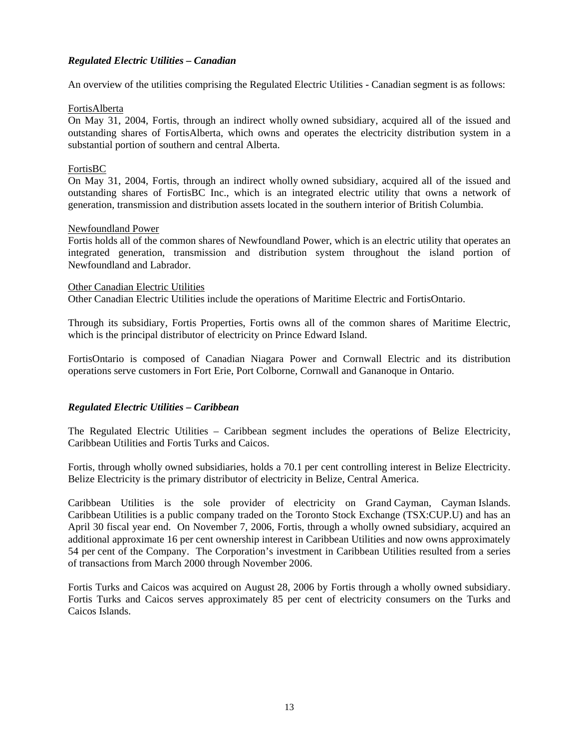### *Regulated Electric Utilities – Canadian*

An overview of the utilities comprising the Regulated Electric Utilities - Canadian segment is as follows:

FortisAlberta
On May 31, 2004, Fortis, through an indirect wholly owned subsidiary, acquired all of the issued and outstanding shares of FortisAlberta, which owns and operates the electricity distribution system in a substantial portion of southern and central Alberta.

FortisBC
On May 31, 2004, Fortis, through an indirect wholly owned subsidiary, acquired all of the issued and outstanding shares of FortisBC Inc., which is an integrated electric utility that owns a network of generation, transmission and distribution assets located in the southern interior of British Columbia.

Newfoundland Power
Fortis holds all of the common shares of Newfoundland Power, which is an electric utility that operates an integrated generation, transmission and distribution system throughout the island portion of Newfoundland and Labrador.

Other Canadian Electric Utilities
Other Canadian Electric Utilities include the operations of Maritime Electric and FortisOntario.

Through its subsidiary, Fortis Properties, Fortis owns all of the common shares of Maritime Electric, which is the principal distributor of electricity on Prince Edward Island.

FortisOntario is composed of Canadian Niagara Power and Cornwall Electric and its distribution operations serve customers in Fort Erie, Port Colborne, Cornwall and Gananoque in Ontario.

### *Regulated Electric Utilities – Caribbean*

The Regulated Electric Utilities – Caribbean segment includes the operations of Belize Electricity, Caribbean Utilities and Fortis Turks and Caicos.

Fortis, through wholly owned subsidiaries, holds a 70.1 per cent controlling interest in Belize Electricity. Belize Electricity is the primary distributor of electricity in Belize, Central America.

Caribbean Utilities is the sole provider of electricity on Grand Cayman, Cayman Islands. Caribbean Utilities is a public company traded on the Toronto Stock Exchange (TSX:CUP.U) and has an April 30 fiscal year end. On November 7, 2006, Fortis, through a wholly owned subsidiary, acquired an additional approximate 16 per cent ownership interest in Caribbean Utilities and now owns approximately 54 per cent of the Company. The Corporation's investment in Caribbean Utilities resulted from a series of transactions from March 2000 through November 2006.

Fortis Turks and Caicos was acquired on August 28, 2006 by Fortis through a wholly owned subsidiary. Fortis Turks and Caicos serves approximately 85 per cent of electricity consumers on the Turks and Caicos Islands.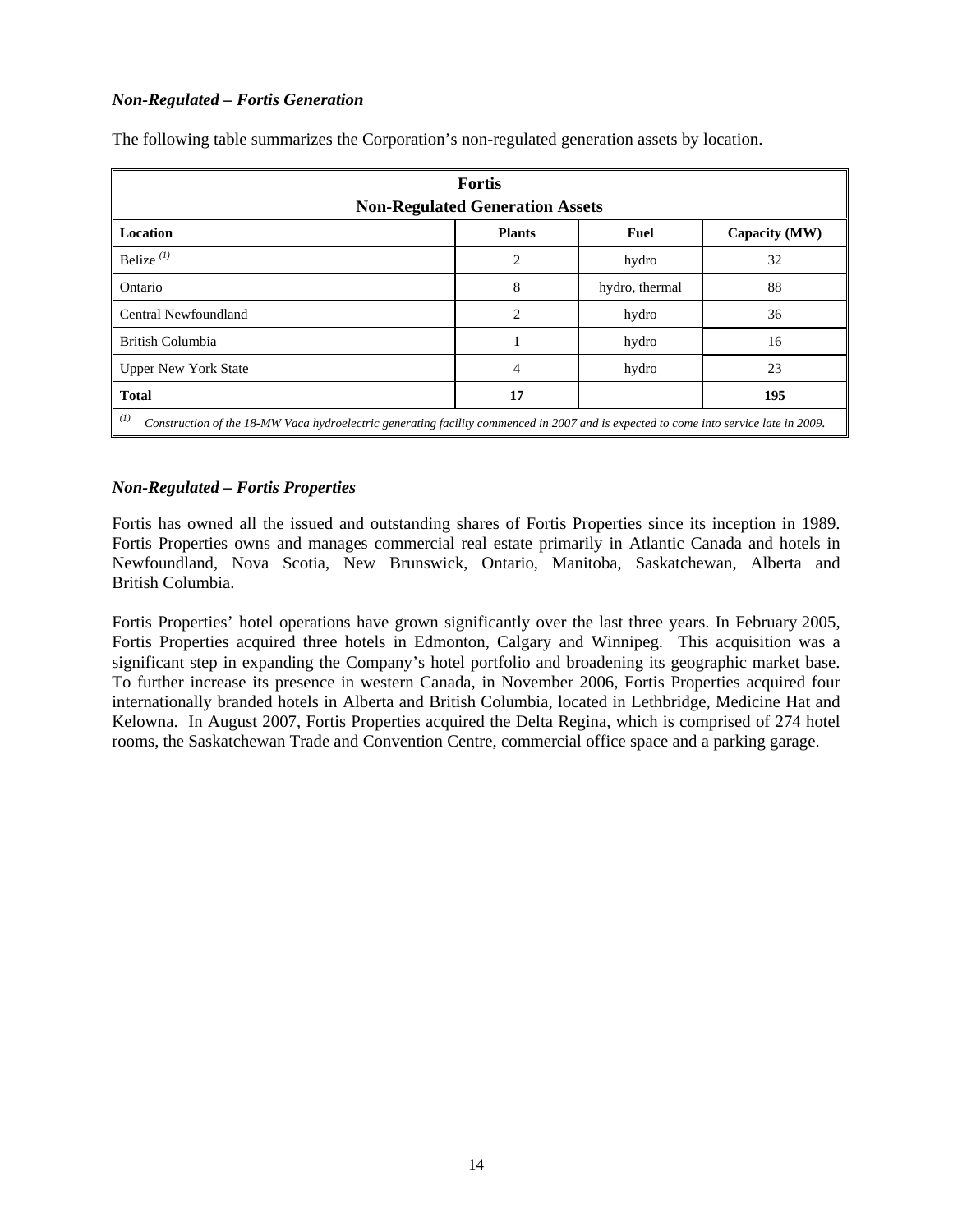### *Non-Regulated – Fortis Generation*

The following table summarizes the Corporation's non-regulated generation assets by location.

| Fortis<br>Non-Regulated Generation Assets | | | |
|---|---|---|---|
| **Location** | **Plants** | **Fuel** | **Capacity (MW)** |
| Belize [(1)] | 2 | hydro | 32 |
| Ontario | 8 | hydro, thermal | 88 |
| Central Newfoundland | 2 | hydro | 36 |
| British Columbia | 1 | hydro | 16 |
| Upper New York State | 4 | hydro | 23 |
| **Total** | **17** | | **195** |

[(1)] *Construction of the 18-MW Vaca hydroelectric generating facility commenced in 2007 and is expected to come into service late in 2009.*

### *Non-Regulated – Fortis Properties*

Fortis has owned all the issued and outstanding shares of Fortis Properties since its inception in 1989. Fortis Properties owns and manages commercial real estate primarily in Atlantic Canada and hotels in Newfoundland, Nova Scotia, New Brunswick, Ontario, Manitoba, Saskatchewan, Alberta and British Columbia.

Fortis Properties' hotel operations have grown significantly over the last three years. In February 2005, Fortis Properties acquired three hotels in Edmonton, Calgary and Winnipeg. This acquisition was a significant step in expanding the Company's hotel portfolio and broadening its geographic market base. To further increase its presence in western Canada, in November 2006, Fortis Properties acquired four internationally branded hotels in Alberta and British Columbia, located in Lethbridge, Medicine Hat and Kelowna. In August 2007, Fortis Properties acquired the Delta Regina, which is comprised of 274 hotel rooms, the Saskatchewan Trade and Convention Centre, commercial office space and a parking garage.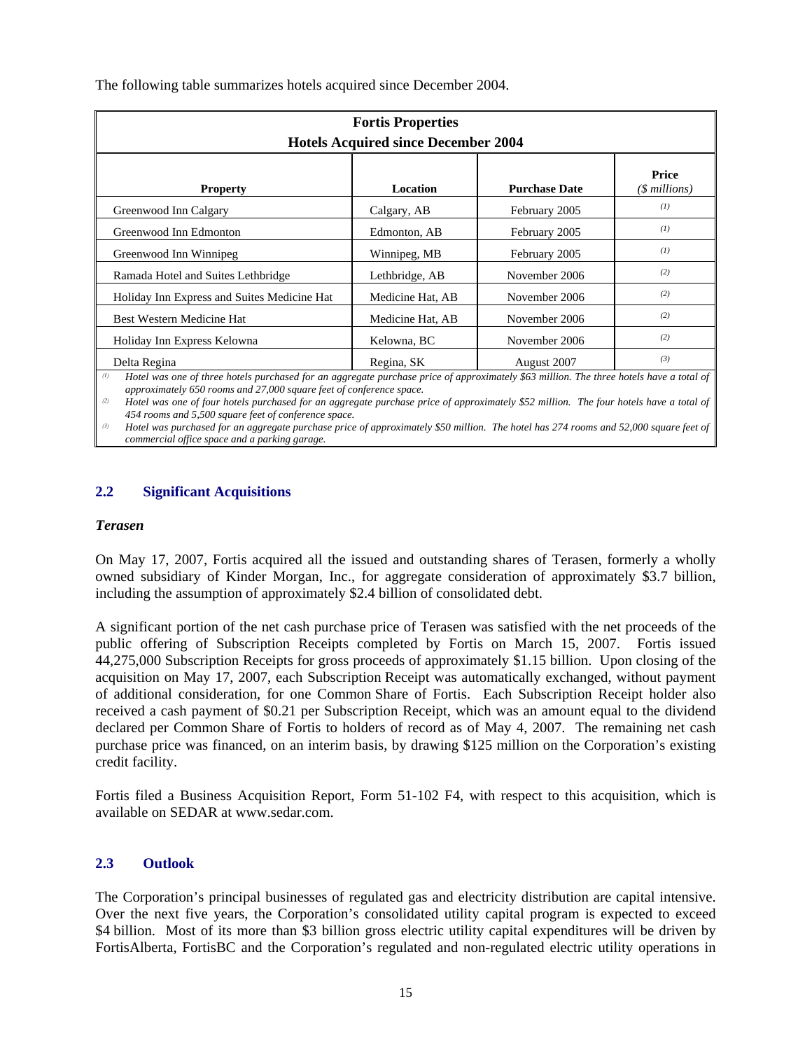The following table summarizes hotels acquired since December 2004.

| Fortis Properties<br>Hotels Acquired since December 2004 | | | |
|---|---|---|---|
| **Property** | **Location** | **Purchase Date** | **Price** *($ millions)* |
| Greenwood Inn Calgary | Calgary, AB | February 2005 | (1) |
| Greenwood Inn Edmonton | Edmonton, AB | February 2005 | (1) |
| Greenwood Inn Winnipeg | Winnipeg, MB | February 2005 | (1) |
| Ramada Hotel and Suites Lethbridge | Lethbridge, AB | November 2006 | (2) |
| Holiday Inn Express and Suites Medicine Hat | Medicine Hat, AB | November 2006 | (2) |
| Best Western Medicine Hat | Medicine Hat, AB | November 2006 | (2) |
| Holiday Inn Express Kelowna | Kelowna, BC | November 2006 | (2) |
| Delta Regina | Regina, SK | August 2007 | (3) |

(1) *Hotel was one of three hotels purchased for an aggregate purchase price of approximately $63 million. The three hotels have a total of approximately 650 rooms and 27,000 square feet of conference space.*

(2) *Hotel was one of four hotels purchased for an aggregate purchase price of approximately $52 million. The four hotels have a total of 454 rooms and 5,500 square feet of conference space.*

(3) *Hotel was purchased for an aggregate purchase price of approximately $50 million. The hotel has 274 rooms and 52,000 square feet of commercial office space and a parking garage.*

## 2.2 Significant Acquisitions

***Terasen***

On May 17, 2007, Fortis acquired all the issued and outstanding shares of Terasen, formerly a wholly owned subsidiary of Kinder Morgan, Inc., for aggregate consideration of approximately $3.7 billion, including the assumption of approximately $2.4 billion of consolidated debt.

A significant portion of the net cash purchase price of Terasen was satisfied with the net proceeds of the public offering of Subscription Receipts completed by Fortis on March 15, 2007. Fortis issued 44,275,000 Subscription Receipts for gross proceeds of approximately $1.15 billion. Upon closing of the acquisition on May 17, 2007, each Subscription Receipt was automatically exchanged, without payment of additional consideration, for one Common Share of Fortis. Each Subscription Receipt holder also received a cash payment of $0.21 per Subscription Receipt, which was an amount equal to the dividend declared per Common Share of Fortis to holders of record as of May 4, 2007. The remaining net cash purchase price was financed, on an interim basis, by drawing $125 million on the Corporation's existing credit facility.

Fortis filed a Business Acquisition Report, Form 51-102 F4, with respect to this acquisition, which is available on SEDAR at www.sedar.com.

## 2.3 Outlook

The Corporation's principal businesses of regulated gas and electricity distribution are capital intensive. Over the next five years, the Corporation's consolidated utility capital program is expected to exceed $4 billion. Most of its more than $3 billion gross electric utility capital expenditures will be driven by FortisAlberta, FortisBC and the Corporation's regulated and non-regulated electric utility operations in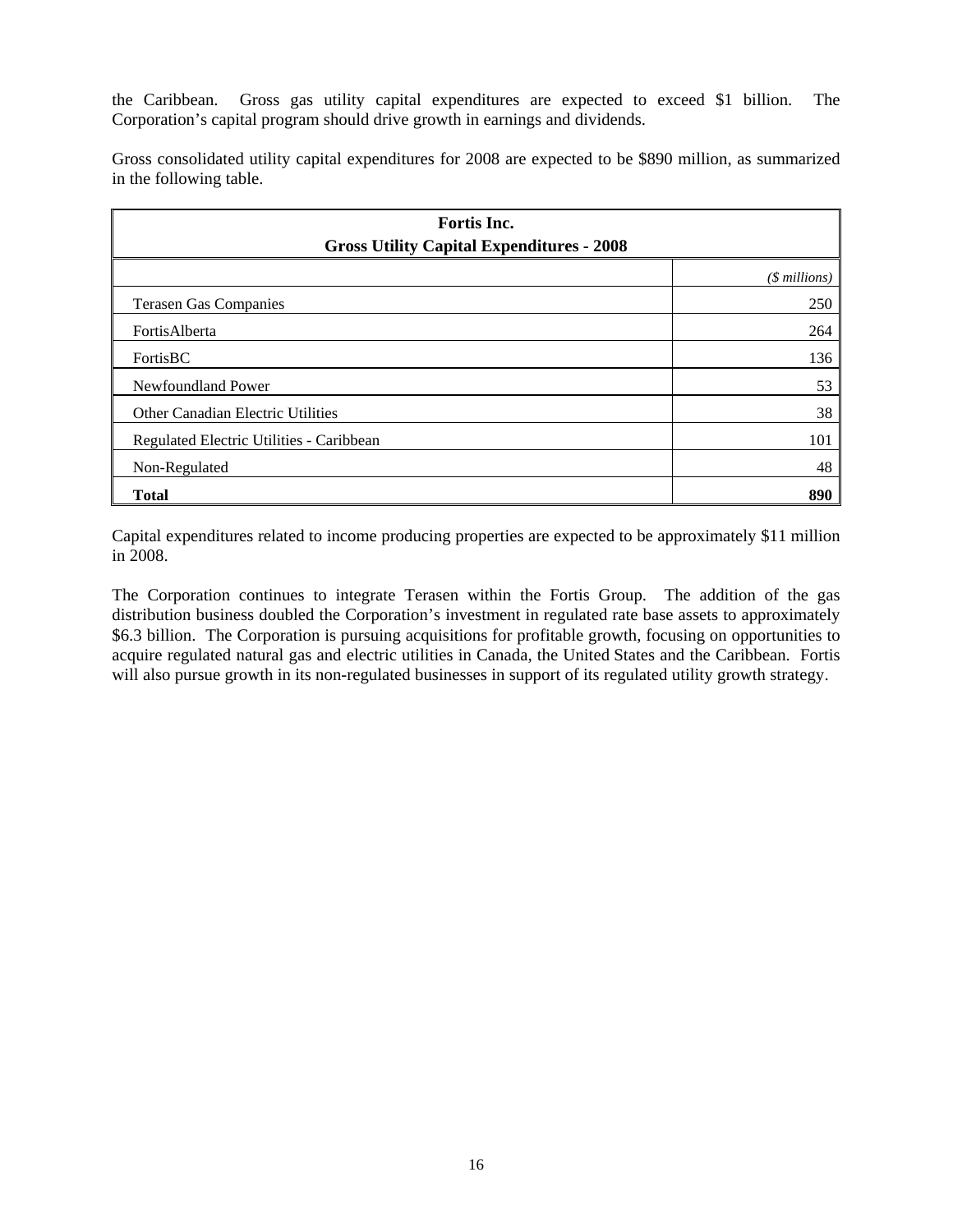the Caribbean. Gross gas utility capital expenditures are expected to exceed $1 billion. The Corporation's capital program should drive growth in earnings and dividends.

Gross consolidated utility capital expenditures for 2008 are expected to be $890 million, as summarized in the following table.

| **Fortis Inc.<br>Gross Utility Capital Expenditures - 2008** | |
|---|---|
| | *($ millions)* |
| Terasen Gas Companies | 250 |
| FortisAlberta | 264 |
| FortisBC | 136 |
| Newfoundland Power | 53 |
| Other Canadian Electric Utilities | 38 |
| Regulated Electric Utilities - Caribbean | 101 |
| Non-Regulated | 48 |
| **Total** | **890** |

Capital expenditures related to income producing properties are expected to be approximately $11 million in 2008.

The Corporation continues to integrate Terasen within the Fortis Group. The addition of the gas distribution business doubled the Corporation's investment in regulated rate base assets to approximately $6.3 billion. The Corporation is pursuing acquisitions for profitable growth, focusing on opportunities to acquire regulated natural gas and electric utilities in Canada, the United States and the Caribbean. Fortis will also pursue growth in its non-regulated businesses in support of its regulated utility growth strategy.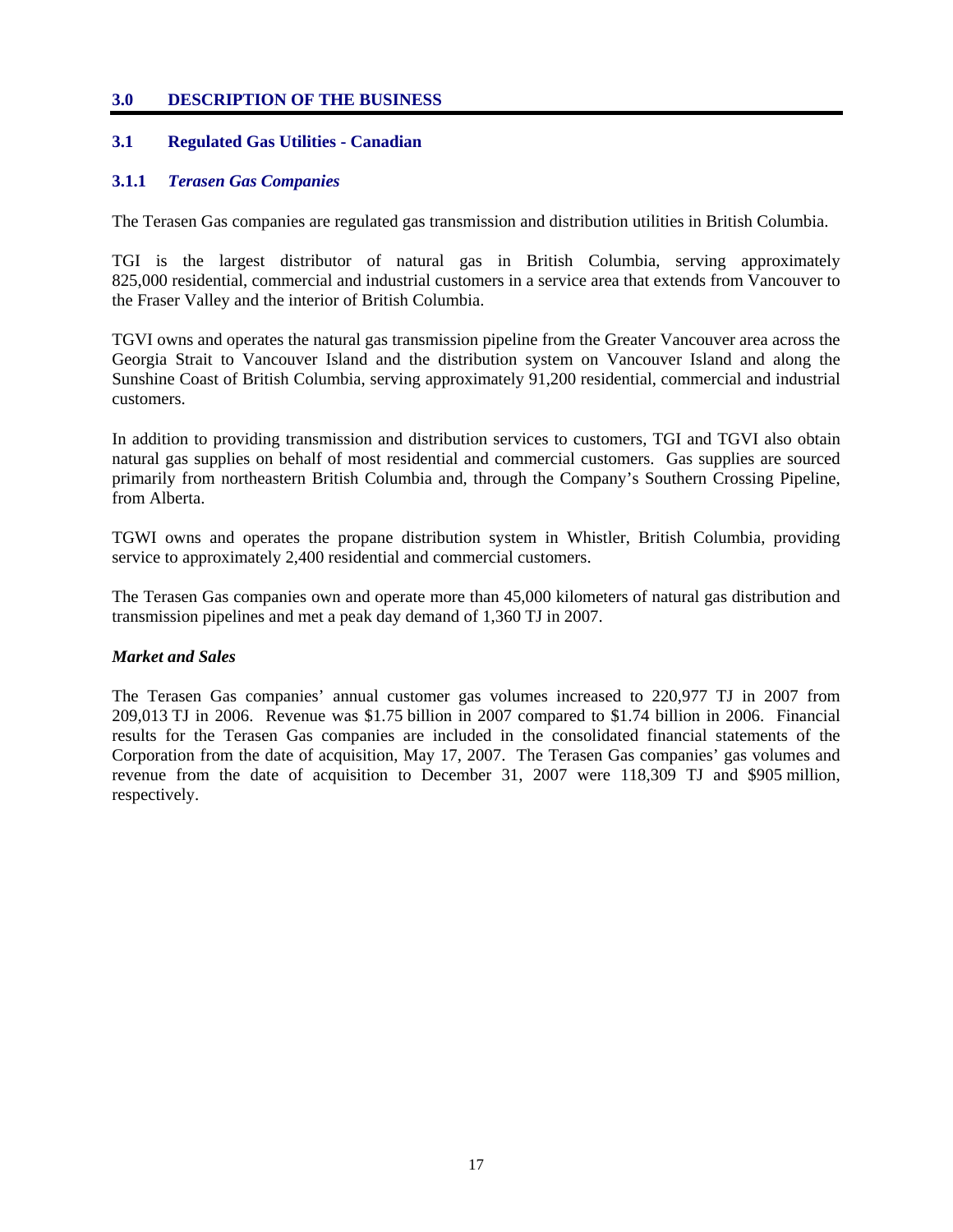# 3.0 DESCRIPTION OF THE BUSINESS

## 3.1 Regulated Gas Utilities - Canadian

### 3.1.1 *Terasen Gas Companies*

The Terasen Gas companies are regulated gas transmission and distribution utilities in British Columbia.

TGI is the largest distributor of natural gas in British Columbia, serving approximately 825,000 residential, commercial and industrial customers in a service area that extends from Vancouver to the Fraser Valley and the interior of British Columbia.

TGVI owns and operates the natural gas transmission pipeline from the Greater Vancouver area across the Georgia Strait to Vancouver Island and the distribution system on Vancouver Island and along the Sunshine Coast of British Columbia, serving approximately 91,200 residential, commercial and industrial customers.

In addition to providing transmission and distribution services to customers, TGI and TGVI also obtain natural gas supplies on behalf of most residential and commercial customers. Gas supplies are sourced primarily from northeastern British Columbia and, through the Company's Southern Crossing Pipeline, from Alberta.

TGWI owns and operates the propane distribution system in Whistler, British Columbia, providing service to approximately 2,400 residential and commercial customers.

The Terasen Gas companies own and operate more than 45,000 kilometers of natural gas distribution and transmission pipelines and met a peak day demand of 1,360 TJ in 2007.

***Market and Sales***

The Terasen Gas companies' annual customer gas volumes increased to 220,977 TJ in 2007 from 209,013 TJ in 2006. Revenue was $1.75 billion in 2007 compared to $1.74 billion in 2006. Financial results for the Terasen Gas companies are included in the consolidated financial statements of the Corporation from the date of acquisition, May 17, 2007. The Terasen Gas companies' gas volumes and revenue from the date of acquisition to December 31, 2007 were 118,309 TJ and $905 million, respectively.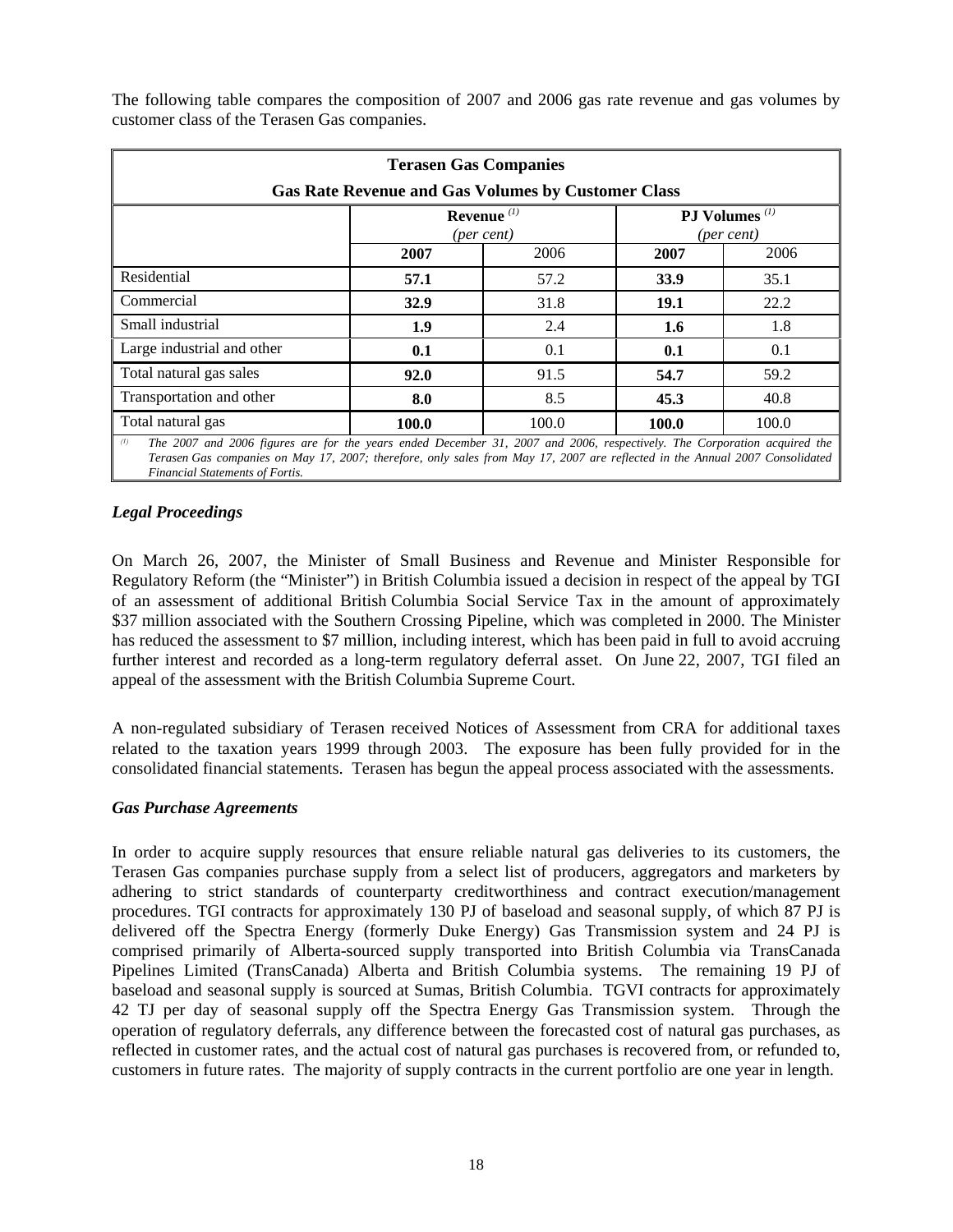The following table compares the composition of 2007 and 2006 gas rate revenue and gas volumes by customer class of the Terasen Gas companies.

**Terasen Gas Companies**

**Gas Rate Revenue and Gas Volumes by Customer Class**

| | Revenue [(1)] (per cent) | | PJ Volumes [(1)] (per cent) | |
|---|---|---|---|---|
| | **2007** | 2006 | **2007** | 2006 |
| Residential | **57.1** | 57.2 | **33.9** | 35.1 |
| Commercial | **32.9** | 31.8 | **19.1** | 22.2 |
| Small industrial | **1.9** | 2.4 | **1.6** | 1.8 |
| Large industrial and other | **0.1** | 0.1 | **0.1** | 0.1 |
| Total natural gas sales | **92.0** | 91.5 | **54.7** | 59.2 |
| Transportation and other | **8.0** | 8.5 | **45.3** | 40.8 |
| Total natural gas | **100.0** | 100.0 | **100.0** | 100.0 |

[(1)] *The 2007 and 2006 figures are for the years ended December 31, 2007 and 2006, respectively. The Corporation acquired the Terasen Gas companies on May 17, 2007; therefore, only sales from May 17, 2007 are reflected in the Annual 2007 Consolidated Financial Statements of Fortis.*

### *Legal Proceedings*

On March 26, 2007, the Minister of Small Business and Revenue and Minister Responsible for Regulatory Reform (the "Minister") in British Columbia issued a decision in respect of the appeal by TGI of an assessment of additional British Columbia Social Service Tax in the amount of approximately $37 million associated with the Southern Crossing Pipeline, which was completed in 2000. The Minister has reduced the assessment to $7 million, including interest, which has been paid in full to avoid accruing further interest and recorded as a long-term regulatory deferral asset. On June 22, 2007, TGI filed an appeal of the assessment with the British Columbia Supreme Court.

A non-regulated subsidiary of Terasen received Notices of Assessment from CRA for additional taxes related to the taxation years 1999 through 2003. The exposure has been fully provided for in the consolidated financial statements. Terasen has begun the appeal process associated with the assessments.

### *Gas Purchase Agreements*

In order to acquire supply resources that ensure reliable natural gas deliveries to its customers, the Terasen Gas companies purchase supply from a select list of producers, aggregators and marketers by adhering to strict standards of counterparty creditworthiness and contract execution/management procedures. TGI contracts for approximately 130 PJ of baseload and seasonal supply, of which 87 PJ is delivered off the Spectra Energy (formerly Duke Energy) Gas Transmission system and 24 PJ is comprised primarily of Alberta-sourced supply transported into British Columbia via TransCanada Pipelines Limited (TransCanada) Alberta and British Columbia systems. The remaining 19 PJ of baseload and seasonal supply is sourced at Sumas, British Columbia. TGVI contracts for approximately 42 TJ per day of seasonal supply off the Spectra Energy Gas Transmission system. Through the operation of regulatory deferrals, any difference between the forecasted cost of natural gas purchases, as reflected in customer rates, and the actual cost of natural gas purchases is recovered from, or refunded to, customers in future rates. The majority of supply contracts in the current portfolio are one year in length.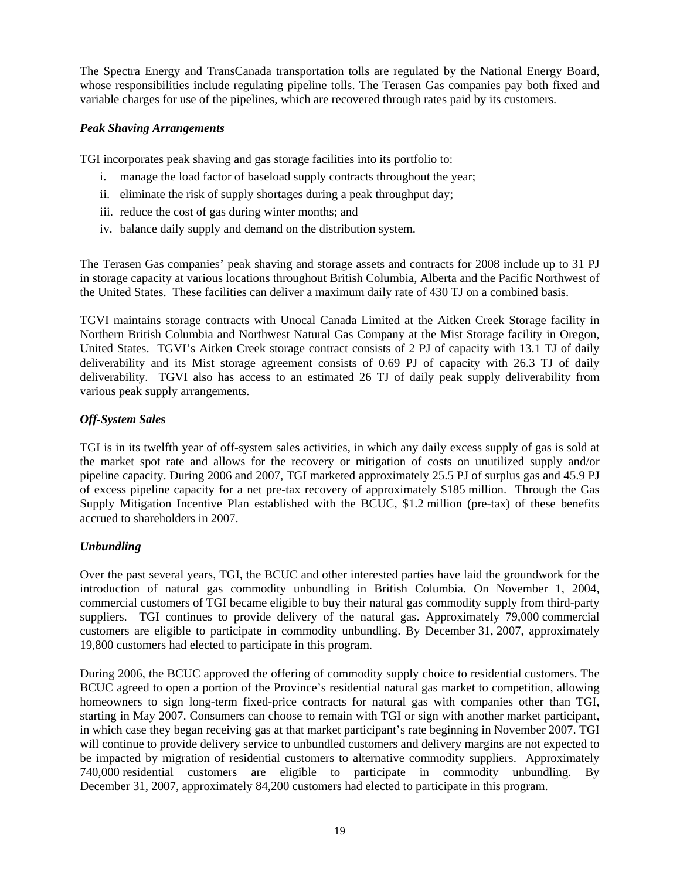The Spectra Energy and TransCanada transportation tolls are regulated by the National Energy Board, whose responsibilities include regulating pipeline tolls. The Terasen Gas companies pay both fixed and variable charges for use of the pipelines, which are recovered through rates paid by its customers.

### *Peak Shaving Arrangements*

TGI incorporates peak shaving and gas storage facilities into its portfolio to:

i. manage the load factor of baseload supply contracts throughout the year;
ii. eliminate the risk of supply shortages during a peak throughput day;
iii. reduce the cost of gas during winter months; and
iv. balance daily supply and demand on the distribution system.

The Terasen Gas companies' peak shaving and storage assets and contracts for 2008 include up to 31 PJ in storage capacity at various locations throughout British Columbia, Alberta and the Pacific Northwest of the United States. These facilities can deliver a maximum daily rate of 430 TJ on a combined basis.

TGVI maintains storage contracts with Unocal Canada Limited at the Aitken Creek Storage facility in Northern British Columbia and Northwest Natural Gas Company at the Mist Storage facility in Oregon, United States. TGVI's Aitken Creek storage contract consists of 2 PJ of capacity with 13.1 TJ of daily deliverability and its Mist storage agreement consists of 0.69 PJ of capacity with 26.3 TJ of daily deliverability. TGVI also has access to an estimated 26 TJ of daily peak supply deliverability from various peak supply arrangements.

### *Off-System Sales*

TGI is in its twelfth year of off-system sales activities, in which any daily excess supply of gas is sold at the market spot rate and allows for the recovery or mitigation of costs on unutilized supply and/or pipeline capacity. During 2006 and 2007, TGI marketed approximately 25.5 PJ of surplus gas and 45.9 PJ of excess pipeline capacity for a net pre-tax recovery of approximately $185 million. Through the Gas Supply Mitigation Incentive Plan established with the BCUC, $1.2 million (pre-tax) of these benefits accrued to shareholders in 2007.

### *Unbundling*

Over the past several years, TGI, the BCUC and other interested parties have laid the groundwork for the introduction of natural gas commodity unbundling in British Columbia. On November 1, 2004, commercial customers of TGI became eligible to buy their natural gas commodity supply from third-party suppliers. TGI continues to provide delivery of the natural gas. Approximately 79,000 commercial customers are eligible to participate in commodity unbundling. By December 31, 2007, approximately 19,800 customers had elected to participate in this program.

During 2006, the BCUC approved the offering of commodity supply choice to residential customers. The BCUC agreed to open a portion of the Province's residential natural gas market to competition, allowing homeowners to sign long-term fixed-price contracts for natural gas with companies other than TGI, starting in May 2007. Consumers can choose to remain with TGI or sign with another market participant, in which case they began receiving gas at that market participant's rate beginning in November 2007. TGI will continue to provide delivery service to unbundled customers and delivery margins are not expected to be impacted by migration of residential customers to alternative commodity suppliers. Approximately 740,000 residential customers are eligible to participate in commodity unbundling. By December 31, 2007, approximately 84,200 customers had elected to participate in this program.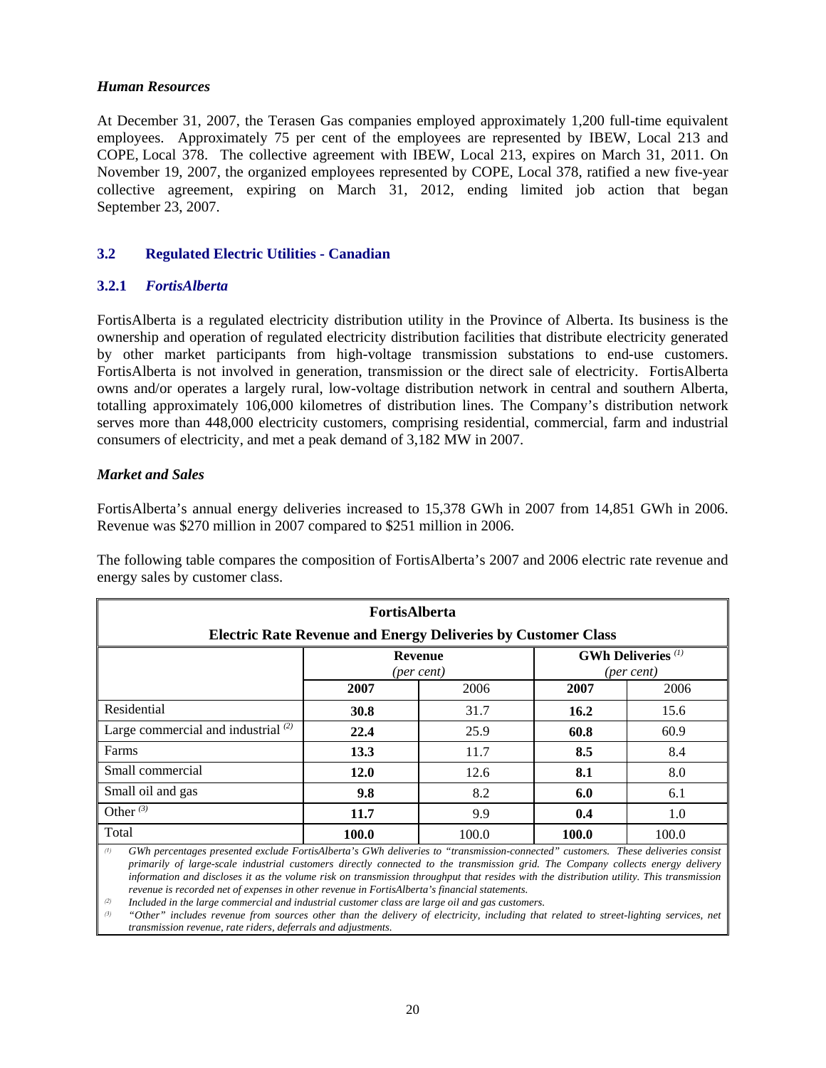*Human Resources*

At December 31, 2007, the Terasen Gas companies employed approximately 1,200 full-time equivalent employees. Approximately 75 per cent of the employees are represented by IBEW, Local 213 and COPE, Local 378. The collective agreement with IBEW, Local 213, expires on March 31, 2011. On November 19, 2007, the organized employees represented by COPE, Local 378, ratified a new five-year collective agreement, expiring on March 31, 2012, ending limited job action that began September 23, 2007.

## 3.2 Regulated Electric Utilities - Canadian

### 3.2.1 *FortisAlberta*

FortisAlberta is a regulated electricity distribution utility in the Province of Alberta. Its business is the ownership and operation of regulated electricity distribution facilities that distribute electricity generated by other market participants from high-voltage transmission substations to end-use customers. FortisAlberta is not involved in generation, transmission or the direct sale of electricity. FortisAlberta owns and/or operates a largely rural, low-voltage distribution network in central and southern Alberta, totalling approximately 106,000 kilometres of distribution lines. The Company's distribution network serves more than 448,000 electricity customers, comprising residential, commercial, farm and industrial consumers of electricity, and met a peak demand of 3,182 MW in 2007.

*Market and Sales*

FortisAlberta's annual energy deliveries increased to 15,378 GWh in 2007 from 14,851 GWh in 2006. Revenue was $270 million in 2007 compared to $251 million in 2006.

The following table compares the composition of FortisAlberta's 2007 and 2006 electric rate revenue and energy sales by customer class.

**FortisAlberta**
**Electric Rate Revenue and Energy Deliveries by Customer Class**

| | Revenue *(per cent)* | | GWh Deliveries [1] *(per cent)* | |
|---|---|---|---|---|
| | **2007** | 2006 | **2007** | 2006 |
| Residential | **30.8** | 31.7 | **16.2** | 15.6 |
| Large commercial and industrial [2] | **22.4** | 25.9 | **60.8** | 60.9 |
| Farms | **13.3** | 11.7 | **8.5** | 8.4 |
| Small commercial | **12.0** | 12.6 | **8.1** | 8.0 |
| Small oil and gas | **9.8** | 8.2 | **6.0** | 6.1 |
| Other [3] | **11.7** | 9.9 | **0.4** | 1.0 |
| Total | **100.0** | 100.0 | **100.0** | 100.0 |

[1] *GWh percentages presented exclude FortisAlberta's GWh deliveries to "transmission-connected" customers. These deliveries consist primarily of large-scale industrial customers directly connected to the transmission grid. The Company collects energy delivery information and discloses it as the volume risk on transmission throughput that resides with the distribution utility. This transmission revenue is recorded net of expenses in other revenue in FortisAlberta's financial statements.*

[2] *Included in the large commercial and industrial customer class are large oil and gas customers.*

[3] *"Other" includes revenue from sources other than the delivery of electricity, including that related to street-lighting services, net transmission revenue, rate riders, deferrals and adjustments.*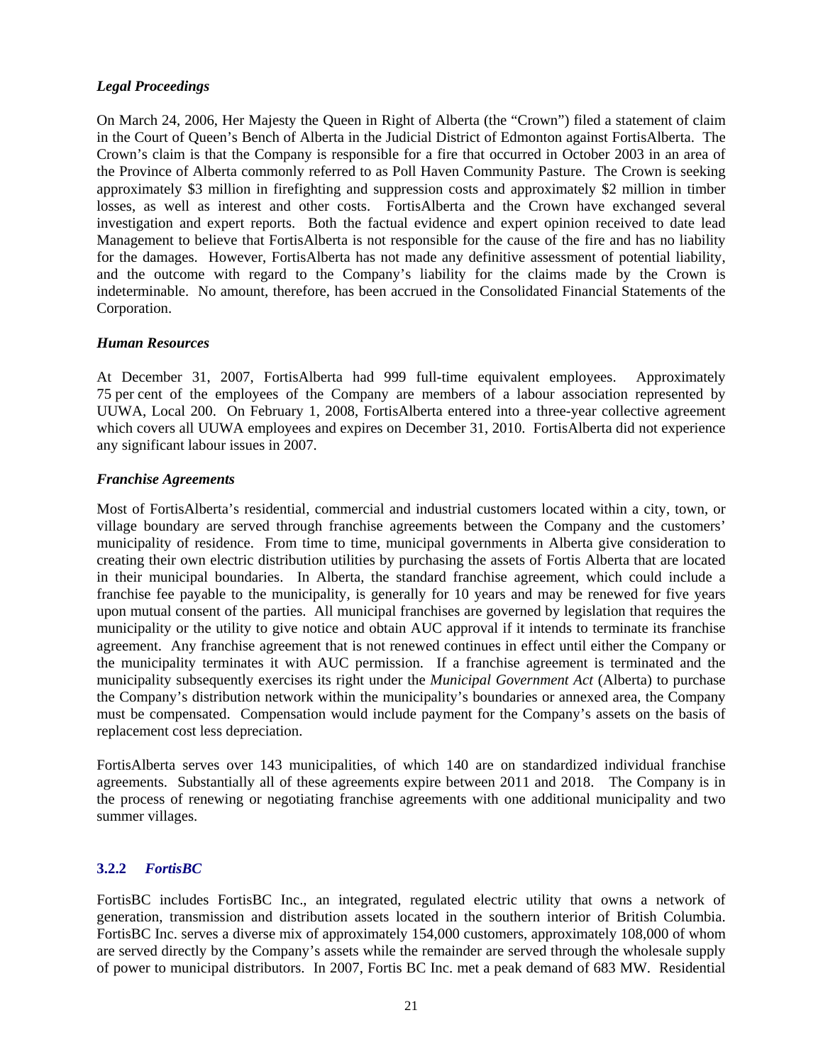*Legal Proceedings*

On March 24, 2006, Her Majesty the Queen in Right of Alberta (the "Crown") filed a statement of claim in the Court of Queen's Bench of Alberta in the Judicial District of Edmonton against FortisAlberta. The Crown's claim is that the Company is responsible for a fire that occurred in October 2003 in an area of the Province of Alberta commonly referred to as Poll Haven Community Pasture. The Crown is seeking approximately \$3 million in firefighting and suppression costs and approximately \$2 million in timber losses, as well as interest and other costs. FortisAlberta and the Crown have exchanged several investigation and expert reports. Both the factual evidence and expert opinion received to date lead Management to believe that FortisAlberta is not responsible for the cause of the fire and has no liability for the damages. However, FortisAlberta has not made any definitive assessment of potential liability, and the outcome with regard to the Company's liability for the claims made by the Crown is indeterminable. No amount, therefore, has been accrued in the Consolidated Financial Statements of the Corporation.

*Human Resources*

At December 31, 2007, FortisAlberta had 999 full-time equivalent employees. Approximately 75 per cent of the employees of the Company are members of a labour association represented by UUWA, Local 200. On February 1, 2008, FortisAlberta entered into a three-year collective agreement which covers all UUWA employees and expires on December 31, 2010. FortisAlberta did not experience any significant labour issues in 2007.

*Franchise Agreements*

Most of FortisAlberta's residential, commercial and industrial customers located within a city, town, or village boundary are served through franchise agreements between the Company and the customers' municipality of residence. From time to time, municipal governments in Alberta give consideration to creating their own electric distribution utilities by purchasing the assets of Fortis Alberta that are located in their municipal boundaries. In Alberta, the standard franchise agreement, which could include a franchise fee payable to the municipality, is generally for 10 years and may be renewed for five years upon mutual consent of the parties. All municipal franchises are governed by legislation that requires the municipality or the utility to give notice and obtain AUC approval if it intends to terminate its franchise agreement. Any franchise agreement that is not renewed continues in effect until either the Company or the municipality terminates it with AUC permission. If a franchise agreement is terminated and the municipality subsequently exercises its right under the *Municipal Government Act* (Alberta) to purchase the Company's distribution network within the municipality's boundaries or annexed area, the Company must be compensated. Compensation would include payment for the Company's assets on the basis of replacement cost less depreciation.

FortisAlberta serves over 143 municipalities, of which 140 are on standardized individual franchise agreements. Substantially all of these agreements expire between 2011 and 2018. The Company is in the process of renewing or negotiating franchise agreements with one additional municipality and two summer villages.

### 3.2.2 *FortisBC*

FortisBC includes FortisBC Inc., an integrated, regulated electric utility that owns a network of generation, transmission and distribution assets located in the southern interior of British Columbia. FortisBC Inc. serves a diverse mix of approximately 154,000 customers, approximately 108,000 of whom are served directly by the Company's assets while the remainder are served through the wholesale supply of power to municipal distributors. In 2007, Fortis BC Inc. met a peak demand of 683 MW. Residential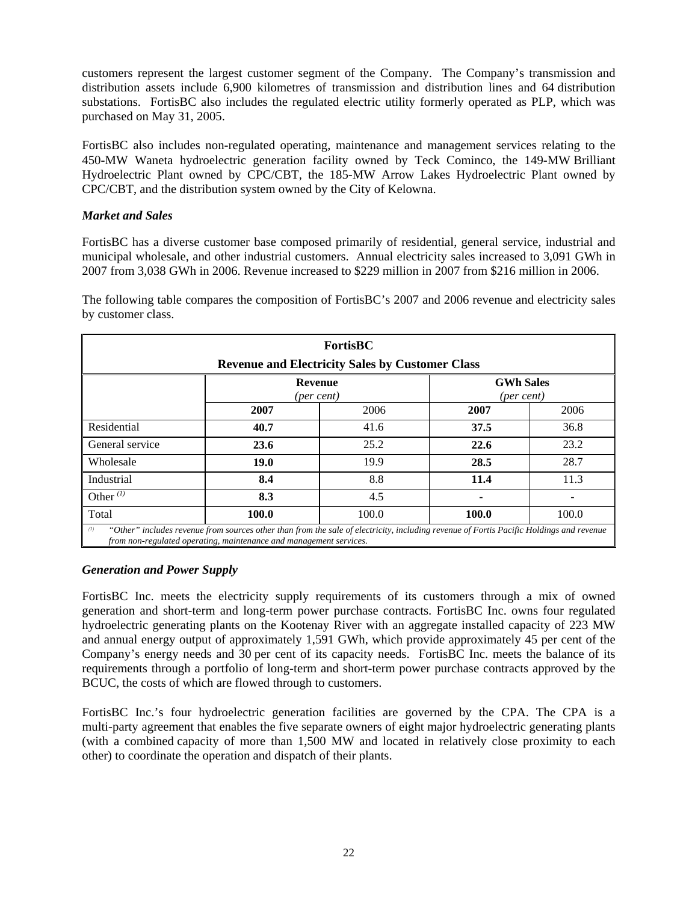customers represent the largest customer segment of the Company. The Company's transmission and distribution assets include 6,900 kilometres of transmission and distribution lines and 64 distribution substations. FortisBC also includes the regulated electric utility formerly operated as PLP, which was purchased on May 31, 2005.

FortisBC also includes non-regulated operating, maintenance and management services relating to the 450-MW Waneta hydroelectric generation facility owned by Teck Cominco, the 149-MW Brilliant Hydroelectric Plant owned by CPC/CBT, the 185-MW Arrow Lakes Hydroelectric Plant owned by CPC/CBT, and the distribution system owned by the City of Kelowna.

***Market and Sales***

FortisBC has a diverse customer base composed primarily of residential, general service, industrial and municipal wholesale, and other industrial customers. Annual electricity sales increased to 3,091 GWh in 2007 from 3,038 GWh in 2006. Revenue increased to $229 million in 2007 from $216 million in 2006.

The following table compares the composition of FortisBC's 2007 and 2006 revenue and electricity sales by customer class.

**FortisBC**
**Revenue and Electricity Sales by Customer Class**

| | Revenue *(per cent)* | | GWh Sales *(per cent)* | |
|---|---|---|---|---|
| | **2007** | 2006 | **2007** | 2006 |
| Residential | **40.7** | 41.6 | **37.5** | 36.8 |
| General service | **23.6** | 25.2 | **22.6** | 23.2 |
| Wholesale | **19.0** | 19.9 | **28.5** | 28.7 |
| Industrial | **8.4** | 8.8 | **11.4** | 11.3 |
| Other [(1)] | **8.3** | 4.5 | **-** | - |
| Total | **100.0** | 100.0 | **100.0** | 100.0 |

[(1)] *"Other" includes revenue from sources other than from the sale of electricity, including revenue of Fortis Pacific Holdings and revenue from non-regulated operating, maintenance and management services.*

***Generation and Power Supply***

FortisBC Inc. meets the electricity supply requirements of its customers through a mix of owned generation and short-term and long-term power purchase contracts. FortisBC Inc. owns four regulated hydroelectric generating plants on the Kootenay River with an aggregate installed capacity of 223 MW and annual energy output of approximately 1,591 GWh, which provide approximately 45 per cent of the Company's energy needs and 30 per cent of its capacity needs. FortisBC Inc. meets the balance of its requirements through a portfolio of long-term and short-term power purchase contracts approved by the BCUC, the costs of which are flowed through to customers.

FortisBC Inc.'s four hydroelectric generation facilities are governed by the CPA. The CPA is a multi-party agreement that enables the five separate owners of eight major hydroelectric generating plants (with a combined capacity of more than 1,500 MW and located in relatively close proximity to each other) to coordinate the operation and dispatch of their plants.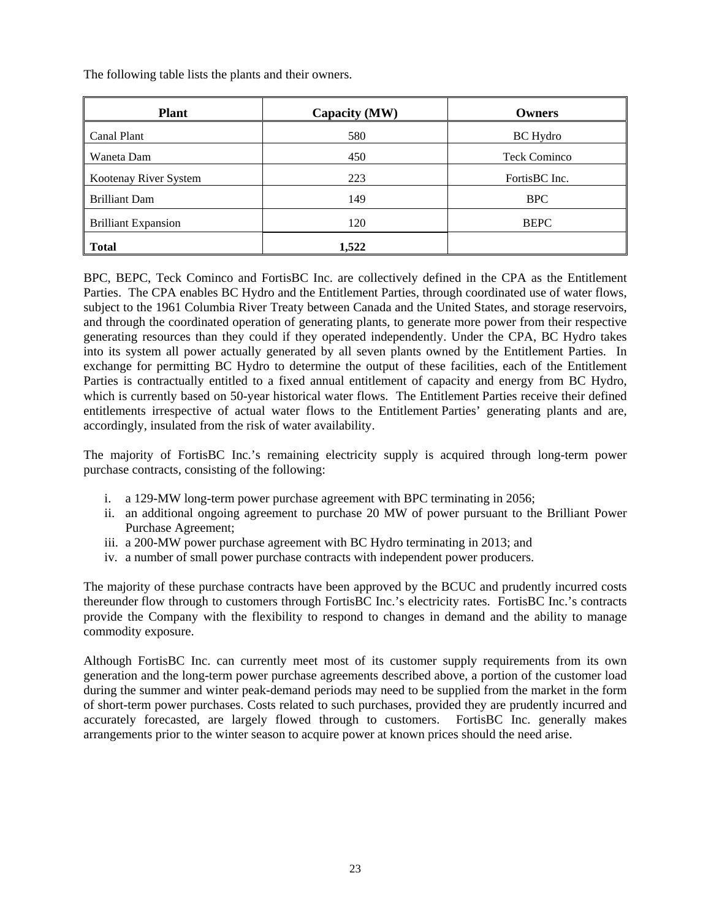The following table lists the plants and their owners.

| Plant | Capacity (MW) | Owners |
| --- | --- | --- |
| Canal Plant | 580 | BC Hydro |
| Waneta Dam | 450 | Teck Cominco |
| Kootenay River System | 223 | FortisBC Inc. |
| Brilliant Dam | 149 | BPC |
| Brilliant Expansion | 120 | BEPC |
| **Total** | **1,522** | |

BPC, BEPC, Teck Cominco and FortisBC Inc. are collectively defined in the CPA as the Entitlement Parties. The CPA enables BC Hydro and the Entitlement Parties, through coordinated use of water flows, subject to the 1961 Columbia River Treaty between Canada and the United States, and storage reservoirs, and through the coordinated operation of generating plants, to generate more power from their respective generating resources than they could if they operated independently. Under the CPA, BC Hydro takes into its system all power actually generated by all seven plants owned by the Entitlement Parties. In exchange for permitting BC Hydro to determine the output of these facilities, each of the Entitlement Parties is contractually entitled to a fixed annual entitlement of capacity and energy from BC Hydro, which is currently based on 50-year historical water flows. The Entitlement Parties receive their defined entitlements irrespective of actual water flows to the Entitlement Parties' generating plants and are, accordingly, insulated from the risk of water availability.

The majority of FortisBC Inc.'s remaining electricity supply is acquired through long-term power purchase contracts, consisting of the following:

i. a 129-MW long-term power purchase agreement with BPC terminating in 2056;
ii. an additional ongoing agreement to purchase 20 MW of power pursuant to the Brilliant Power Purchase Agreement;
iii. a 200-MW power purchase agreement with BC Hydro terminating in 2013; and
iv. a number of small power purchase contracts with independent power producers.

The majority of these purchase contracts have been approved by the BCUC and prudently incurred costs thereunder flow through to customers through FortisBC Inc.'s electricity rates. FortisBC Inc.'s contracts provide the Company with the flexibility to respond to changes in demand and the ability to manage commodity exposure.

Although FortisBC Inc. can currently meet most of its customer supply requirements from its own generation and the long-term power purchase agreements described above, a portion of the customer load during the summer and winter peak-demand periods may need to be supplied from the market in the form of short-term power purchases. Costs related to such purchases, provided they are prudently incurred and accurately forecasted, are largely flowed through to customers. FortisBC Inc. generally makes arrangements prior to the winter season to acquire power at known prices should the need arise.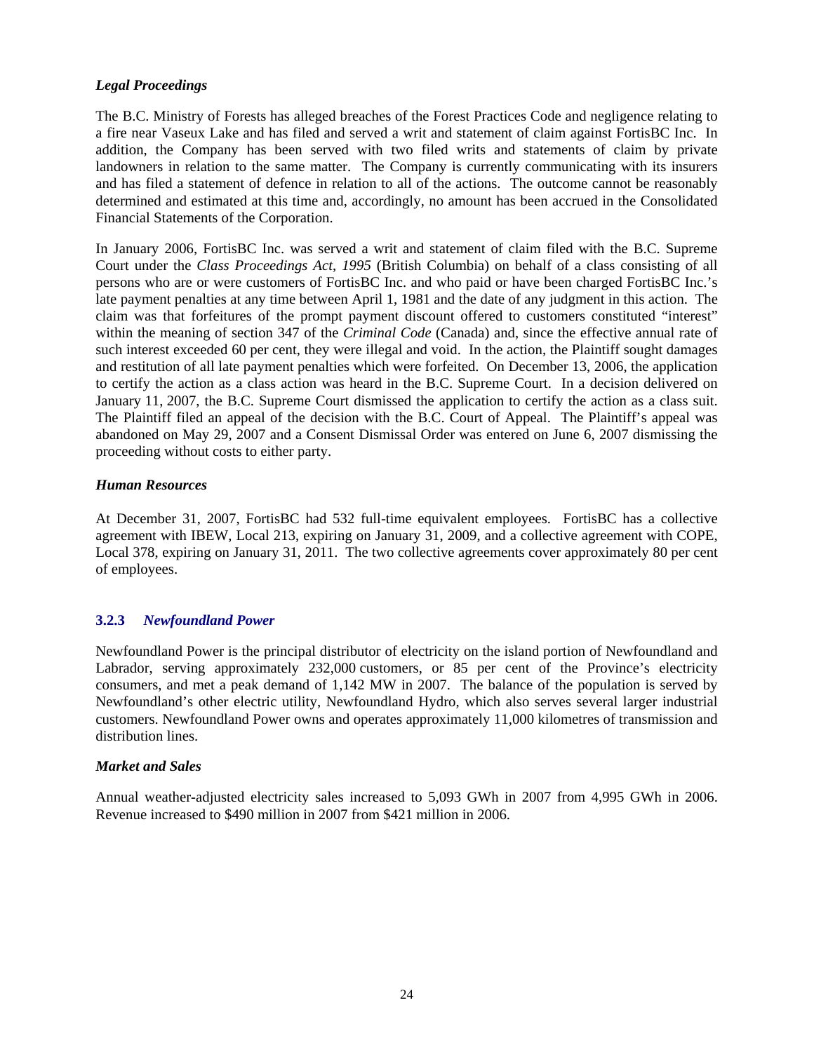### *Legal Proceedings*

The B.C. Ministry of Forests has alleged breaches of the Forest Practices Code and negligence relating to a fire near Vaseux Lake and has filed and served a writ and statement of claim against FortisBC Inc. In addition, the Company has been served with two filed writs and statements of claim by private landowners in relation to the same matter. The Company is currently communicating with its insurers and has filed a statement of defence in relation to all of the actions. The outcome cannot be reasonably determined and estimated at this time and, accordingly, no amount has been accrued in the Consolidated Financial Statements of the Corporation.

In January 2006, FortisBC Inc. was served a writ and statement of claim filed with the B.C. Supreme Court under the *Class Proceedings Act, 1995* (British Columbia) on behalf of a class consisting of all persons who are or were customers of FortisBC Inc. and who paid or have been charged FortisBC Inc.'s late payment penalties at any time between April 1, 1981 and the date of any judgment in this action. The claim was that forfeitures of the prompt payment discount offered to customers constituted "interest" within the meaning of section 347 of the *Criminal Code* (Canada) and, since the effective annual rate of such interest exceeded 60 per cent, they were illegal and void. In the action, the Plaintiff sought damages and restitution of all late payment penalties which were forfeited. On December 13, 2006, the application to certify the action as a class action was heard in the B.C. Supreme Court. In a decision delivered on January 11, 2007, the B.C. Supreme Court dismissed the application to certify the action as a class suit. The Plaintiff filed an appeal of the decision with the B.C. Court of Appeal. The Plaintiff's appeal was abandoned on May 29, 2007 and a Consent Dismissal Order was entered on June 6, 2007 dismissing the proceeding without costs to either party.

### *Human Resources*

At December 31, 2007, FortisBC had 532 full-time equivalent employees. FortisBC has a collective agreement with IBEW, Local 213, expiring on January 31, 2009, and a collective agreement with COPE, Local 378, expiring on January 31, 2011. The two collective agreements cover approximately 80 per cent of employees.

## 3.2.3 *Newfoundland Power*

Newfoundland Power is the principal distributor of electricity on the island portion of Newfoundland and Labrador, serving approximately 232,000 customers, or 85 per cent of the Province's electricity consumers, and met a peak demand of 1,142 MW in 2007. The balance of the population is served by Newfoundland's other electric utility, Newfoundland Hydro, which also serves several larger industrial customers. Newfoundland Power owns and operates approximately 11,000 kilometres of transmission and distribution lines.

### *Market and Sales*

Annual weather-adjusted electricity sales increased to 5,093 GWh in 2007 from 4,995 GWh in 2006. Revenue increased to $490 million in 2007 from $421 million in 2006.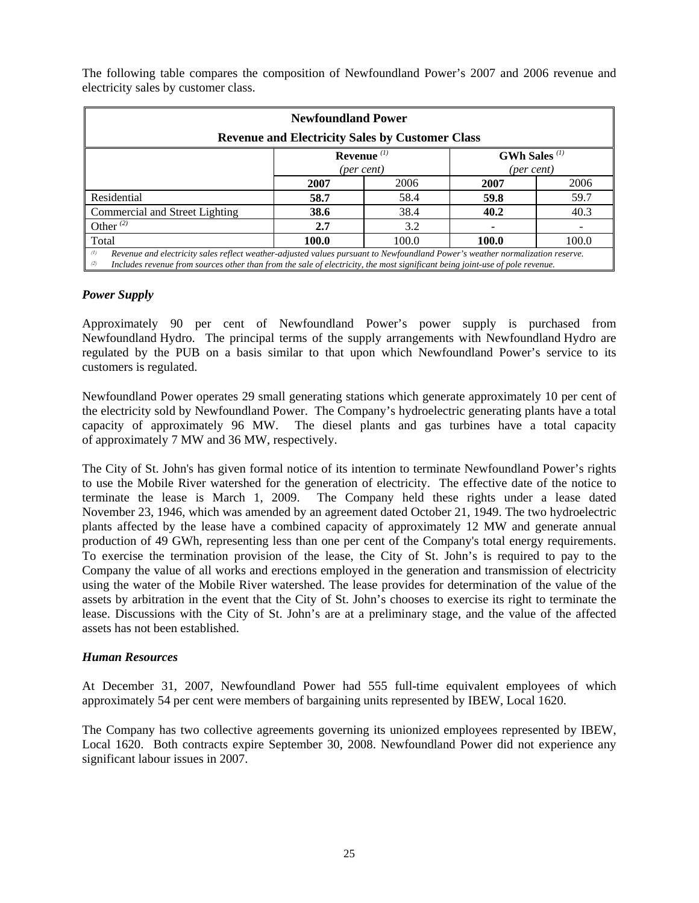The following table compares the composition of Newfoundland Power's 2007 and 2006 revenue and electricity sales by customer class.

| Newfoundland Power<br>Revenue and Electricity Sales by Customer Class | | | | |
|---|---|---|---|---|
| | Revenue [(1)] *(per cent)* | | GWh Sales [(1)] *(per cent)* | |
| | **2007** | 2006 | **2007** | 2006 |
| Residential | **58.7** | 58.4 | **59.8** | 59.7 |
| Commercial and Street Lighting | **38.6** | 38.4 | **40.2** | 40.3 |
| Other [(2)] | **2.7** | 3.2 | **-** | - |
| Total | **100.0** | 100.0 | **100.0** | 100.0 |

*(1) Revenue and electricity sales reflect weather-adjusted values pursuant to Newfoundland Power's weather normalization reserve.*
*(2) Includes revenue from sources other than from the sale of electricity, the most significant being joint-use of pole revenue.*

### *Power Supply*

Approximately 90 per cent of Newfoundland Power's power supply is purchased from Newfoundland Hydro. The principal terms of the supply arrangements with Newfoundland Hydro are regulated by the PUB on a basis similar to that upon which Newfoundland Power's service to its customers is regulated.

Newfoundland Power operates 29 small generating stations which generate approximately 10 per cent of the electricity sold by Newfoundland Power. The Company's hydroelectric generating plants have a total capacity of approximately 96 MW. The diesel plants and gas turbines have a total capacity of approximately 7 MW and 36 MW, respectively.

The City of St. John's has given formal notice of its intention to terminate Newfoundland Power's rights to use the Mobile River watershed for the generation of electricity. The effective date of the notice to terminate the lease is March 1, 2009. The Company held these rights under a lease dated November 23, 1946, which was amended by an agreement dated October 21, 1949. The two hydroelectric plants affected by the lease have a combined capacity of approximately 12 MW and generate annual production of 49 GWh, representing less than one per cent of the Company's total energy requirements. To exercise the termination provision of the lease, the City of St. John's is required to pay to the Company the value of all works and erections employed in the generation and transmission of electricity using the water of the Mobile River watershed. The lease provides for determination of the value of the assets by arbitration in the event that the City of St. John's chooses to exercise its right to terminate the lease. Discussions with the City of St. John's are at a preliminary stage, and the value of the affected assets has not been established.

### *Human Resources*

At December 31, 2007, Newfoundland Power had 555 full-time equivalent employees of which approximately 54 per cent were members of bargaining units represented by IBEW, Local 1620.

The Company has two collective agreements governing its unionized employees represented by IBEW, Local 1620. Both contracts expire September 30, 2008. Newfoundland Power did not experience any significant labour issues in 2007.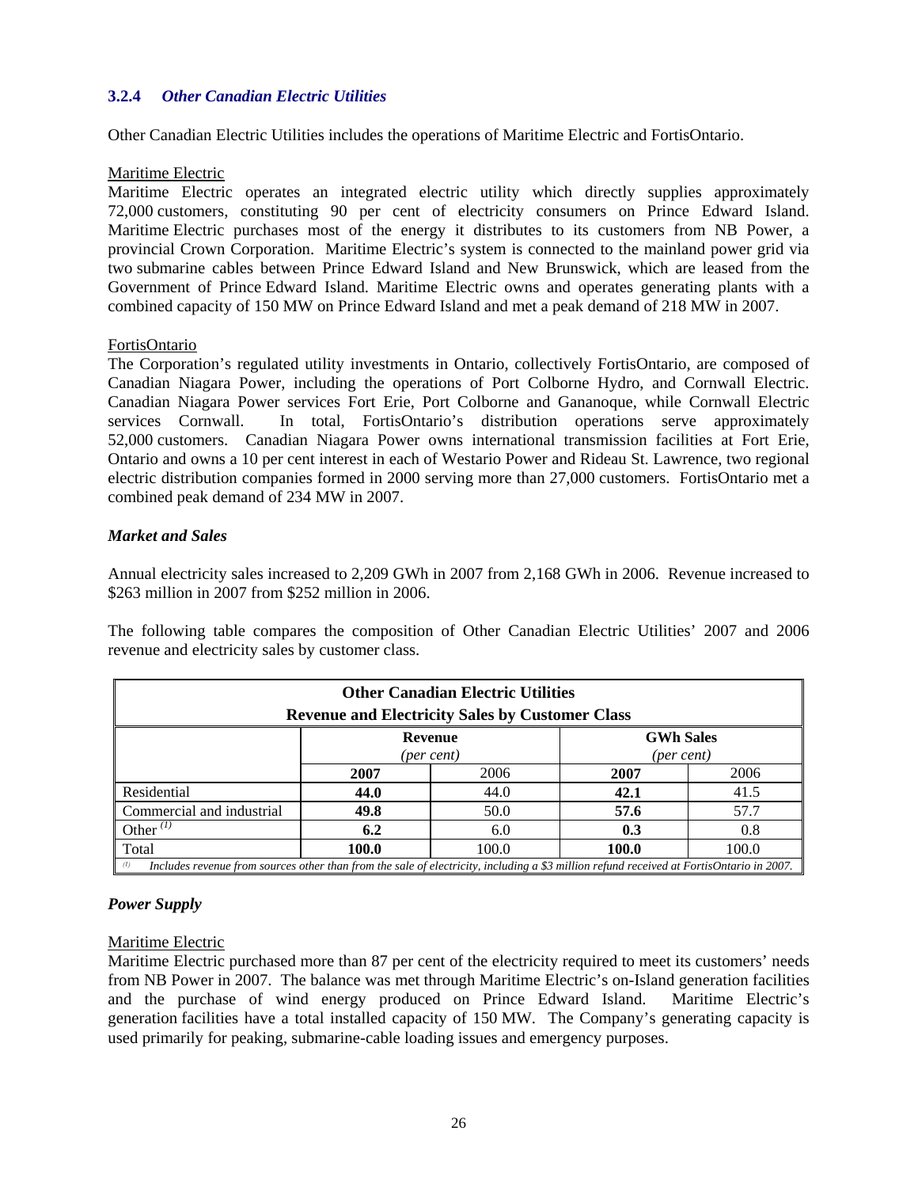### 3.2.4 *Other Canadian Electric Utilities*

Other Canadian Electric Utilities includes the operations of Maritime Electric and FortisOntario.

Maritime Electric

Maritime Electric operates an integrated electric utility which directly supplies approximately 72,000 customers, constituting 90 per cent of electricity consumers on Prince Edward Island. Maritime Electric purchases most of the energy it distributes to its customers from NB Power, a provincial Crown Corporation. Maritime Electric's system is connected to the mainland power grid via two submarine cables between Prince Edward Island and New Brunswick, which are leased from the Government of Prince Edward Island. Maritime Electric owns and operates generating plants with a combined capacity of 150 MW on Prince Edward Island and met a peak demand of 218 MW in 2007.

FortisOntario

The Corporation's regulated utility investments in Ontario, collectively FortisOntario, are composed of Canadian Niagara Power, including the operations of Port Colborne Hydro, and Cornwall Electric. Canadian Niagara Power services Fort Erie, Port Colborne and Gananoque, while Cornwall Electric services Cornwall. In total, FortisOntario's distribution operations serve approximately 52,000 customers. Canadian Niagara Power owns international transmission facilities at Fort Erie, Ontario and owns a 10 per cent interest in each of Westario Power and Rideau St. Lawrence, two regional electric distribution companies formed in 2000 serving more than 27,000 customers. FortisOntario met a combined peak demand of 234 MW in 2007.

***Market and Sales***

Annual electricity sales increased to 2,209 GWh in 2007 from 2,168 GWh in 2006. Revenue increased to \$263 million in 2007 from \$252 million in 2006.

The following table compares the composition of Other Canadian Electric Utilities' 2007 and 2006 revenue and electricity sales by customer class.

**Other Canadian Electric Utilities**
**Revenue and Electricity Sales by Customer Class**

| | Revenue *(per cent)* | | GWh Sales *(per cent)* | |
|---|---|---|---|---|
| | **2007** | 2006 | **2007** | 2006 |
| Residential | **44.0** | 44.0 | **42.1** | 41.5 |
| Commercial and industrial | **49.8** | 50.0 | **57.6** | 57.7 |
| Other [(1)] | **6.2** | 6.0 | **0.3** | 0.8 |
| Total | **100.0** | 100.0 | **100.0** | 100.0 |

[(1)] *Includes revenue from sources other than from the sale of electricity, including a \$3 million refund received at FortisOntario in 2007.*

***Power Supply***

Maritime Electric

Maritime Electric purchased more than 87 per cent of the electricity required to meet its customers' needs from NB Power in 2007. The balance was met through Maritime Electric's on-Island generation facilities and the purchase of wind energy produced on Prince Edward Island. Maritime Electric's generation facilities have a total installed capacity of 150 MW. The Company's generating capacity is used primarily for peaking, submarine-cable loading issues and emergency purposes.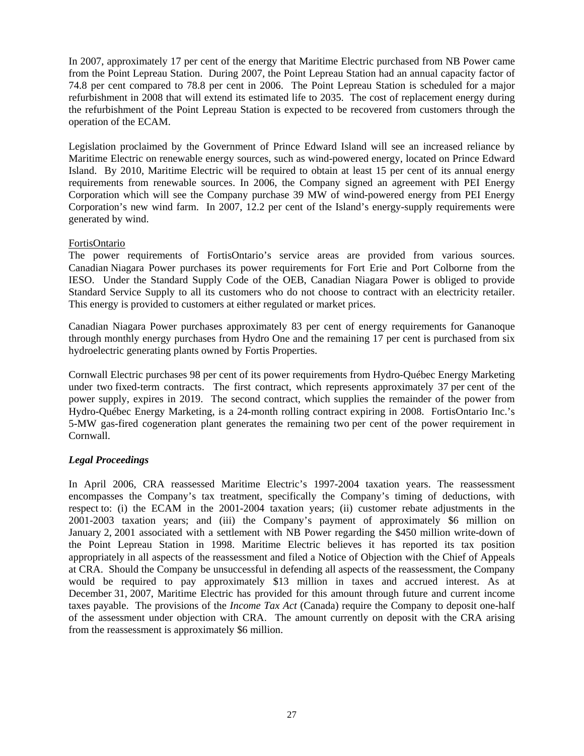In 2007, approximately 17 per cent of the energy that Maritime Electric purchased from NB Power came from the Point Lepreau Station. During 2007, the Point Lepreau Station had an annual capacity factor of 74.8 per cent compared to 78.8 per cent in 2006. The Point Lepreau Station is scheduled for a major refurbishment in 2008 that will extend its estimated life to 2035. The cost of replacement energy during the refurbishment of the Point Lepreau Station is expected to be recovered from customers through the operation of the ECAM.

Legislation proclaimed by the Government of Prince Edward Island will see an increased reliance by Maritime Electric on renewable energy sources, such as wind-powered energy, located on Prince Edward Island. By 2010, Maritime Electric will be required to obtain at least 15 per cent of its annual energy requirements from renewable sources. In 2006, the Company signed an agreement with PEI Energy Corporation which will see the Company purchase 39 MW of wind-powered energy from PEI Energy Corporation's new wind farm. In 2007, 12.2 per cent of the Island's energy-supply requirements were generated by wind.

FortisOntario

The power requirements of FortisOntario's service areas are provided from various sources. Canadian Niagara Power purchases its power requirements for Fort Erie and Port Colborne from the IESO. Under the Standard Supply Code of the OEB, Canadian Niagara Power is obliged to provide Standard Service Supply to all its customers who do not choose to contract with an electricity retailer. This energy is provided to customers at either regulated or market prices.

Canadian Niagara Power purchases approximately 83 per cent of energy requirements for Gananoque through monthly energy purchases from Hydro One and the remaining 17 per cent is purchased from six hydroelectric generating plants owned by Fortis Properties.

Cornwall Electric purchases 98 per cent of its power requirements from Hydro-Québec Energy Marketing under two fixed-term contracts. The first contract, which represents approximately 37 per cent of the power supply, expires in 2019. The second contract, which supplies the remainder of the power from Hydro-Québec Energy Marketing, is a 24-month rolling contract expiring in 2008. FortisOntario Inc.'s 5-MW gas-fired cogeneration plant generates the remaining two per cent of the power requirement in Cornwall.

### *Legal Proceedings*

In April 2006, CRA reassessed Maritime Electric's 1997-2004 taxation years. The reassessment encompasses the Company's tax treatment, specifically the Company's timing of deductions, with respect to: (i) the ECAM in the 2001-2004 taxation years; (ii) customer rebate adjustments in the 2001-2003 taxation years; and (iii) the Company's payment of approximately $6 million on January 2, 2001 associated with a settlement with NB Power regarding the $450 million write-down of the Point Lepreau Station in 1998. Maritime Electric believes it has reported its tax position appropriately in all aspects of the reassessment and filed a Notice of Objection with the Chief of Appeals at CRA. Should the Company be unsuccessful in defending all aspects of the reassessment, the Company would be required to pay approximately $13 million in taxes and accrued interest. As at December 31, 2007, Maritime Electric has provided for this amount through future and current income taxes payable. The provisions of the *Income Tax Act* (Canada) require the Company to deposit one-half of the assessment under objection with CRA. The amount currently on deposit with the CRA arising from the reassessment is approximately $6 million.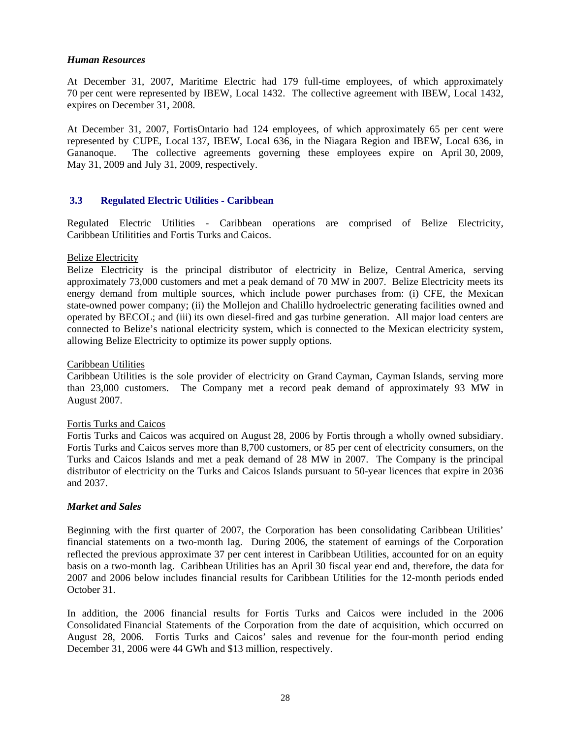***Human Resources***

At December 31, 2007, Maritime Electric had 179 full-time employees, of which approximately 70 per cent were represented by IBEW, Local 1432. The collective agreement with IBEW, Local 1432, expires on December 31, 2008.

At December 31, 2007, FortisOntario had 124 employees, of which approximately 65 per cent were represented by CUPE, Local 137, IBEW, Local 636, in the Niagara Region and IBEW, Local 636, in Gananoque. The collective agreements governing these employees expire on April 30, 2009, May 31, 2009 and July 31, 2009, respectively.

## 3.3 Regulated Electric Utilities - Caribbean

Regulated Electric Utilities - Caribbean operations are comprised of Belize Electricity, Caribbean Utilitities and Fortis Turks and Caicos.

Belize Electricity

Belize Electricity is the principal distributor of electricity in Belize, Central America, serving approximately 73,000 customers and met a peak demand of 70 MW in 2007. Belize Electricity meets its energy demand from multiple sources, which include power purchases from: (i) CFE, the Mexican state-owned power company; (ii) the Mollejon and Chalillo hydroelectric generating facilities owned and operated by BECOL; and (iii) its own diesel-fired and gas turbine generation. All major load centers are connected to Belize's national electricity system, which is connected to the Mexican electricity system, allowing Belize Electricity to optimize its power supply options.

Caribbean Utilities

Caribbean Utilities is the sole provider of electricity on Grand Cayman, Cayman Islands, serving more than 23,000 customers. The Company met a record peak demand of approximately 93 MW in August 2007.

Fortis Turks and Caicos

Fortis Turks and Caicos was acquired on August 28, 2006 by Fortis through a wholly owned subsidiary. Fortis Turks and Caicos serves more than 8,700 customers, or 85 per cent of electricity consumers, on the Turks and Caicos Islands and met a peak demand of 28 MW in 2007. The Company is the principal distributor of electricity on the Turks and Caicos Islands pursuant to 50-year licences that expire in 2036 and 2037.

***Market and Sales***

Beginning with the first quarter of 2007, the Corporation has been consolidating Caribbean Utilities' financial statements on a two-month lag. During 2006, the statement of earnings of the Corporation reflected the previous approximate 37 per cent interest in Caribbean Utilities, accounted for on an equity basis on a two-month lag. Caribbean Utilities has an April 30 fiscal year end and, therefore, the data for 2007 and 2006 below includes financial results for Caribbean Utilities for the 12-month periods ended October 31.

In addition, the 2006 financial results for Fortis Turks and Caicos were included in the 2006 Consolidated Financial Statements of the Corporation from the date of acquisition, which occurred on August 28, 2006. Fortis Turks and Caicos' sales and revenue for the four-month period ending December 31, 2006 were 44 GWh and $13 million, respectively.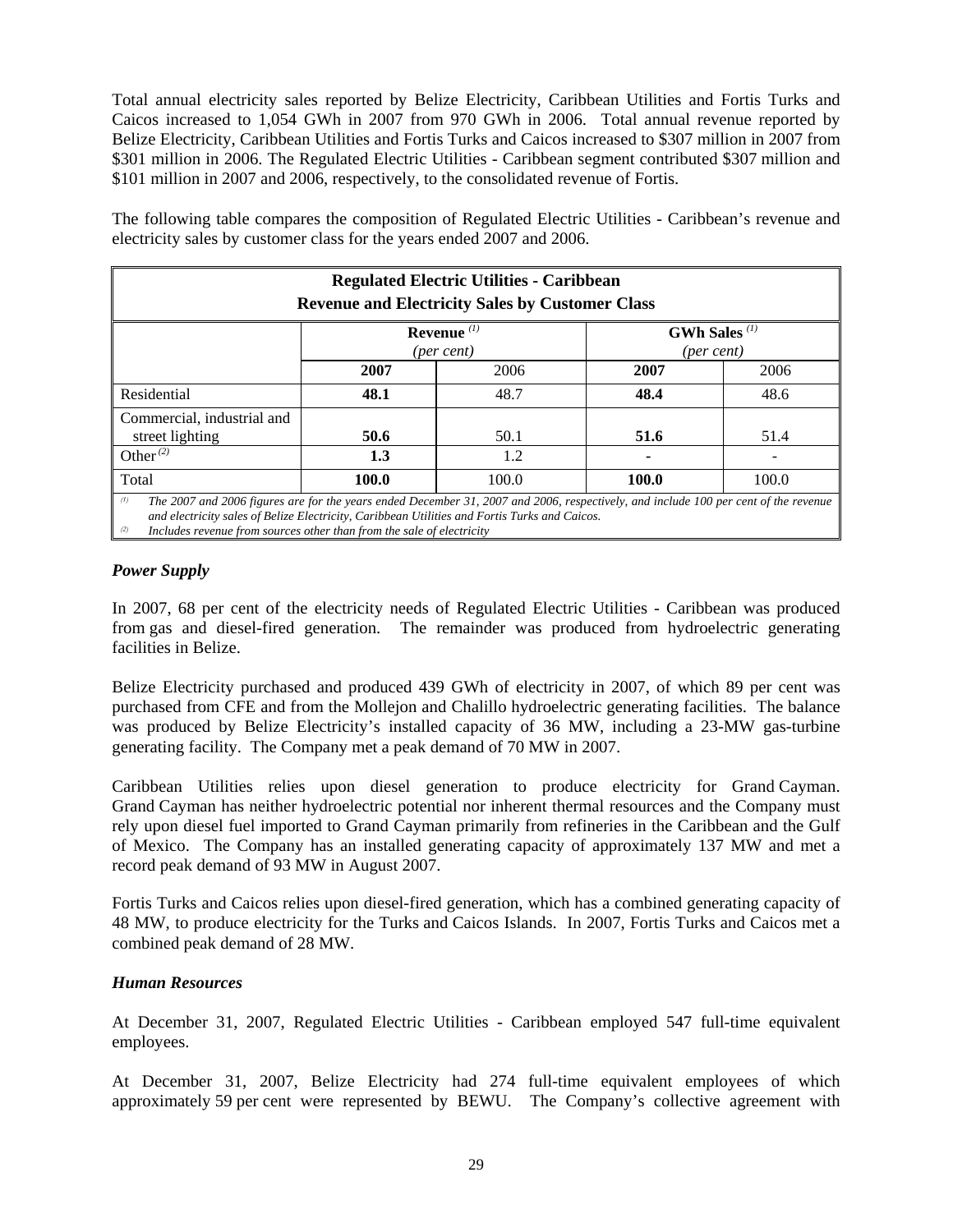Total annual electricity sales reported by Belize Electricity, Caribbean Utilities and Fortis Turks and Caicos increased to 1,054 GWh in 2007 from 970 GWh in 2006. Total annual revenue reported by Belize Electricity, Caribbean Utilities and Fortis Turks and Caicos increased to $307 million in 2007 from $301 million in 2006. The Regulated Electric Utilities - Caribbean segment contributed $307 million and $101 million in 2007 and 2006, respectively, to the consolidated revenue of Fortis.

The following table compares the composition of Regulated Electric Utilities - Caribbean's revenue and electricity sales by customer class for the years ended 2007 and 2006.

**Regulated Electric Utilities - Caribbean**
**Revenue and Electricity Sales by Customer Class**

| | Revenue [(1)] *(per cent)* | | GWh Sales [(1)] *(per cent)* | |
|---|---|---|---|---|
| | **2007** | 2006 | **2007** | 2006 |
| Residential | **48.1** | 48.7 | **48.4** | 48.6 |
| Commercial, industrial and street lighting | **50.6** | 50.1 | **51.6** | 51.4 |
| Other [(2)] | **1.3** | 1.2 | **-** | - |
| Total | **100.0** | 100.0 | **100.0** | 100.0 |

*(1) The 2007 and 2006 figures are for the years ended December 31, 2007 and 2006, respectively, and include 100 per cent of the revenue and electricity sales of Belize Electricity, Caribbean Utilities and Fortis Turks and Caicos.*
*(2) Includes revenue from sources other than from the sale of electricity*

### *Power Supply*

In 2007, 68 per cent of the electricity needs of Regulated Electric Utilities - Caribbean was produced from gas and diesel-fired generation. The remainder was produced from hydroelectric generating facilities in Belize.

Belize Electricity purchased and produced 439 GWh of electricity in 2007, of which 89 per cent was purchased from CFE and from the Mollejon and Chalillo hydroelectric generating facilities. The balance was produced by Belize Electricity's installed capacity of 36 MW, including a 23-MW gas-turbine generating facility. The Company met a peak demand of 70 MW in 2007.

Caribbean Utilities relies upon diesel generation to produce electricity for Grand Cayman. Grand Cayman has neither hydroelectric potential nor inherent thermal resources and the Company must rely upon diesel fuel imported to Grand Cayman primarily from refineries in the Caribbean and the Gulf of Mexico. The Company has an installed generating capacity of approximately 137 MW and met a record peak demand of 93 MW in August 2007.

Fortis Turks and Caicos relies upon diesel-fired generation, which has a combined generating capacity of 48 MW, to produce electricity for the Turks and Caicos Islands. In 2007, Fortis Turks and Caicos met a combined peak demand of 28 MW.

### *Human Resources*

At December 31, 2007, Regulated Electric Utilities - Caribbean employed 547 full-time equivalent employees.

At December 31, 2007, Belize Electricity had 274 full-time equivalent employees of which approximately 59 per cent were represented by BEWU. The Company's collective agreement with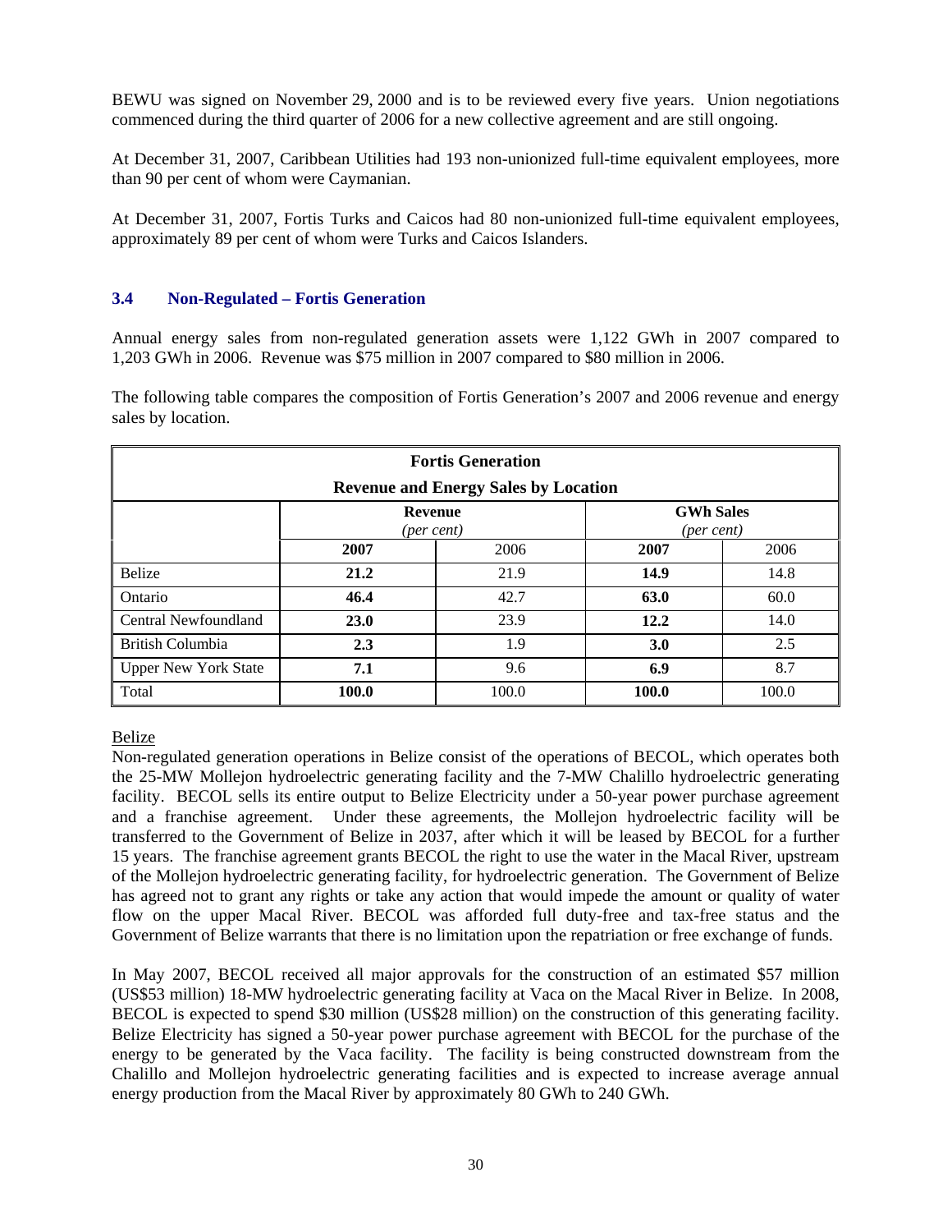BEWU was signed on November 29, 2000 and is to be reviewed every five years. Union negotiations commenced during the third quarter of 2006 for a new collective agreement and are still ongoing.

At December 31, 2007, Caribbean Utilities had 193 non-unionized full-time equivalent employees, more than 90 per cent of whom were Caymanian.

At December 31, 2007, Fortis Turks and Caicos had 80 non-unionized full-time equivalent employees, approximately 89 per cent of whom were Turks and Caicos Islanders.

### 3.4 Non-Regulated – Fortis Generation

Annual energy sales from non-regulated generation assets were 1,122 GWh in 2007 compared to 1,203 GWh in 2006. Revenue was $75 million in 2007 compared to $80 million in 2006.

The following table compares the composition of Fortis Generation's 2007 and 2006 revenue and energy sales by location.

**Fortis Generation**
**Revenue and Energy Sales by Location**

| | Revenue *(per cent)* | | GWh Sales *(per cent)* | |
|---|---|---|---|---|
| | **2007** | 2006 | **2007** | 2006 |
| Belize | **21.2** | 21.9 | **14.9** | 14.8 |
| Ontario | **46.4** | 42.7 | **63.0** | 60.0 |
| Central Newfoundland | **23.0** | 23.9 | **12.2** | 14.0 |
| British Columbia | **2.3** | 1.9 | **3.0** | 2.5 |
| Upper New York State | **7.1** | 9.6 | **6.9** | 8.7 |
| Total | **100.0** | 100.0 | **100.0** | 100.0 |

Belize

Non-regulated generation operations in Belize consist of the operations of BECOL, which operates both the 25-MW Mollejon hydroelectric generating facility and the 7-MW Chalillo hydroelectric generating facility. BECOL sells its entire output to Belize Electricity under a 50-year power purchase agreement and a franchise agreement. Under these agreements, the Mollejon hydroelectric facility will be transferred to the Government of Belize in 2037, after which it will be leased by BECOL for a further 15 years. The franchise agreement grants BECOL the right to use the water in the Macal River, upstream of the Mollejon hydroelectric generating facility, for hydroelectric generation. The Government of Belize has agreed not to grant any rights or take any action that would impede the amount or quality of water flow on the upper Macal River. BECOL was afforded full duty-free and tax-free status and the Government of Belize warrants that there is no limitation upon the repatriation or free exchange of funds.

In May 2007, BECOL received all major approvals for the construction of an estimated $57 million (US$53 million) 18-MW hydroelectric generating facility at Vaca on the Macal River in Belize. In 2008, BECOL is expected to spend $30 million (US$28 million) on the construction of this generating facility. Belize Electricity has signed a 50-year power purchase agreement with BECOL for the purchase of the energy to be generated by the Vaca facility. The facility is being constructed downstream from the Chalillo and Mollejon hydroelectric generating facilities and is expected to increase average annual energy production from the Macal River by approximately 80 GWh to 240 GWh.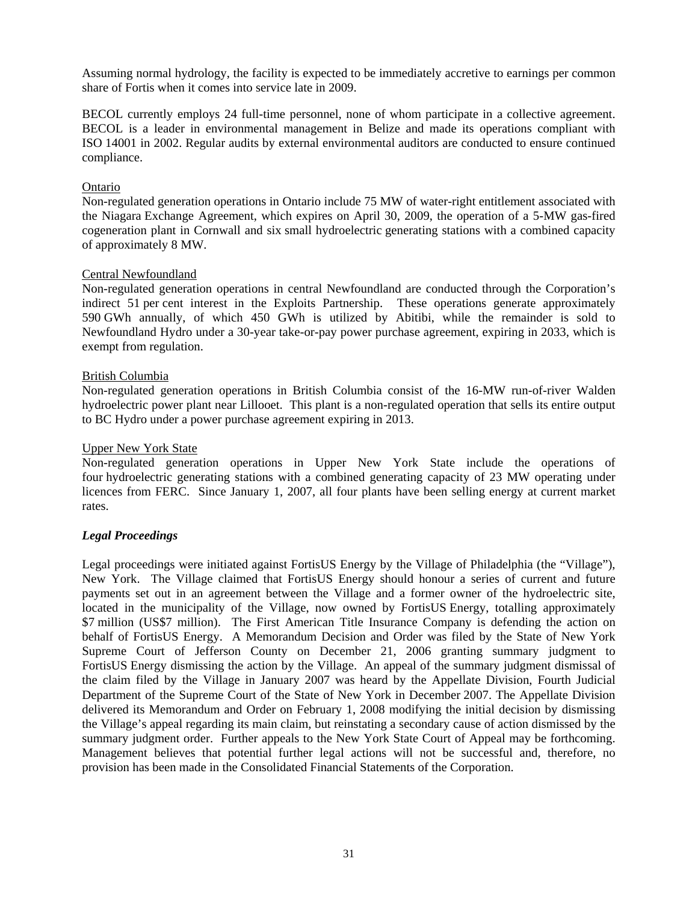Assuming normal hydrology, the facility is expected to be immediately accretive to earnings per common share of Fortis when it comes into service late in 2009.

BECOL currently employs 24 full-time personnel, none of whom participate in a collective agreement. BECOL is a leader in environmental management in Belize and made its operations compliant with ISO 14001 in 2002. Regular audits by external environmental auditors are conducted to ensure continued compliance.

Ontario

Non-regulated generation operations in Ontario include 75 MW of water-right entitlement associated with the Niagara Exchange Agreement, which expires on April 30, 2009, the operation of a 5-MW gas-fired cogeneration plant in Cornwall and six small hydroelectric generating stations with a combined capacity of approximately 8 MW.

Central Newfoundland

Non-regulated generation operations in central Newfoundland are conducted through the Corporation's indirect 51 per cent interest in the Exploits Partnership. These operations generate approximately 590 GWh annually, of which 450 GWh is utilized by Abitibi, while the remainder is sold to Newfoundland Hydro under a 30-year take-or-pay power purchase agreement, expiring in 2033, which is exempt from regulation.

British Columbia

Non-regulated generation operations in British Columbia consist of the 16-MW run-of-river Walden hydroelectric power plant near Lillooet. This plant is a non-regulated operation that sells its entire output to BC Hydro under a power purchase agreement expiring in 2013.

Upper New York State

Non-regulated generation operations in Upper New York State include the operations of four hydroelectric generating stations with a combined generating capacity of 23 MW operating under licences from FERC. Since January 1, 2007, all four plants have been selling energy at current market rates.

### *Legal Proceedings*

Legal proceedings were initiated against FortisUS Energy by the Village of Philadelphia (the "Village"), New York. The Village claimed that FortisUS Energy should honour a series of current and future payments set out in an agreement between the Village and a former owner of the hydroelectric site, located in the municipality of the Village, now owned by FortisUS Energy, totalling approximately $7 million (US$7 million). The First American Title Insurance Company is defending the action on behalf of FortisUS Energy. A Memorandum Decision and Order was filed by the State of New York Supreme Court of Jefferson County on December 21, 2006 granting summary judgment to FortisUS Energy dismissing the action by the Village. An appeal of the summary judgment dismissal of the claim filed by the Village in January 2007 was heard by the Appellate Division, Fourth Judicial Department of the Supreme Court of the State of New York in December 2007. The Appellate Division delivered its Memorandum and Order on February 1, 2008 modifying the initial decision by dismissing the Village's appeal regarding its main claim, but reinstating a secondary cause of action dismissed by the summary judgment order. Further appeals to the New York State Court of Appeal may be forthcoming. Management believes that potential further legal actions will not be successful and, therefore, no provision has been made in the Consolidated Financial Statements of the Corporation.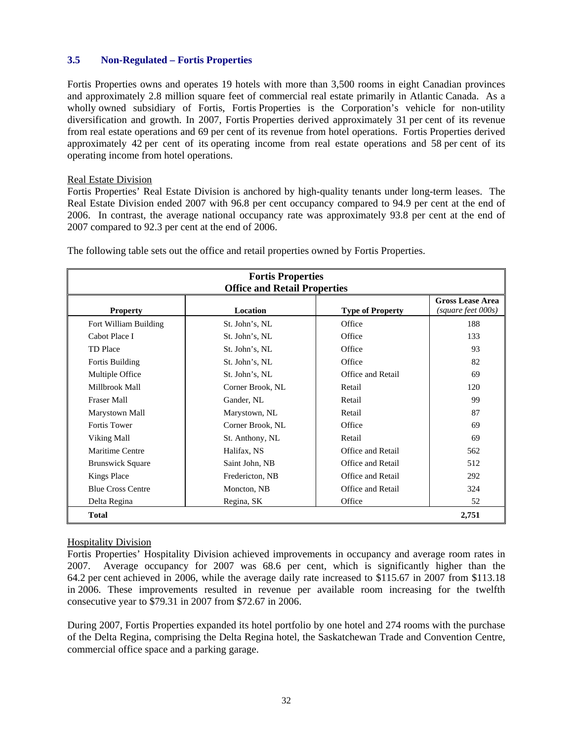### 3.5 Non-Regulated – Fortis Properties

Fortis Properties owns and operates 19 hotels with more than 3,500 rooms in eight Canadian provinces and approximately 2.8 million square feet of commercial real estate primarily in Atlantic Canada. As a wholly owned subsidiary of Fortis, Fortis Properties is the Corporation's vehicle for non-utility diversification and growth. In 2007, Fortis Properties derived approximately 31 per cent of its revenue from real estate operations and 69 per cent of its revenue from hotel operations. Fortis Properties derived approximately 42 per cent of its operating income from real estate operations and 58 per cent of its operating income from hotel operations.

Real Estate Division

Fortis Properties' Real Estate Division is anchored by high-quality tenants under long-term leases. The Real Estate Division ended 2007 with 96.8 per cent occupancy compared to 94.9 per cent at the end of 2006. In contrast, the average national occupancy rate was approximately 93.8 per cent at the end of 2007 compared to 92.3 per cent at the end of 2006.

The following table sets out the office and retail properties owned by Fortis Properties.

**Fortis Properties**
**Office and Retail Properties**

| Property | Location | Type of Property | Gross Lease Area *(square feet 000s)* |
|---|---|---|---|
| Fort William Building | St. John's, NL | Office | 188 |
| Cabot Place I | St. John's, NL | Office | 133 |
| TD Place | St. John's, NL | Office | 93 |
| Fortis Building | St. John's, NL | Office | 82 |
| Multiple Office | St. John's, NL | Office and Retail | 69 |
| Millbrook Mall | Corner Brook, NL | Retail | 120 |
| Fraser Mall | Gander, NL | Retail | 99 |
| Marystown Mall | Marystown, NL | Retail | 87 |
| Fortis Tower | Corner Brook, NL | Office | 69 |
| Viking Mall | St. Anthony, NL | Retail | 69 |
| Maritime Centre | Halifax, NS | Office and Retail | 562 |
| Brunswick Square | Saint John, NB | Office and Retail | 512 |
| Kings Place | Fredericton, NB | Office and Retail | 292 |
| Blue Cross Centre | Moncton, NB | Office and Retail | 324 |
| Delta Regina | Regina, SK | Office | 52 |
| **Total** | | | **2,751** |

Hospitality Division

Fortis Properties' Hospitality Division achieved improvements in occupancy and average room rates in 2007. Average occupancy for 2007 was 68.6 per cent, which is significantly higher than the 64.2 per cent achieved in 2006, while the average daily rate increased to $115.67 in 2007 from $113.18 in 2006. These improvements resulted in revenue per available room increasing for the twelfth consecutive year to $79.31 in 2007 from $72.67 in 2006.

During 2007, Fortis Properties expanded its hotel portfolio by one hotel and 274 rooms with the purchase of the Delta Regina, comprising the Delta Regina hotel, the Saskatchewan Trade and Convention Centre, commercial office space and a parking garage.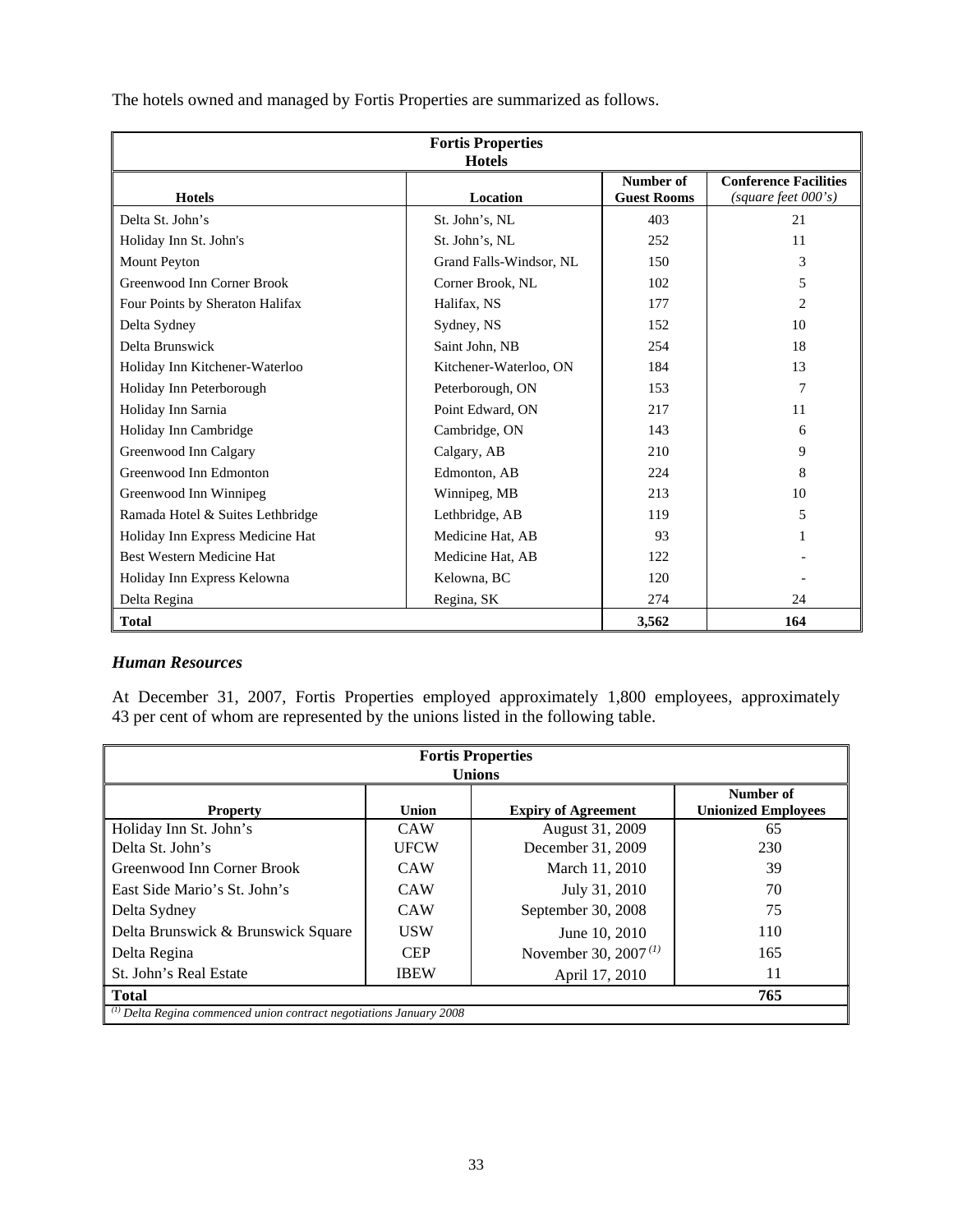The hotels owned and managed by Fortis Properties are summarized as follows.

| Fortis Properties Hotels | | | |
|---|---|---|---|
| **Hotels** | **Location** | **Number of Guest Rooms** | **Conference Facilities** *(square feet 000's)* |
| Delta St. John's | St. John's, NL | 403 | 21 |
| Holiday Inn St. John's | St. John's, NL | 252 | 11 |
| Mount Peyton | Grand Falls-Windsor, NL | 150 | 3 |
| Greenwood Inn Corner Brook | Corner Brook, NL | 102 | 5 |
| Four Points by Sheraton Halifax | Halifax, NS | 177 | 2 |
| Delta Sydney | Sydney, NS | 152 | 10 |
| Delta Brunswick | Saint John, NB | 254 | 18 |
| Holiday Inn Kitchener-Waterloo | Kitchener-Waterloo, ON | 184 | 13 |
| Holiday Inn Peterborough | Peterborough, ON | 153 | 7 |
| Holiday Inn Sarnia | Point Edward, ON | 217 | 11 |
| Holiday Inn Cambridge | Cambridge, ON | 143 | 6 |
| Greenwood Inn Calgary | Calgary, AB | 210 | 9 |
| Greenwood Inn Edmonton | Edmonton, AB | 224 | 8 |
| Greenwood Inn Winnipeg | Winnipeg, MB | 213 | 10 |
| Ramada Hotel & Suites Lethbridge | Lethbridge, AB | 119 | 5 |
| Holiday Inn Express Medicine Hat | Medicine Hat, AB | 93 | 1 |
| Best Western Medicine Hat | Medicine Hat, AB | 122 | - |
| Holiday Inn Express Kelowna | Kelowna, BC | 120 | - |
| Delta Regina | Regina, SK | 274 | 24 |
| **Total** | | **3,562** | **164** |

### *Human Resources*

At December 31, 2007, Fortis Properties employed approximately 1,800 employees, approximately 43 per cent of whom are represented by the unions listed in the following table.

| Fortis Properties Unions | | | |
|---|---|---|---|
| **Property** | **Union** | **Expiry of Agreement** | **Number of Unionized Employees** |
| Holiday Inn St. John's | CAW | August 31, 2009 | 65 |
| Delta St. John's | UFCW | December 31, 2009 | 230 |
| Greenwood Inn Corner Brook | CAW | March 11, 2010 | 39 |
| East Side Mario's St. John's | CAW | July 31, 2010 | 70 |
| Delta Sydney | CAW | September 30, 2008 | 75 |
| Delta Brunswick & Brunswick Square | USW | June 10, 2010 | 110 |
| Delta Regina | CEP | November 30, 2007 [1] | 165 |
| St. John's Real Estate | IBEW | April 17, 2010 | 11 |
| **Total** | | | **765** |

[1] *Delta Regina commenced union contract negotiations January 2008*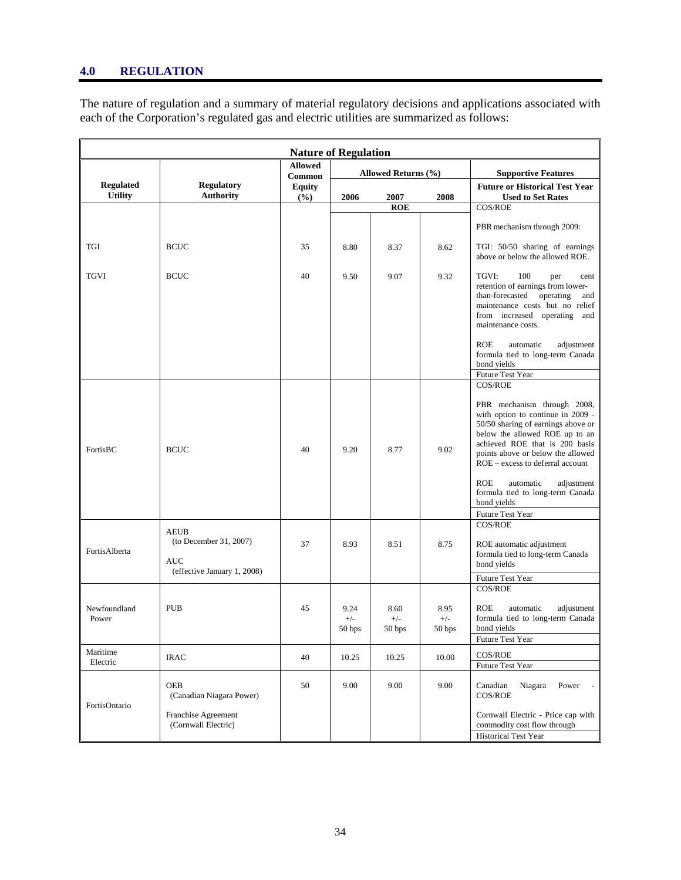## 4.0 REGULATION

The nature of regulation and a summary of material regulatory decisions and applications associated with each of the Corporation's regulated gas and electric utilities are summarized as follows:

| Nature of Regulation | | | | | | |
|---|---|---|---|---|---|---|
| Regulated Utility | Regulatory Authority | Allowed Common Equity (%) | Allowed Returns (%) | | | Supportive Features |
| | | | 2006 | 2007 | 2008 | Future or Historical Test Year Used to Set Rates |
| | | | ROE | | | COS/ROE |
| TGI | BCUC | 35 | 8.80 | 8.37 | 8.62 | PBR mechanism through 2009: TGI: 50/50 sharing of earnings above or below the allowed ROE. |
| TGVI | BCUC | 40 | 9.50 | 9.07 | 9.32 | TGVI: 100 per cent retention of earnings from lower-than-forecasted operating and maintenance costs but no relief from increased operating and maintenance costs. ROE automatic adjustment formula tied to long-term Canada bond yields. Future Test Year |
| FortisBC | BCUC | 40 | 9.20 | 8.77 | 9.02 | COS/ROE. PBR mechanism through 2008, with option to continue in 2009 - 50/50 sharing of earnings above or below the allowed ROE up to an achieved ROE that is 200 basis points above or below the allowed ROE – excess to deferral account. ROE automatic adjustment formula tied to long-term Canada bond yields. Future Test Year |
| FortisAlberta | AEUB (to December 31, 2007) AUC (effective January 1, 2008) | 37 | 8.93 | 8.51 | 8.75 | COS/ROE. ROE automatic adjustment formula tied to long-term Canada bond yields. Future Test Year |
| Newfoundland Power | PUB | 45 | 9.24 +/- 50 bps | 8.60 +/- 50 bps | 8.95 +/- 50 bps | COS/ROE. ROE automatic adjustment formula tied to long-term Canada bond yields. Future Test Year |
| Maritime Electric | IRAC | 40 | 10.25 | 10.25 | 10.00 | COS/ROE. Future Test Year |
| FortisOntario | OEB (Canadian Niagara Power); Franchise Agreement (Cornwall Electric) | 50 | 9.00 | 9.00 | 9.00 | Canadian Niagara Power - COS/ROE. Cornwall Electric - Price cap with commodity cost flow through. Historical Test Year |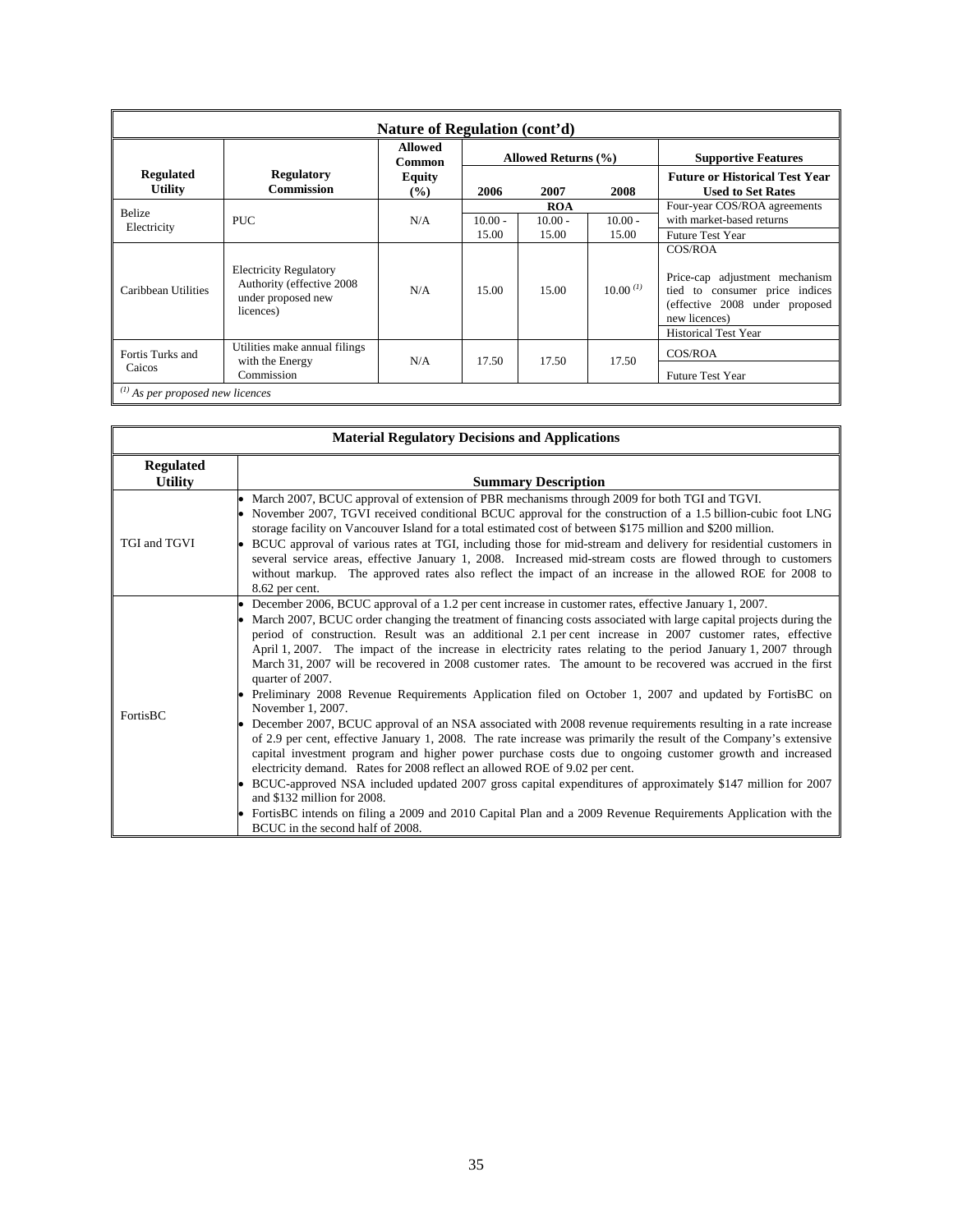**Nature of Regulation (cont'd)**

| Regulated Utility | Regulatory Commission | Allowed Common Equity (%) | Allowed Returns (%) 2006 | 2007 | 2008 | Supportive Features Future or Historical Test Year Used to Set Rates |
|---|---|---|---|---|---|---|
| Belize Electricity | PUC | N/A | ROA 10.00 - 15.00 | ROA 10.00 - 15.00 | ROA 10.00 - 15.00 | Four-year COS/ROA agreements with market-based returns<br>Future Test Year |
| Caribbean Utilities | Electricity Regulatory Authority (effective 2008 under proposed new licences) | N/A | 15.00 | 15.00 | 10.00 [(1)] | COS/ROA<br>Price-cap adjustment mechanism tied to consumer price indices (effective 2008 under proposed new licences)<br>Historical Test Year |
| Fortis Turks and Caicos | Utilities make annual filings with the Energy Commission | N/A | 17.50 | 17.50 | 17.50 | COS/ROA<br>Future Test Year |

*(1) As per proposed new licences*

**Material Regulatory Decisions and Applications**

| Regulated Utility | Summary Description |
|---|---|
| TGI and TGVI | • March 2007, BCUC approval of extension of PBR mechanisms through 2009 for both TGI and TGVI.<br>• November 2007, TGVI received conditional BCUC approval for the construction of a 1.5 billion-cubic foot LNG storage facility on Vancouver Island for a total estimated cost of between $175 million and $200 million.<br>• BCUC approval of various rates at TGI, including those for mid-stream and delivery for residential customers in several service areas, effective January 1, 2008. Increased mid-stream costs are flowed through to customers without markup. The approved rates also reflect the impact of an increase in the allowed ROE for 2008 to 8.62 per cent. |
| FortisBC | • December 2006, BCUC approval of a 1.2 per cent increase in customer rates, effective January 1, 2007.<br>• March 2007, BCUC order changing the treatment of financing costs associated with large capital projects during the period of construction. Result was an additional 2.1 per cent increase in 2007 customer rates, effective April 1, 2007. The impact of the increase in electricity rates relating to the period January 1, 2007 through March 31, 2007 will be recovered in 2008 customer rates. The amount to be recovered was accrued in the first quarter of 2007.<br>• Preliminary 2008 Revenue Requirements Application filed on October 1, 2007 and updated by FortisBC on November 1, 2007.<br>• December 2007, BCUC approval of an NSA associated with 2008 revenue requirements resulting in a rate increase of 2.9 per cent, effective January 1, 2008. The rate increase was primarily the result of the Company's extensive capital investment program and higher power purchase costs due to ongoing customer growth and increased electricity demand. Rates for 2008 reflect an allowed ROE of 9.02 per cent.<br>• BCUC-approved NSA included updated 2007 gross capital expenditures of approximately $147 million for 2007 and $132 million for 2008.<br>• FortisBC intends on filing a 2009 and 2010 Capital Plan and a 2009 Revenue Requirements Application with the BCUC in the second half of 2008. |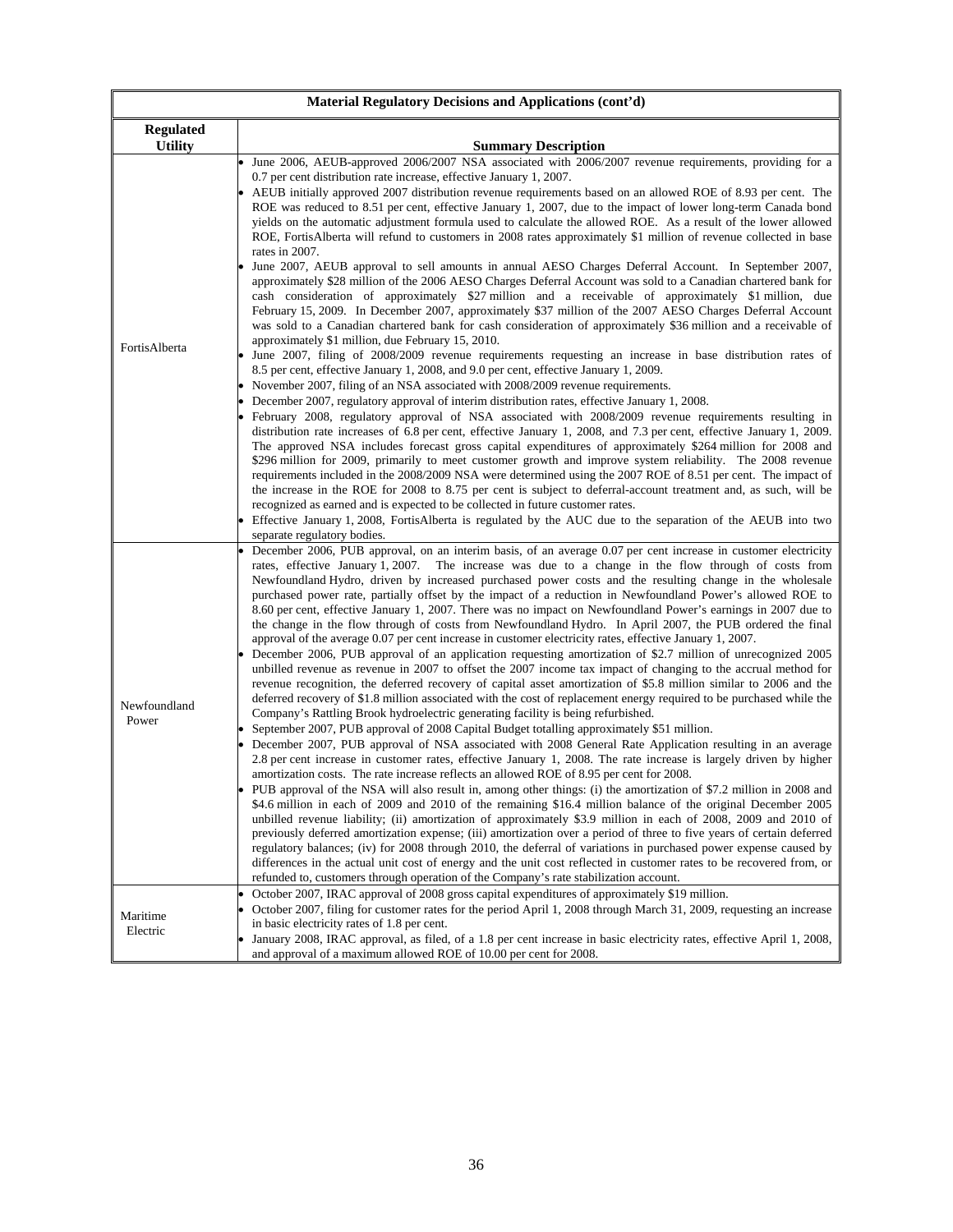| Material Regulatory Decisions and Applications (cont'd) | |
|---|---|
| **Regulated Utility** | **Summary Description** |
| FortisAlberta | • June 2006, AEUB-approved 2006/2007 NSA associated with 2006/2007 revenue requirements, providing for a 0.7 per cent distribution rate increase, effective January 1, 2007.<br>• AEUB initially approved 2007 distribution revenue requirements based on an allowed ROE of 8.93 per cent. The ROE was reduced to 8.51 per cent, effective January 1, 2007, due to the impact of lower long-term Canada bond yields on the automatic adjustment formula used to calculate the allowed ROE. As a result of the lower allowed ROE, FortisAlberta will refund to customers in 2008 rates approximately $1 million of revenue collected in base rates in 2007.<br>• June 2007, AEUB approval to sell amounts in annual AESO Charges Deferral Account. In September 2007, approximately $28 million of the 2006 AESO Charges Deferral Account was sold to a Canadian chartered bank for cash consideration of approximately $27 million and a receivable of approximately $1 million, due February 15, 2009. In December 2007, approximately $37 million of the 2007 AESO Charges Deferral Account was sold to a Canadian chartered bank for cash consideration of approximately $36 million and a receivable of approximately $1 million, due February 15, 2010.<br>• June 2007, filing of 2008/2009 revenue requirements requesting an increase in base distribution rates of 8.5 per cent, effective January 1, 2008, and 9.0 per cent, effective January 1, 2009.<br>• November 2007, filing of an NSA associated with 2008/2009 revenue requirements.<br>• December 2007, regulatory approval of interim distribution rates, effective January 1, 2008.<br>• February 2008, regulatory approval of NSA associated with 2008/2009 revenue requirements resulting in distribution rate increases of 6.8 per cent, effective January 1, 2008, and 7.3 per cent, effective January 1, 2009. The approved NSA includes forecast gross capital expenditures of approximately $264 million for 2008 and $296 million for 2009, primarily to meet customer growth and improve system reliability. The 2008 revenue requirements included in the 2008/2009 NSA were determined using the 2007 ROE of 8.51 per cent. The impact of the increase in the ROE for 2008 to 8.75 per cent is subject to deferral-account treatment and, as such, will be recognized as earned and is expected to be collected in future customer rates.<br>• Effective January 1, 2008, FortisAlberta is regulated by the AUC due to the separation of the AEUB into two separate regulatory bodies. |
| Newfoundland Power | • December 2006, PUB approval, on an interim basis, of an average 0.07 per cent increase in customer electricity rates, effective January 1, 2007. The increase was due to a change in the flow through of costs from Newfoundland Hydro, driven by increased purchased power costs and the resulting change in the wholesale purchased power rate, partially offset by the impact of a reduction in Newfoundland Power's allowed ROE to 8.60 per cent, effective January 1, 2007. There was no impact on Newfoundland Power's earnings in 2007 due to the change in the flow through of costs from Newfoundland Hydro. In April 2007, the PUB ordered the final approval of the average 0.07 per cent increase in customer electricity rates, effective January 1, 2007.<br>• December 2006, PUB approval of an application requesting amortization of $2.7 million of unrecognized 2005 unbilled revenue as revenue in 2007 to offset the 2007 income tax impact of changing to the accrual method for revenue recognition, the deferred recovery of capital asset amortization of $5.8 million similar to 2006 and the deferred recovery of $1.8 million associated with the cost of replacement energy required to be purchased while the Company's Rattling Brook hydroelectric generating facility is being refurbished.<br>• September 2007, PUB approval of 2008 Capital Budget totalling approximately $51 million.<br>• December 2007, PUB approval of NSA associated with 2008 General Rate Application resulting in an average 2.8 per cent increase in customer rates, effective January 1, 2008. The rate increase is largely driven by higher amortization costs. The rate increase reflects an allowed ROE of 8.95 per cent for 2008.<br>• PUB approval of the NSA will also result in, among other things: (i) the amortization of $7.2 million in 2008 and $4.6 million in each of 2009 and 2010 of the remaining $16.4 million balance of the original December 2005 unbilled revenue liability; (ii) amortization of approximately $3.9 million in each of 2008, 2009 and 2010 of previously deferred amortization expense; (iii) amortization over a period of three to five years of certain deferred regulatory balances; (iv) for 2008 through 2010, the deferral of variations in purchased power expense caused by differences in the actual unit cost of energy and the unit cost reflected in customer rates to be recovered from, or refunded to, customers through operation of the Company's rate stabilization account. |
| Maritime Electric | • October 2007, IRAC approval of 2008 gross capital expenditures of approximately $19 million.<br>• October 2007, filing for customer rates for the period April 1, 2008 through March 31, 2009, requesting an increase in basic electricity rates of 1.8 per cent.<br>• January 2008, IRAC approval, as filed, of a 1.8 per cent increase in basic electricity rates, effective April 1, 2008, and approval of a maximum allowed ROE of 10.00 per cent for 2008. |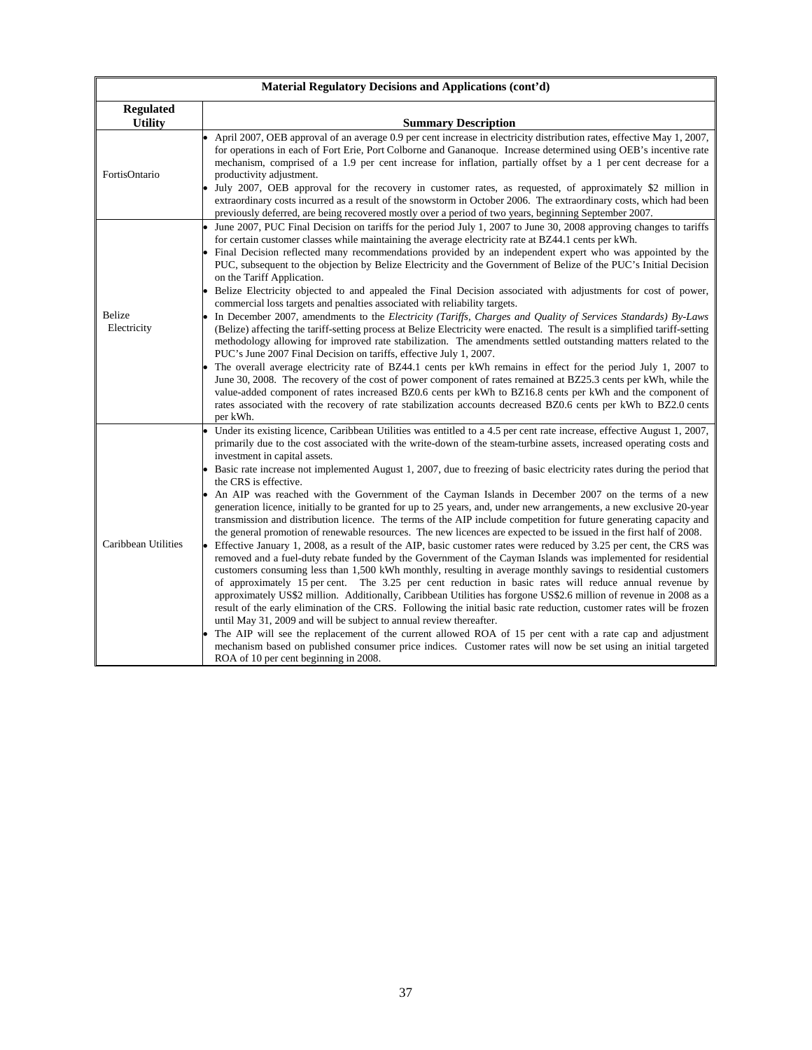| Material Regulatory Decisions and Applications (cont'd) | |
|---|---|
| **Regulated Utility** | **Summary Description** |
| FortisOntario | • April 2007, OEB approval of an average 0.9 per cent increase in electricity distribution rates, effective May 1, 2007, for operations in each of Fort Erie, Port Colborne and Gananoque. Increase determined using OEB's incentive rate mechanism, comprised of a 1.9 per cent increase for inflation, partially offset by a 1 per cent decrease for a productivity adjustment.<br>• July 2007, OEB approval for the recovery in customer rates, as requested, of approximately $2 million in extraordinary costs incurred as a result of the snowstorm in October 2006. The extraordinary costs, which had been previously deferred, are being recovered mostly over a period of two years, beginning September 2007. |
| Belize Electricity | • June 2007, PUC Final Decision on tariffs for the period July 1, 2007 to June 30, 2008 approving changes to tariffs for certain customer classes while maintaining the average electricity rate at BZ44.1 cents per kWh.<br>• Final Decision reflected many recommendations provided by an independent expert who was appointed by the PUC, subsequent to the objection by Belize Electricity and the Government of Belize of the PUC's Initial Decision on the Tariff Application.<br>• Belize Electricity objected to and appealed the Final Decision associated with adjustments for cost of power, commercial loss targets and penalties associated with reliability targets.<br>• In December 2007, amendments to the *Electricity (Tariffs, Charges and Quality of Services Standards) By-Laws* (Belize) affecting the tariff-setting process at Belize Electricity were enacted. The result is a simplified tariff-setting methodology allowing for improved rate stabilization. The amendments settled outstanding matters related to the PUC's June 2007 Final Decision on tariffs, effective July 1, 2007.<br>• The overall average electricity rate of BZ44.1 cents per kWh remains in effect for the period July 1, 2007 to June 30, 2008. The recovery of the cost of power component of rates remained at BZ25.3 cents per kWh, while the value-added component of rates increased BZ0.6 cents per kWh to BZ16.8 cents per kWh and the component of rates associated with the recovery of rate stabilization accounts decreased BZ0.6 cents per kWh to BZ2.0 cents per kWh. |
| Caribbean Utilities | • Under its existing licence, Caribbean Utilities was entitled to a 4.5 per cent rate increase, effective August 1, 2007, primarily due to the cost associated with the write-down of the steam-turbine assets, increased operating costs and investment in capital assets.<br>• Basic rate increase not implemented August 1, 2007, due to freezing of basic electricity rates during the period that the CRS is effective.<br>• An AIP was reached with the Government of the Cayman Islands in December 2007 on the terms of a new generation licence, initially to be granted for up to 25 years, and, under new arrangements, a new exclusive 20-year transmission and distribution licence. The terms of the AIP include competition for future generating capacity and the general promotion of renewable resources. The new licences are expected to be issued in the first half of 2008.<br>• Effective January 1, 2008, as a result of the AIP, basic customer rates were reduced by 3.25 per cent, the CRS was removed and a fuel-duty rebate funded by the Government of the Cayman Islands was implemented for residential customers consuming less than 1,500 kWh monthly, resulting in average monthly savings to residential customers of approximately 15 per cent. The 3.25 per cent reduction in basic rates will reduce annual revenue by approximately US$2 million. Additionally, Caribbean Utilities has forgone US$2.6 million of revenue in 2008 as a result of the early elimination of the CRS. Following the initial basic rate reduction, customer rates will be frozen until May 31, 2009 and will be subject to annual review thereafter.<br>• The AIP will see the replacement of the current allowed ROA of 15 per cent with a rate cap and adjustment mechanism based on published consumer price indices. Customer rates will now be set using an initial targeted ROA of 10 per cent beginning in 2008. |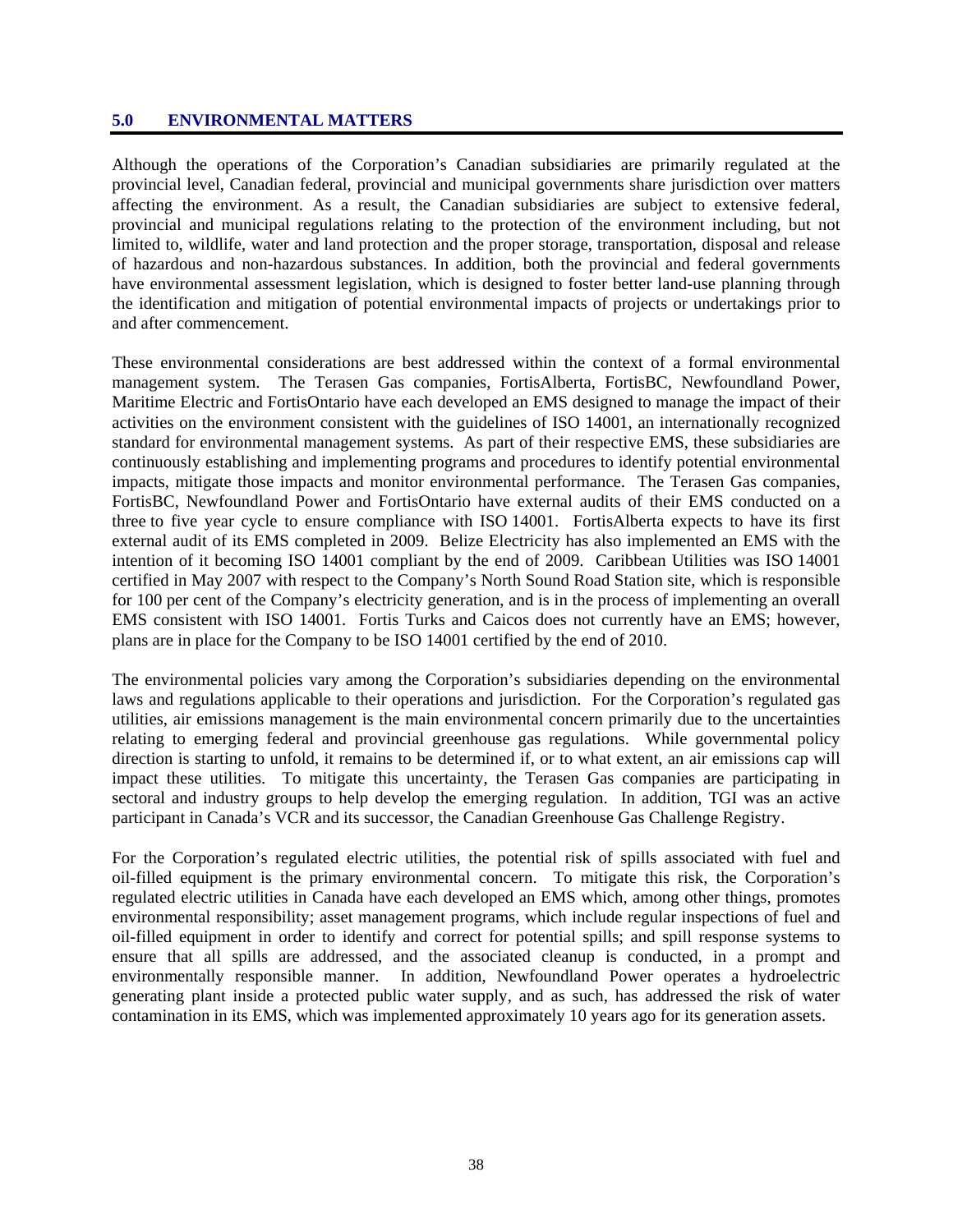## 5.0 ENVIRONMENTAL MATTERS

Although the operations of the Corporation's Canadian subsidiaries are primarily regulated at the provincial level, Canadian federal, provincial and municipal governments share jurisdiction over matters affecting the environment. As a result, the Canadian subsidiaries are subject to extensive federal, provincial and municipal regulations relating to the protection of the environment including, but not limited to, wildlife, water and land protection and the proper storage, transportation, disposal and release of hazardous and non-hazardous substances. In addition, both the provincial and federal governments have environmental assessment legislation, which is designed to foster better land-use planning through the identification and mitigation of potential environmental impacts of projects or undertakings prior to and after commencement.

These environmental considerations are best addressed within the context of a formal environmental management system. The Terasen Gas companies, FortisAlberta, FortisBC, Newfoundland Power, Maritime Electric and FortisOntario have each developed an EMS designed to manage the impact of their activities on the environment consistent with the guidelines of ISO 14001, an internationally recognized standard for environmental management systems. As part of their respective EMS, these subsidiaries are continuously establishing and implementing programs and procedures to identify potential environmental impacts, mitigate those impacts and monitor environmental performance. The Terasen Gas companies, FortisBC, Newfoundland Power and FortisOntario have external audits of their EMS conducted on a three to five year cycle to ensure compliance with ISO 14001. FortisAlberta expects to have its first external audit of its EMS completed in 2009. Belize Electricity has also implemented an EMS with the intention of it becoming ISO 14001 compliant by the end of 2009. Caribbean Utilities was ISO 14001 certified in May 2007 with respect to the Company's North Sound Road Station site, which is responsible for 100 per cent of the Company's electricity generation, and is in the process of implementing an overall EMS consistent with ISO 14001. Fortis Turks and Caicos does not currently have an EMS; however, plans are in place for the Company to be ISO 14001 certified by the end of 2010.

The environmental policies vary among the Corporation's subsidiaries depending on the environmental laws and regulations applicable to their operations and jurisdiction. For the Corporation's regulated gas utilities, air emissions management is the main environmental concern primarily due to the uncertainties relating to emerging federal and provincial greenhouse gas regulations. While governmental policy direction is starting to unfold, it remains to be determined if, or to what extent, an air emissions cap will impact these utilities. To mitigate this uncertainty, the Terasen Gas companies are participating in sectoral and industry groups to help develop the emerging regulation. In addition, TGI was an active participant in Canada's VCR and its successor, the Canadian Greenhouse Gas Challenge Registry.

For the Corporation's regulated electric utilities, the potential risk of spills associated with fuel and oil-filled equipment is the primary environmental concern. To mitigate this risk, the Corporation's regulated electric utilities in Canada have each developed an EMS which, among other things, promotes environmental responsibility; asset management programs, which include regular inspections of fuel and oil-filled equipment in order to identify and correct for potential spills; and spill response systems to ensure that all spills are addressed, and the associated cleanup is conducted, in a prompt and environmentally responsible manner. In addition, Newfoundland Power operates a hydroelectric generating plant inside a protected public water supply, and as such, has addressed the risk of water contamination in its EMS, which was implemented approximately 10 years ago for its generation assets.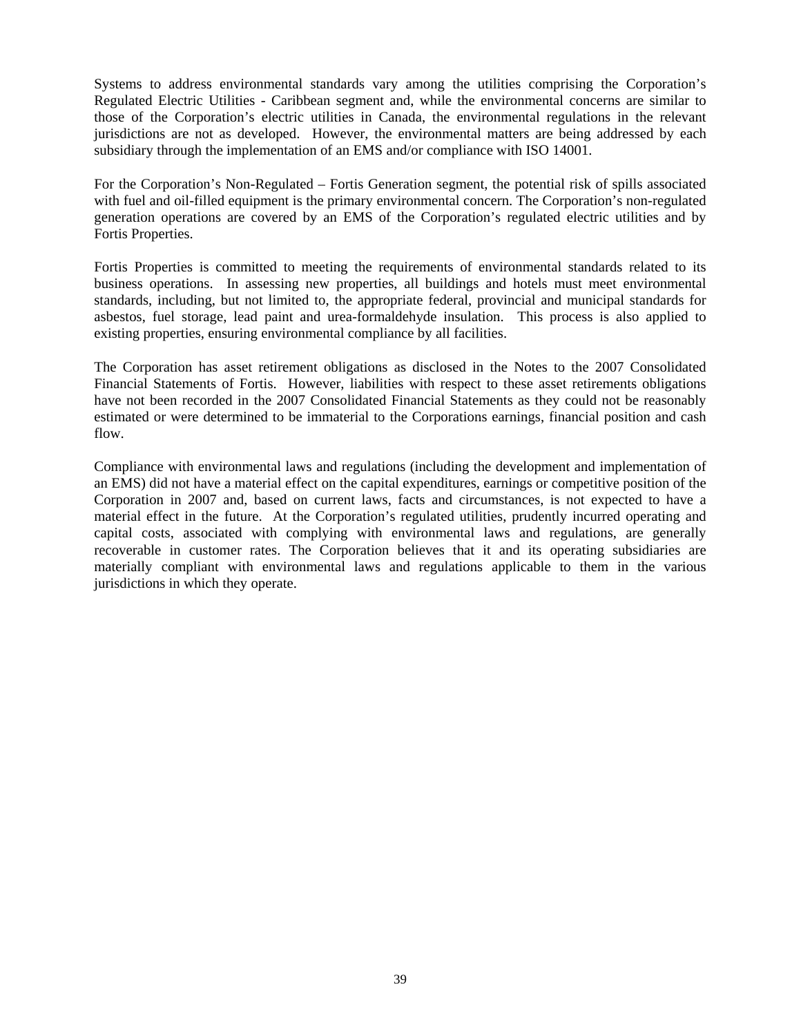Systems to address environmental standards vary among the utilities comprising the Corporation's Regulated Electric Utilities - Caribbean segment and, while the environmental concerns are similar to those of the Corporation's electric utilities in Canada, the environmental regulations in the relevant jurisdictions are not as developed. However, the environmental matters are being addressed by each subsidiary through the implementation of an EMS and/or compliance with ISO 14001.

For the Corporation's Non-Regulated – Fortis Generation segment, the potential risk of spills associated with fuel and oil-filled equipment is the primary environmental concern. The Corporation's non-regulated generation operations are covered by an EMS of the Corporation's regulated electric utilities and by Fortis Properties.

Fortis Properties is committed to meeting the requirements of environmental standards related to its business operations. In assessing new properties, all buildings and hotels must meet environmental standards, including, but not limited to, the appropriate federal, provincial and municipal standards for asbestos, fuel storage, lead paint and urea-formaldehyde insulation. This process is also applied to existing properties, ensuring environmental compliance by all facilities.

The Corporation has asset retirement obligations as disclosed in the Notes to the 2007 Consolidated Financial Statements of Fortis. However, liabilities with respect to these asset retirements obligations have not been recorded in the 2007 Consolidated Financial Statements as they could not be reasonably estimated or were determined to be immaterial to the Corporations earnings, financial position and cash flow.

Compliance with environmental laws and regulations (including the development and implementation of an EMS) did not have a material effect on the capital expenditures, earnings or competitive position of the Corporation in 2007 and, based on current laws, facts and circumstances, is not expected to have a material effect in the future. At the Corporation's regulated utilities, prudently incurred operating and capital costs, associated with complying with environmental laws and regulations, are generally recoverable in customer rates. The Corporation believes that it and its operating subsidiaries are materially compliant with environmental laws and regulations applicable to them in the various jurisdictions in which they operate.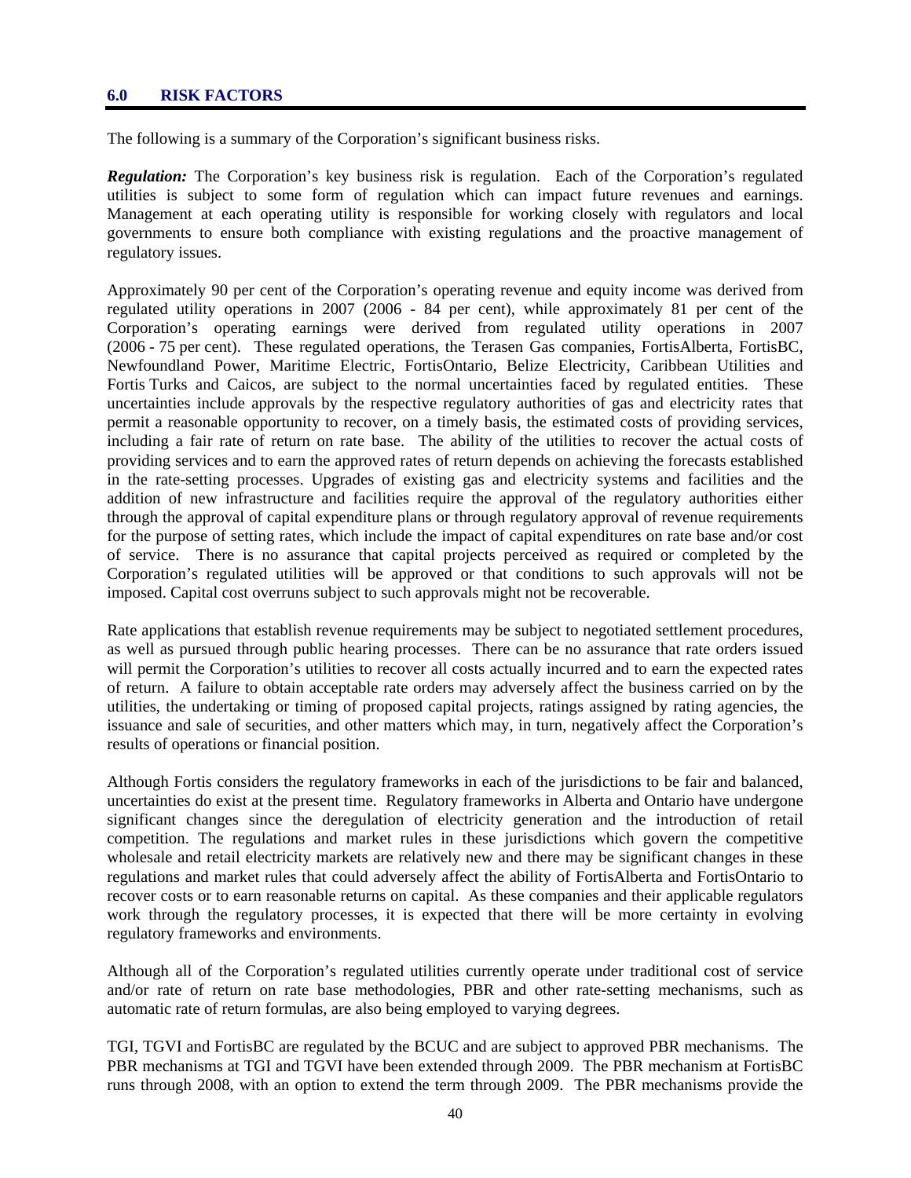## 6.0 RISK FACTORS

The following is a summary of the Corporation's significant business risks.

***Regulation:*** The Corporation's key business risk is regulation. Each of the Corporation's regulated utilities is subject to some form of regulation which can impact future revenues and earnings. Management at each operating utility is responsible for working closely with regulators and local governments to ensure both compliance with existing regulations and the proactive management of regulatory issues.

Approximately 90 per cent of the Corporation's operating revenue and equity income was derived from regulated utility operations in 2007 (2006 - 84 per cent), while approximately 81 per cent of the Corporation's operating earnings were derived from regulated utility operations in 2007 (2006 - 75 per cent). These regulated operations, the Terasen Gas companies, FortisAlberta, FortisBC, Newfoundland Power, Maritime Electric, FortisOntario, Belize Electricity, Caribbean Utilities and Fortis Turks and Caicos, are subject to the normal uncertainties faced by regulated entities. These uncertainties include approvals by the respective regulatory authorities of gas and electricity rates that permit a reasonable opportunity to recover, on a timely basis, the estimated costs of providing services, including a fair rate of return on rate base. The ability of the utilities to recover the actual costs of providing services and to earn the approved rates of return depends on achieving the forecasts established in the rate-setting processes. Upgrades of existing gas and electricity systems and facilities and the addition of new infrastructure and facilities require the approval of the regulatory authorities either through the approval of capital expenditure plans or through regulatory approval of revenue requirements for the purpose of setting rates, which include the impact of capital expenditures on rate base and/or cost of service. There is no assurance that capital projects perceived as required or completed by the Corporation's regulated utilities will be approved or that conditions to such approvals will not be imposed. Capital cost overruns subject to such approvals might not be recoverable.

Rate applications that establish revenue requirements may be subject to negotiated settlement procedures, as well as pursued through public hearing processes. There can be no assurance that rate orders issued will permit the Corporation's utilities to recover all costs actually incurred and to earn the expected rates of return. A failure to obtain acceptable rate orders may adversely affect the business carried on by the utilities, the undertaking or timing of proposed capital projects, ratings assigned by rating agencies, the issuance and sale of securities, and other matters which may, in turn, negatively affect the Corporation's results of operations or financial position.

Although Fortis considers the regulatory frameworks in each of the jurisdictions to be fair and balanced, uncertainties do exist at the present time. Regulatory frameworks in Alberta and Ontario have undergone significant changes since the deregulation of electricity generation and the introduction of retail competition. The regulations and market rules in these jurisdictions which govern the competitive wholesale and retail electricity markets are relatively new and there may be significant changes in these regulations and market rules that could adversely affect the ability of FortisAlberta and FortisOntario to recover costs or to earn reasonable returns on capital. As these companies and their applicable regulators work through the regulatory processes, it is expected that there will be more certainty in evolving regulatory frameworks and environments.

Although all of the Corporation's regulated utilities currently operate under traditional cost of service and/or rate of return on rate base methodologies, PBR and other rate-setting mechanisms, such as automatic rate of return formulas, are also being employed to varying degrees.

TGI, TGVI and FortisBC are regulated by the BCUC and are subject to approved PBR mechanisms. The PBR mechanisms at TGI and TGVI have been extended through 2009. The PBR mechanism at FortisBC runs through 2008, with an option to extend the term through 2009. The PBR mechanisms provide the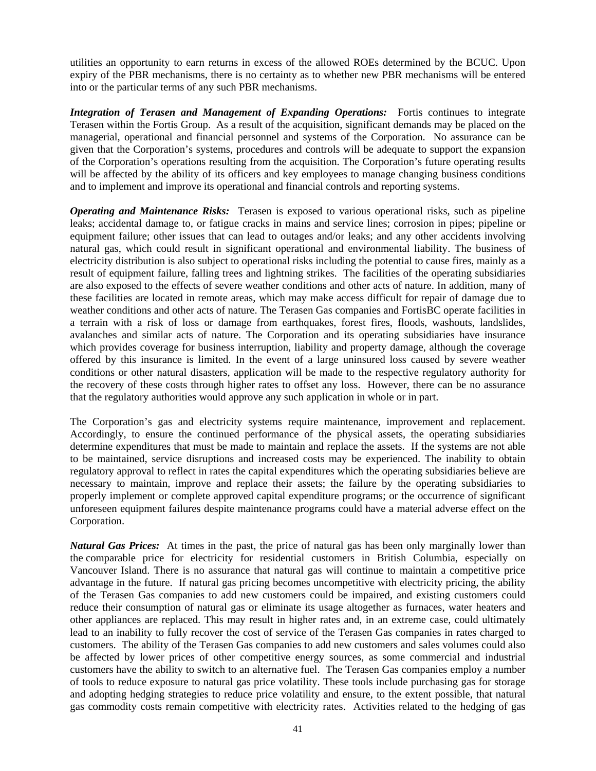utilities an opportunity to earn returns in excess of the allowed ROEs determined by the BCUC. Upon expiry of the PBR mechanisms, there is no certainty as to whether new PBR mechanisms will be entered into or the particular terms of any such PBR mechanisms.

***Integration of Terasen and Management of Expanding Operations:*** Fortis continues to integrate Terasen within the Fortis Group. As a result of the acquisition, significant demands may be placed on the managerial, operational and financial personnel and systems of the Corporation. No assurance can be given that the Corporation's systems, procedures and controls will be adequate to support the expansion of the Corporation's operations resulting from the acquisition. The Corporation's future operating results will be affected by the ability of its officers and key employees to manage changing business conditions and to implement and improve its operational and financial controls and reporting systems.

***Operating and Maintenance Risks:*** Terasen is exposed to various operational risks, such as pipeline leaks; accidental damage to, or fatigue cracks in mains and service lines; corrosion in pipes; pipeline or equipment failure; other issues that can lead to outages and/or leaks; and any other accidents involving natural gas, which could result in significant operational and environmental liability. The business of electricity distribution is also subject to operational risks including the potential to cause fires, mainly as a result of equipment failure, falling trees and lightning strikes. The facilities of the operating subsidiaries are also exposed to the effects of severe weather conditions and other acts of nature. In addition, many of these facilities are located in remote areas, which may make access difficult for repair of damage due to weather conditions and other acts of nature. The Terasen Gas companies and FortisBC operate facilities in a terrain with a risk of loss or damage from earthquakes, forest fires, floods, washouts, landslides, avalanches and similar acts of nature. The Corporation and its operating subsidiaries have insurance which provides coverage for business interruption, liability and property damage, although the coverage offered by this insurance is limited. In the event of a large uninsured loss caused by severe weather conditions or other natural disasters, application will be made to the respective regulatory authority for the recovery of these costs through higher rates to offset any loss. However, there can be no assurance that the regulatory authorities would approve any such application in whole or in part.

The Corporation's gas and electricity systems require maintenance, improvement and replacement. Accordingly, to ensure the continued performance of the physical assets, the operating subsidiaries determine expenditures that must be made to maintain and replace the assets. If the systems are not able to be maintained, service disruptions and increased costs may be experienced. The inability to obtain regulatory approval to reflect in rates the capital expenditures which the operating subsidiaries believe are necessary to maintain, improve and replace their assets; the failure by the operating subsidiaries to properly implement or complete approved capital expenditure programs; or the occurrence of significant unforeseen equipment failures despite maintenance programs could have a material adverse effect on the Corporation.

***Natural Gas Prices:*** At times in the past, the price of natural gas has been only marginally lower than the comparable price for electricity for residential customers in British Columbia, especially on Vancouver Island. There is no assurance that natural gas will continue to maintain a competitive price advantage in the future. If natural gas pricing becomes uncompetitive with electricity pricing, the ability of the Terasen Gas companies to add new customers could be impaired, and existing customers could reduce their consumption of natural gas or eliminate its usage altogether as furnaces, water heaters and other appliances are replaced. This may result in higher rates and, in an extreme case, could ultimately lead to an inability to fully recover the cost of service of the Terasen Gas companies in rates charged to customers. The ability of the Terasen Gas companies to add new customers and sales volumes could also be affected by lower prices of other competitive energy sources, as some commercial and industrial customers have the ability to switch to an alternative fuel. The Terasen Gas companies employ a number of tools to reduce exposure to natural gas price volatility. These tools include purchasing gas for storage and adopting hedging strategies to reduce price volatility and ensure, to the extent possible, that natural gas commodity costs remain competitive with electricity rates. Activities related to the hedging of gas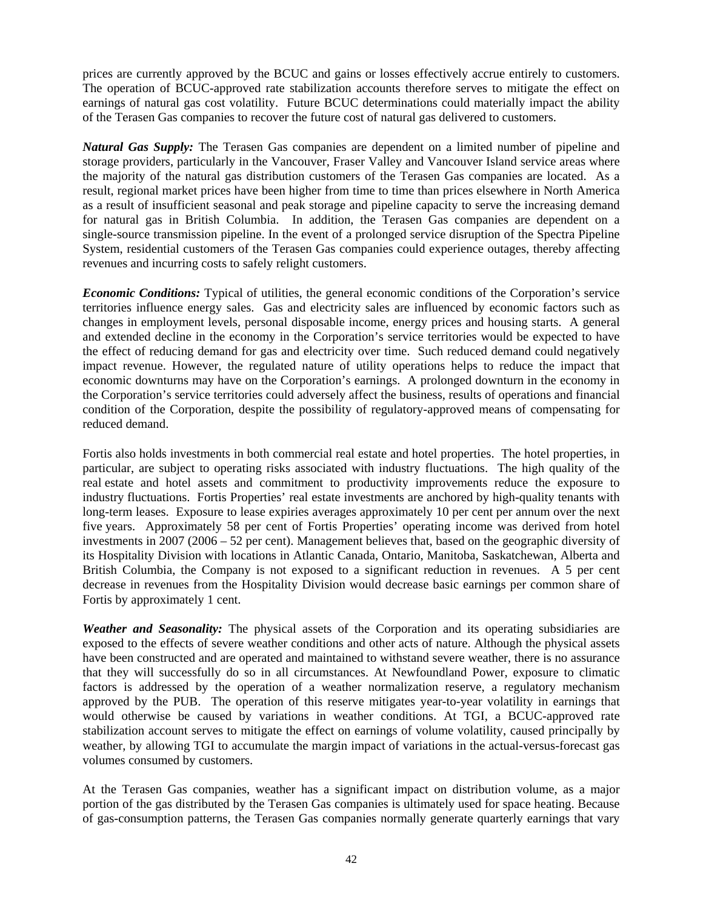prices are currently approved by the BCUC and gains or losses effectively accrue entirely to customers. The operation of BCUC-approved rate stabilization accounts therefore serves to mitigate the effect on earnings of natural gas cost volatility. Future BCUC determinations could materially impact the ability of the Terasen Gas companies to recover the future cost of natural gas delivered to customers.

***Natural Gas Supply:*** The Terasen Gas companies are dependent on a limited number of pipeline and storage providers, particularly in the Vancouver, Fraser Valley and Vancouver Island service areas where the majority of the natural gas distribution customers of the Terasen Gas companies are located. As a result, regional market prices have been higher from time to time than prices elsewhere in North America as a result of insufficient seasonal and peak storage and pipeline capacity to serve the increasing demand for natural gas in British Columbia. In addition, the Terasen Gas companies are dependent on a single-source transmission pipeline. In the event of a prolonged service disruption of the Spectra Pipeline System, residential customers of the Terasen Gas companies could experience outages, thereby affecting revenues and incurring costs to safely relight customers.

***Economic Conditions:*** Typical of utilities, the general economic conditions of the Corporation's service territories influence energy sales. Gas and electricity sales are influenced by economic factors such as changes in employment levels, personal disposable income, energy prices and housing starts. A general and extended decline in the economy in the Corporation's service territories would be expected to have the effect of reducing demand for gas and electricity over time. Such reduced demand could negatively impact revenue. However, the regulated nature of utility operations helps to reduce the impact that economic downturns may have on the Corporation's earnings. A prolonged downturn in the economy in the Corporation's service territories could adversely affect the business, results of operations and financial condition of the Corporation, despite the possibility of regulatory-approved means of compensating for reduced demand.

Fortis also holds investments in both commercial real estate and hotel properties. The hotel properties, in particular, are subject to operating risks associated with industry fluctuations. The high quality of the real estate and hotel assets and commitment to productivity improvements reduce the exposure to industry fluctuations. Fortis Properties' real estate investments are anchored by high-quality tenants with long-term leases. Exposure to lease expiries averages approximately 10 per cent per annum over the next five years. Approximately 58 per cent of Fortis Properties' operating income was derived from hotel investments in 2007 (2006 – 52 per cent). Management believes that, based on the geographic diversity of its Hospitality Division with locations in Atlantic Canada, Ontario, Manitoba, Saskatchewan, Alberta and British Columbia, the Company is not exposed to a significant reduction in revenues. A 5 per cent decrease in revenues from the Hospitality Division would decrease basic earnings per common share of Fortis by approximately 1 cent.

***Weather and Seasonality:*** The physical assets of the Corporation and its operating subsidiaries are exposed to the effects of severe weather conditions and other acts of nature. Although the physical assets have been constructed and are operated and maintained to withstand severe weather, there is no assurance that they will successfully do so in all circumstances. At Newfoundland Power, exposure to climatic factors is addressed by the operation of a weather normalization reserve, a regulatory mechanism approved by the PUB. The operation of this reserve mitigates year-to-year volatility in earnings that would otherwise be caused by variations in weather conditions. At TGI, a BCUC-approved rate stabilization account serves to mitigate the effect on earnings of volume volatility, caused principally by weather, by allowing TGI to accumulate the margin impact of variations in the actual-versus-forecast gas volumes consumed by customers.

At the Terasen Gas companies, weather has a significant impact on distribution volume, as a major portion of the gas distributed by the Terasen Gas companies is ultimately used for space heating. Because of gas-consumption patterns, the Terasen Gas companies normally generate quarterly earnings that vary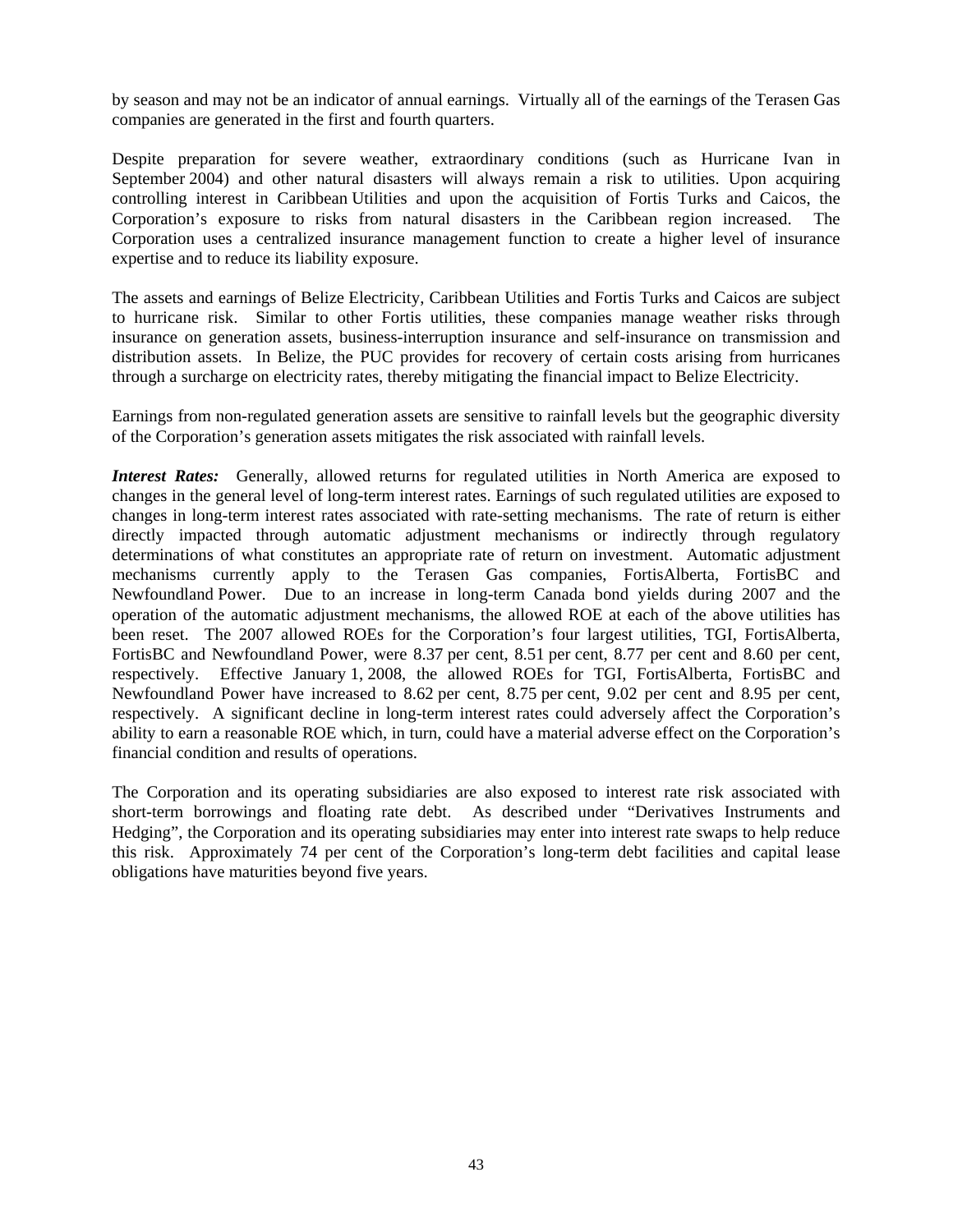by season and may not be an indicator of annual earnings. Virtually all of the earnings of the Terasen Gas companies are generated in the first and fourth quarters.

Despite preparation for severe weather, extraordinary conditions (such as Hurricane Ivan in September 2004) and other natural disasters will always remain a risk to utilities. Upon acquiring controlling interest in Caribbean Utilities and upon the acquisition of Fortis Turks and Caicos, the Corporation's exposure to risks from natural disasters in the Caribbean region increased. The Corporation uses a centralized insurance management function to create a higher level of insurance expertise and to reduce its liability exposure.

The assets and earnings of Belize Electricity, Caribbean Utilities and Fortis Turks and Caicos are subject to hurricane risk. Similar to other Fortis utilities, these companies manage weather risks through insurance on generation assets, business-interruption insurance and self-insurance on transmission and distribution assets. In Belize, the PUC provides for recovery of certain costs arising from hurricanes through a surcharge on electricity rates, thereby mitigating the financial impact to Belize Electricity.

Earnings from non-regulated generation assets are sensitive to rainfall levels but the geographic diversity of the Corporation's generation assets mitigates the risk associated with rainfall levels.

***Interest Rates:*** Generally, allowed returns for regulated utilities in North America are exposed to changes in the general level of long-term interest rates. Earnings of such regulated utilities are exposed to changes in long-term interest rates associated with rate-setting mechanisms. The rate of return is either directly impacted through automatic adjustment mechanisms or indirectly through regulatory determinations of what constitutes an appropriate rate of return on investment. Automatic adjustment mechanisms currently apply to the Terasen Gas companies, FortisAlberta, FortisBC and Newfoundland Power. Due to an increase in long-term Canada bond yields during 2007 and the operation of the automatic adjustment mechanisms, the allowed ROE at each of the above utilities has been reset. The 2007 allowed ROEs for the Corporation's four largest utilities, TGI, FortisAlberta, FortisBC and Newfoundland Power, were 8.37 per cent, 8.51 per cent, 8.77 per cent and 8.60 per cent, respectively. Effective January 1, 2008, the allowed ROEs for TGI, FortisAlberta, FortisBC and Newfoundland Power have increased to 8.62 per cent, 8.75 per cent, 9.02 per cent and 8.95 per cent, respectively. A significant decline in long-term interest rates could adversely affect the Corporation's ability to earn a reasonable ROE which, in turn, could have a material adverse effect on the Corporation's financial condition and results of operations.

The Corporation and its operating subsidiaries are also exposed to interest rate risk associated with short-term borrowings and floating rate debt. As described under "Derivatives Instruments and Hedging", the Corporation and its operating subsidiaries may enter into interest rate swaps to help reduce this risk. Approximately 74 per cent of the Corporation's long-term debt facilities and capital lease obligations have maturities beyond five years.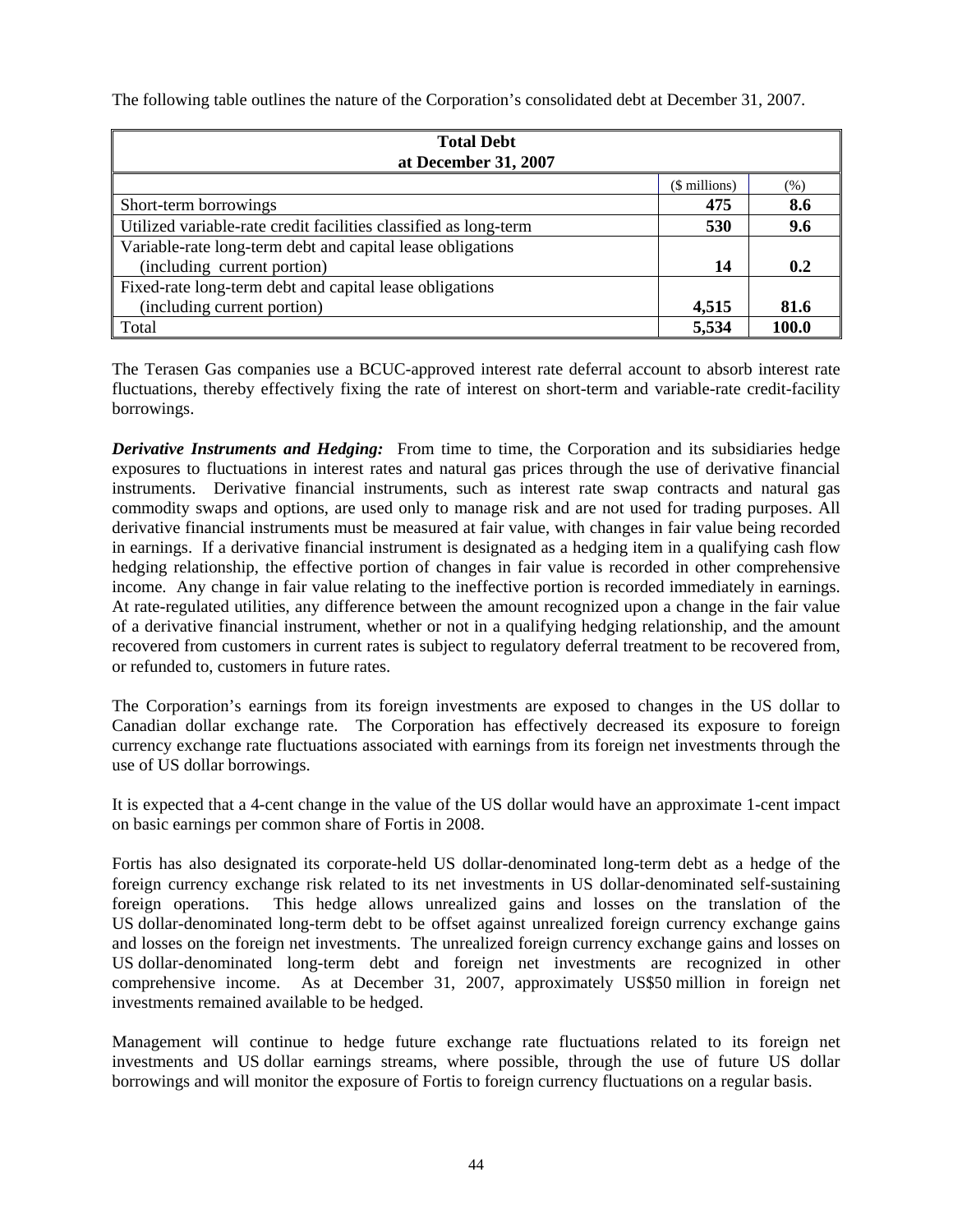The following table outlines the nature of the Corporation's consolidated debt at December 31, 2007.

| Total Debt at December 31, 2007 | | |
|---|---|---|
| | ($ millions) | (%) |
| Short-term borrowings | **475** | **8.6** |
| Utilized variable-rate credit facilities classified as long-term | **530** | **9.6** |
| Variable-rate long-term debt and capital lease obligations (including current portion) | **14** | **0.2** |
| Fixed-rate long-term debt and capital lease obligations (including current portion) | **4,515** | **81.6** |
| Total | **5,534** | **100.0** |

The Terasen Gas companies use a BCUC-approved interest rate deferral account to absorb interest rate fluctuations, thereby effectively fixing the rate of interest on short-term and variable-rate credit-facility borrowings.

***Derivative Instruments and Hedging:*** From time to time, the Corporation and its subsidiaries hedge exposures to fluctuations in interest rates and natural gas prices through the use of derivative financial instruments. Derivative financial instruments, such as interest rate swap contracts and natural gas commodity swaps and options, are used only to manage risk and are not used for trading purposes. All derivative financial instruments must be measured at fair value, with changes in fair value being recorded in earnings. If a derivative financial instrument is designated as a hedging item in a qualifying cash flow hedging relationship, the effective portion of changes in fair value is recorded in other comprehensive income. Any change in fair value relating to the ineffective portion is recorded immediately in earnings. At rate-regulated utilities, any difference between the amount recognized upon a change in the fair value of a derivative financial instrument, whether or not in a qualifying hedging relationship, and the amount recovered from customers in current rates is subject to regulatory deferral treatment to be recovered from, or refunded to, customers in future rates.

The Corporation's earnings from its foreign investments are exposed to changes in the US dollar to Canadian dollar exchange rate. The Corporation has effectively decreased its exposure to foreign currency exchange rate fluctuations associated with earnings from its foreign net investments through the use of US dollar borrowings.

It is expected that a 4-cent change in the value of the US dollar would have an approximate 1-cent impact on basic earnings per common share of Fortis in 2008.

Fortis has also designated its corporate-held US dollar-denominated long-term debt as a hedge of the foreign currency exchange risk related to its net investments in US dollar-denominated self-sustaining foreign operations. This hedge allows unrealized gains and losses on the translation of the US dollar-denominated long-term debt to be offset against unrealized foreign currency exchange gains and losses on the foreign net investments. The unrealized foreign currency exchange gains and losses on US dollar-denominated long-term debt and foreign net investments are recognized in other comprehensive income. As at December 31, 2007, approximately US$50 million in foreign net investments remained available to be hedged.

Management will continue to hedge future exchange rate fluctuations related to its foreign net investments and US dollar earnings streams, where possible, through the use of future US dollar borrowings and will monitor the exposure of Fortis to foreign currency fluctuations on a regular basis.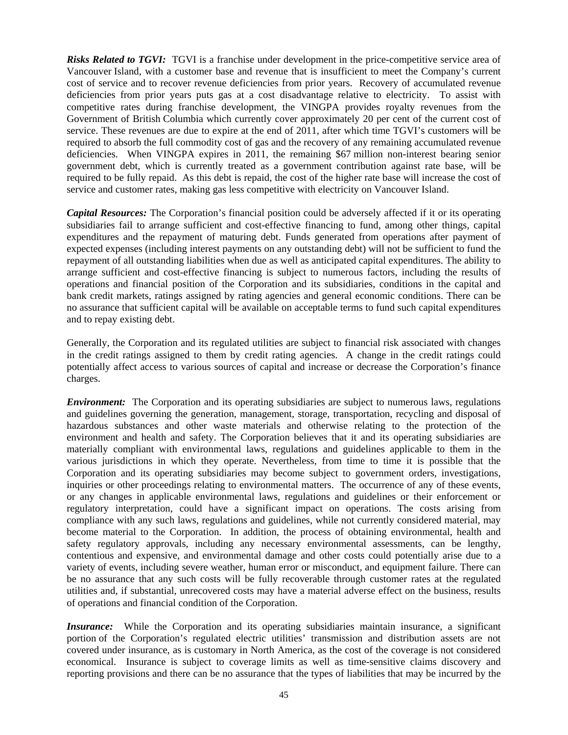***Risks Related to TGVI:*** TGVI is a franchise under development in the price-competitive service area of Vancouver Island, with a customer base and revenue that is insufficient to meet the Company's current cost of service and to recover revenue deficiencies from prior years. Recovery of accumulated revenue deficiencies from prior years puts gas at a cost disadvantage relative to electricity. To assist with competitive rates during franchise development, the VINGPA provides royalty revenues from the Government of British Columbia which currently cover approximately 20 per cent of the current cost of service. These revenues are due to expire at the end of 2011, after which time TGVI's customers will be required to absorb the full commodity cost of gas and the recovery of any remaining accumulated revenue deficiencies. When VINGPA expires in 2011, the remaining $67 million non-interest bearing senior government debt, which is currently treated as a government contribution against rate base, will be required to be fully repaid. As this debt is repaid, the cost of the higher rate base will increase the cost of service and customer rates, making gas less competitive with electricity on Vancouver Island.

***Capital Resources:*** The Corporation's financial position could be adversely affected if it or its operating subsidiaries fail to arrange sufficient and cost-effective financing to fund, among other things, capital expenditures and the repayment of maturing debt. Funds generated from operations after payment of expected expenses (including interest payments on any outstanding debt) will not be sufficient to fund the repayment of all outstanding liabilities when due as well as anticipated capital expenditures. The ability to arrange sufficient and cost-effective financing is subject to numerous factors, including the results of operations and financial position of the Corporation and its subsidiaries, conditions in the capital and bank credit markets, ratings assigned by rating agencies and general economic conditions. There can be no assurance that sufficient capital will be available on acceptable terms to fund such capital expenditures and to repay existing debt.

Generally, the Corporation and its regulated utilities are subject to financial risk associated with changes in the credit ratings assigned to them by credit rating agencies. A change in the credit ratings could potentially affect access to various sources of capital and increase or decrease the Corporation's finance charges.

***Environment:*** The Corporation and its operating subsidiaries are subject to numerous laws, regulations and guidelines governing the generation, management, storage, transportation, recycling and disposal of hazardous substances and other waste materials and otherwise relating to the protection of the environment and health and safety. The Corporation believes that it and its operating subsidiaries are materially compliant with environmental laws, regulations and guidelines applicable to them in the various jurisdictions in which they operate. Nevertheless, from time to time it is possible that the Corporation and its operating subsidiaries may become subject to government orders, investigations, inquiries or other proceedings relating to environmental matters. The occurrence of any of these events, or any changes in applicable environmental laws, regulations and guidelines or their enforcement or regulatory interpretation, could have a significant impact on operations. The costs arising from compliance with any such laws, regulations and guidelines, while not currently considered material, may become material to the Corporation. In addition, the process of obtaining environmental, health and safety regulatory approvals, including any necessary environmental assessments, can be lengthy, contentious and expensive, and environmental damage and other costs could potentially arise due to a variety of events, including severe weather, human error or misconduct, and equipment failure. There can be no assurance that any such costs will be fully recoverable through customer rates at the regulated utilities and, if substantial, unrecovered costs may have a material adverse effect on the business, results of operations and financial condition of the Corporation.

***Insurance:*** While the Corporation and its operating subsidiaries maintain insurance, a significant portion of the Corporation's regulated electric utilities' transmission and distribution assets are not covered under insurance, as is customary in North America, as the cost of the coverage is not considered economical. Insurance is subject to coverage limits as well as time-sensitive claims discovery and reporting provisions and there can be no assurance that the types of liabilities that may be incurred by the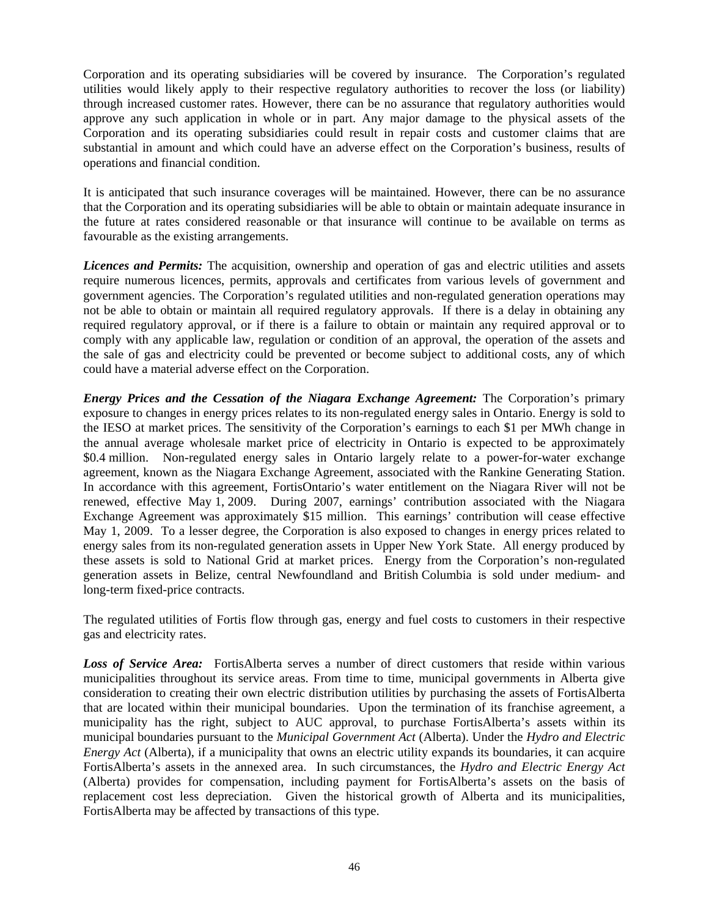Corporation and its operating subsidiaries will be covered by insurance. The Corporation's regulated utilities would likely apply to their respective regulatory authorities to recover the loss (or liability) through increased customer rates. However, there can be no assurance that regulatory authorities would approve any such application in whole or in part. Any major damage to the physical assets of the Corporation and its operating subsidiaries could result in repair costs and customer claims that are substantial in amount and which could have an adverse effect on the Corporation's business, results of operations and financial condition.

It is anticipated that such insurance coverages will be maintained. However, there can be no assurance that the Corporation and its operating subsidiaries will be able to obtain or maintain adequate insurance in the future at rates considered reasonable or that insurance will continue to be available on terms as favourable as the existing arrangements.

***Licences and Permits:*** The acquisition, ownership and operation of gas and electric utilities and assets require numerous licences, permits, approvals and certificates from various levels of government and government agencies. The Corporation's regulated utilities and non-regulated generation operations may not be able to obtain or maintain all required regulatory approvals. If there is a delay in obtaining any required regulatory approval, or if there is a failure to obtain or maintain any required approval or to comply with any applicable law, regulation or condition of an approval, the operation of the assets and the sale of gas and electricity could be prevented or become subject to additional costs, any of which could have a material adverse effect on the Corporation.

***Energy Prices and the Cessation of the Niagara Exchange Agreement:*** The Corporation's primary exposure to changes in energy prices relates to its non-regulated energy sales in Ontario. Energy is sold to the IESO at market prices. The sensitivity of the Corporation's earnings to each $1 per MWh change in the annual average wholesale market price of electricity in Ontario is expected to be approximately $0.4 million. Non-regulated energy sales in Ontario largely relate to a power-for-water exchange agreement, known as the Niagara Exchange Agreement, associated with the Rankine Generating Station. In accordance with this agreement, FortisOntario's water entitlement on the Niagara River will not be renewed, effective May 1, 2009. During 2007, earnings' contribution associated with the Niagara Exchange Agreement was approximately $15 million. This earnings' contribution will cease effective May 1, 2009. To a lesser degree, the Corporation is also exposed to changes in energy prices related to energy sales from its non-regulated generation assets in Upper New York State. All energy produced by these assets is sold to National Grid at market prices. Energy from the Corporation's non-regulated generation assets in Belize, central Newfoundland and British Columbia is sold under medium- and long-term fixed-price contracts.

The regulated utilities of Fortis flow through gas, energy and fuel costs to customers in their respective gas and electricity rates.

***Loss of Service Area:*** FortisAlberta serves a number of direct customers that reside within various municipalities throughout its service areas. From time to time, municipal governments in Alberta give consideration to creating their own electric distribution utilities by purchasing the assets of FortisAlberta that are located within their municipal boundaries. Upon the termination of its franchise agreement, a municipality has the right, subject to AUC approval, to purchase FortisAlberta's assets within its municipal boundaries pursuant to the *Municipal Government Act* (Alberta). Under the *Hydro and Electric Energy Act* (Alberta), if a municipality that owns an electric utility expands its boundaries, it can acquire FortisAlberta's assets in the annexed area. In such circumstances, the *Hydro and Electric Energy Act* (Alberta) provides for compensation, including payment for FortisAlberta's assets on the basis of replacement cost less depreciation. Given the historical growth of Alberta and its municipalities, FortisAlberta may be affected by transactions of this type.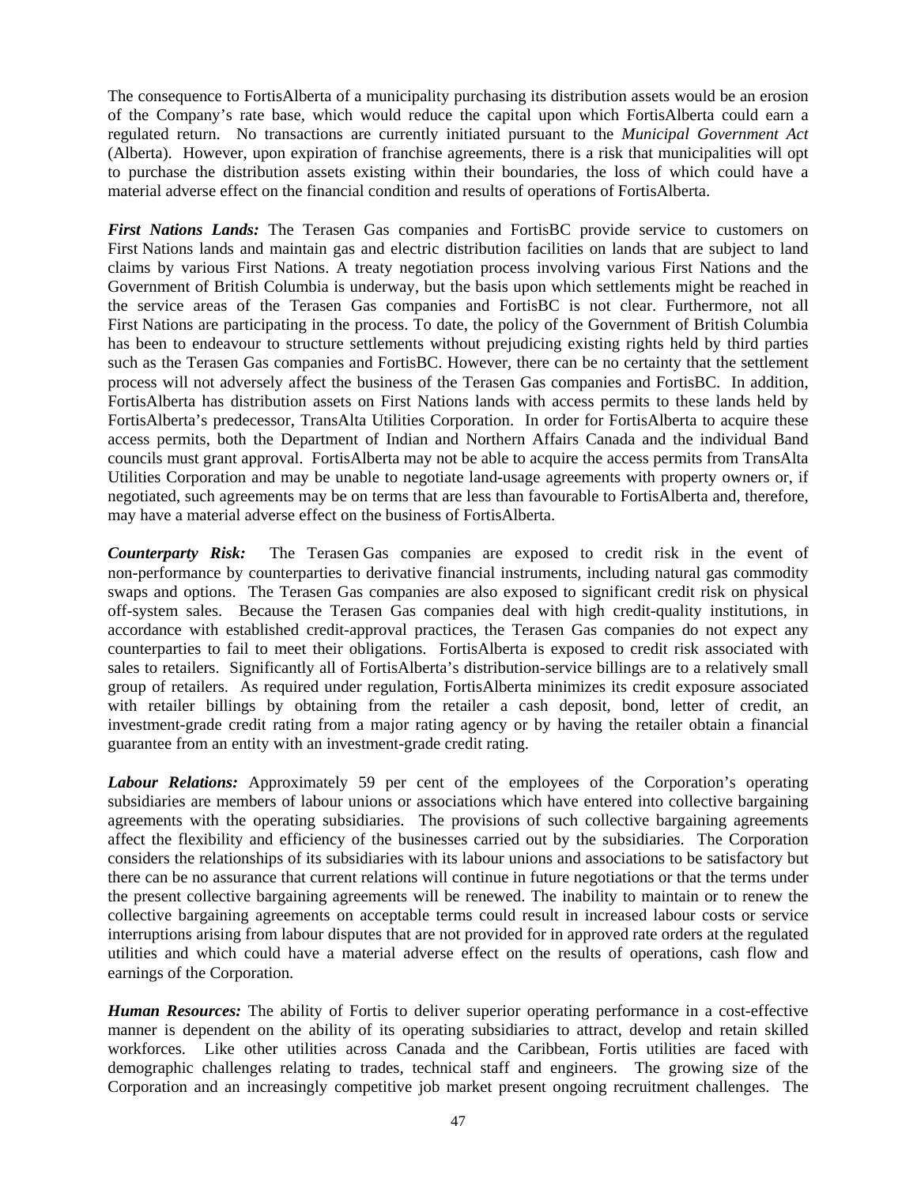The consequence to FortisAlberta of a municipality purchasing its distribution assets would be an erosion of the Company's rate base, which would reduce the capital upon which FortisAlberta could earn a regulated return. No transactions are currently initiated pursuant to the *Municipal Government Act* (Alberta). However, upon expiration of franchise agreements, there is a risk that municipalities will opt to purchase the distribution assets existing within their boundaries, the loss of which could have a material adverse effect on the financial condition and results of operations of FortisAlberta.

***First Nations Lands:*** The Terasen Gas companies and FortisBC provide service to customers on First Nations lands and maintain gas and electric distribution facilities on lands that are subject to land claims by various First Nations. A treaty negotiation process involving various First Nations and the Government of British Columbia is underway, but the basis upon which settlements might be reached in the service areas of the Terasen Gas companies and FortisBC is not clear. Furthermore, not all First Nations are participating in the process. To date, the policy of the Government of British Columbia has been to endeavour to structure settlements without prejudicing existing rights held by third parties such as the Terasen Gas companies and FortisBC. However, there can be no certainty that the settlement process will not adversely affect the business of the Terasen Gas companies and FortisBC. In addition, FortisAlberta has distribution assets on First Nations lands with access permits to these lands held by FortisAlberta's predecessor, TransAlta Utilities Corporation. In order for FortisAlberta to acquire these access permits, both the Department of Indian and Northern Affairs Canada and the individual Band councils must grant approval. FortisAlberta may not be able to acquire the access permits from TransAlta Utilities Corporation and may be unable to negotiate land-usage agreements with property owners or, if negotiated, such agreements may be on terms that are less than favourable to FortisAlberta and, therefore, may have a material adverse effect on the business of FortisAlberta.

***Counterparty Risk:*** The Terasen Gas companies are exposed to credit risk in the event of non-performance by counterparties to derivative financial instruments, including natural gas commodity swaps and options. The Terasen Gas companies are also exposed to significant credit risk on physical off-system sales. Because the Terasen Gas companies deal with high credit-quality institutions, in accordance with established credit-approval practices, the Terasen Gas companies do not expect any counterparties to fail to meet their obligations. FortisAlberta is exposed to credit risk associated with sales to retailers. Significantly all of FortisAlberta's distribution-service billings are to a relatively small group of retailers. As required under regulation, FortisAlberta minimizes its credit exposure associated with retailer billings by obtaining from the retailer a cash deposit, bond, letter of credit, an investment-grade credit rating from a major rating agency or by having the retailer obtain a financial guarantee from an entity with an investment-grade credit rating.

***Labour Relations:*** Approximately 59 per cent of the employees of the Corporation's operating subsidiaries are members of labour unions or associations which have entered into collective bargaining agreements with the operating subsidiaries. The provisions of such collective bargaining agreements affect the flexibility and efficiency of the businesses carried out by the subsidiaries. The Corporation considers the relationships of its subsidiaries with its labour unions and associations to be satisfactory but there can be no assurance that current relations will continue in future negotiations or that the terms under the present collective bargaining agreements will be renewed. The inability to maintain or to renew the collective bargaining agreements on acceptable terms could result in increased labour costs or service interruptions arising from labour disputes that are not provided for in approved rate orders at the regulated utilities and which could have a material adverse effect on the results of operations, cash flow and earnings of the Corporation.

***Human Resources:*** The ability of Fortis to deliver superior operating performance in a cost-effective manner is dependent on the ability of its operating subsidiaries to attract, develop and retain skilled workforces. Like other utilities across Canada and the Caribbean, Fortis utilities are faced with demographic challenges relating to trades, technical staff and engineers. The growing size of the Corporation and an increasingly competitive job market present ongoing recruitment challenges. The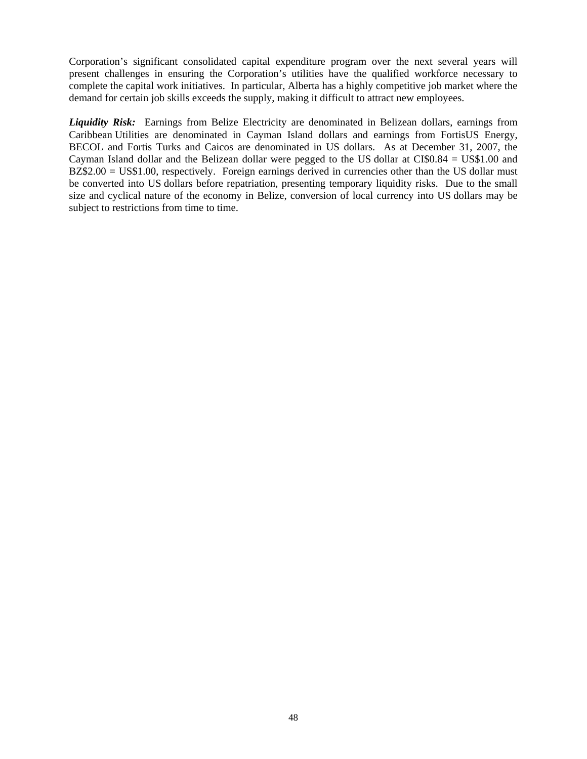Corporation's significant consolidated capital expenditure program over the next several years will present challenges in ensuring the Corporation's utilities have the qualified workforce necessary to complete the capital work initiatives. In particular, Alberta has a highly competitive job market where the demand for certain job skills exceeds the supply, making it difficult to attract new employees.

***Liquidity Risk:*** Earnings from Belize Electricity are denominated in Belizean dollars, earnings from Caribbean Utilities are denominated in Cayman Island dollars and earnings from FortisUS Energy, BECOL and Fortis Turks and Caicos are denominated in US dollars. As at December 31, 2007, the Cayman Island dollar and the Belizean dollar were pegged to the US dollar at CI$0.84 = US$1.00 and BZ$2.00 = US$1.00, respectively. Foreign earnings derived in currencies other than the US dollar must be converted into US dollars before repatriation, presenting temporary liquidity risks. Due to the small size and cyclical nature of the economy in Belize, conversion of local currency into US dollars may be subject to restrictions from time to time.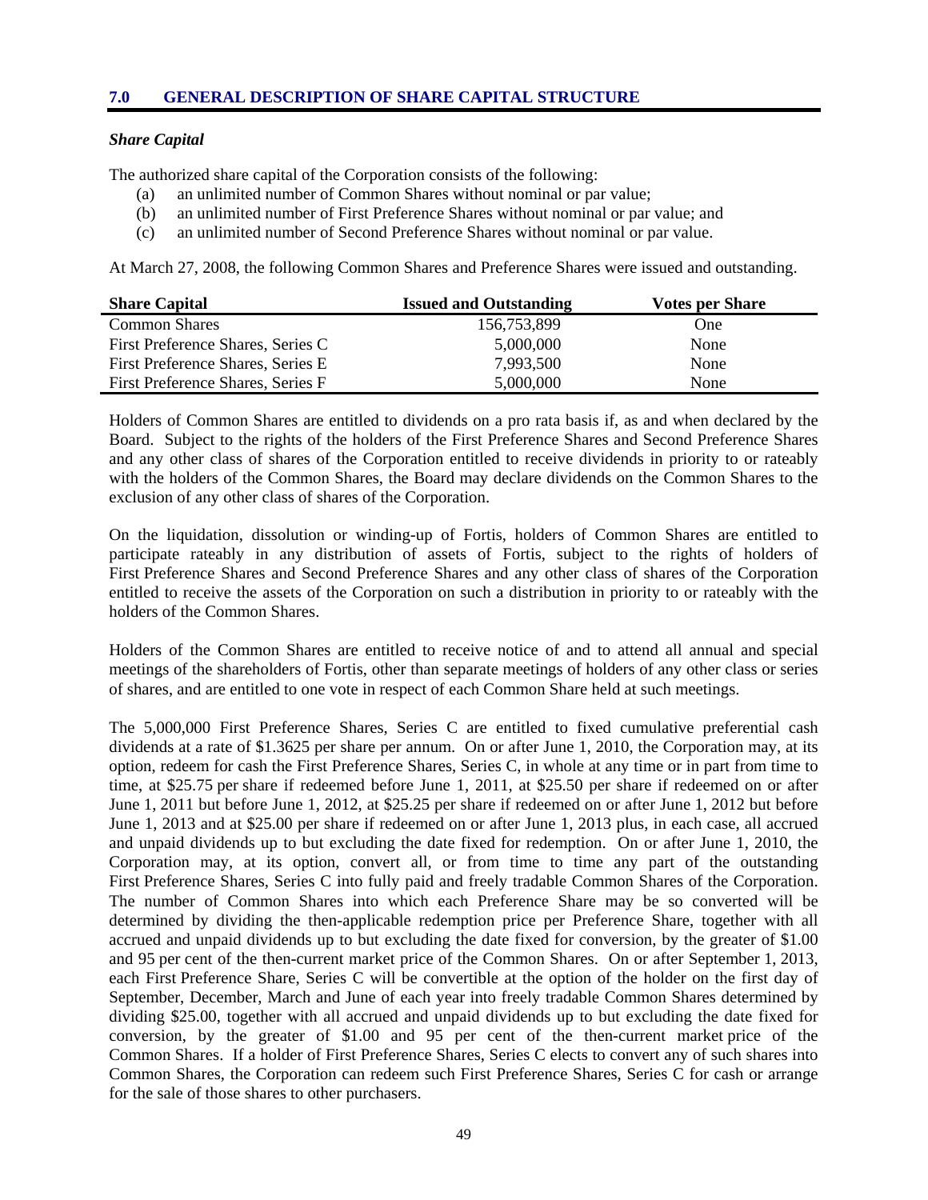## 7.0 GENERAL DESCRIPTION OF SHARE CAPITAL STRUCTURE

***Share Capital***

The authorized share capital of the Corporation consists of the following:

(a) an unlimited number of Common Shares without nominal or par value;
(b) an unlimited number of First Preference Shares without nominal or par value; and
(c) an unlimited number of Second Preference Shares without nominal or par value.

At March 27, 2008, the following Common Shares and Preference Shares were issued and outstanding.

| Share Capital | Issued and Outstanding | Votes per Share |
|---|---|---|
| Common Shares | 156,753,899 | One |
| First Preference Shares, Series C | 5,000,000 | None |
| First Preference Shares, Series E | 7,993,500 | None |
| First Preference Shares, Series F | 5,000,000 | None |

Holders of Common Shares are entitled to dividends on a pro rata basis if, as and when declared by the Board. Subject to the rights of the holders of the First Preference Shares and Second Preference Shares and any other class of shares of the Corporation entitled to receive dividends in priority to or rateably with the holders of the Common Shares, the Board may declare dividends on the Common Shares to the exclusion of any other class of shares of the Corporation.

On the liquidation, dissolution or winding-up of Fortis, holders of Common Shares are entitled to participate rateably in any distribution of assets of Fortis, subject to the rights of holders of First Preference Shares and Second Preference Shares and any other class of shares of the Corporation entitled to receive the assets of the Corporation on such a distribution in priority to or rateably with the holders of the Common Shares.

Holders of the Common Shares are entitled to receive notice of and to attend all annual and special meetings of the shareholders of Fortis, other than separate meetings of holders of any other class or series of shares, and are entitled to one vote in respect of each Common Share held at such meetings.

The 5,000,000 First Preference Shares, Series C are entitled to fixed cumulative preferential cash dividends at a rate of $1.3625 per share per annum. On or after June 1, 2010, the Corporation may, at its option, redeem for cash the First Preference Shares, Series C, in whole at any time or in part from time to time, at $25.75 per share if redeemed before June 1, 2011, at $25.50 per share if redeemed on or after June 1, 2011 but before June 1, 2012, at $25.25 per share if redeemed on or after June 1, 2012 but before June 1, 2013 and at $25.00 per share if redeemed on or after June 1, 2013 plus, in each case, all accrued and unpaid dividends up to but excluding the date fixed for redemption. On or after June 1, 2010, the Corporation may, at its option, convert all, or from time to time any part of the outstanding First Preference Shares, Series C into fully paid and freely tradable Common Shares of the Corporation. The number of Common Shares into which each Preference Share may be so converted will be determined by dividing the then-applicable redemption price per Preference Share, together with all accrued and unpaid dividends up to but excluding the date fixed for conversion, by the greater of $1.00 and 95 per cent of the then-current market price of the Common Shares. On or after September 1, 2013, each First Preference Share, Series C will be convertible at the option of the holder on the first day of September, December, March and June of each year into freely tradable Common Shares determined by dividing $25.00, together with all accrued and unpaid dividends up to but excluding the date fixed for conversion, by the greater of $1.00 and 95 per cent of the then-current market price of the Common Shares. If a holder of First Preference Shares, Series C elects to convert any of such shares into Common Shares, the Corporation can redeem such First Preference Shares, Series C for cash or arrange for the sale of those shares to other purchasers.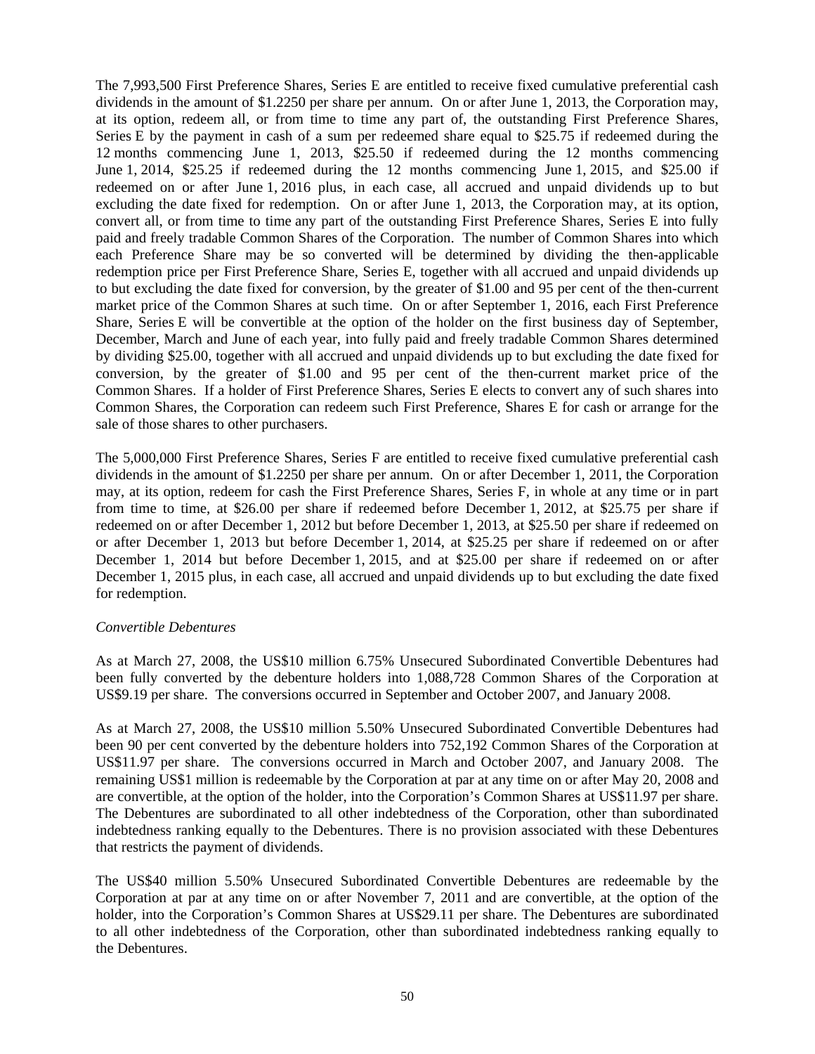The 7,993,500 First Preference Shares, Series E are entitled to receive fixed cumulative preferential cash dividends in the amount of $1.2250 per share per annum. On or after June 1, 2013, the Corporation may, at its option, redeem all, or from time to time any part of, the outstanding First Preference Shares, Series E by the payment in cash of a sum per redeemed share equal to $25.75 if redeemed during the 12 months commencing June 1, 2013, $25.50 if redeemed during the 12 months commencing June 1, 2014, $25.25 if redeemed during the 12 months commencing June 1, 2015, and $25.00 if redeemed on or after June 1, 2016 plus, in each case, all accrued and unpaid dividends up to but excluding the date fixed for redemption. On or after June 1, 2013, the Corporation may, at its option, convert all, or from time to time any part of the outstanding First Preference Shares, Series E into fully paid and freely tradable Common Shares of the Corporation. The number of Common Shares into which each Preference Share may be so converted will be determined by dividing the then-applicable redemption price per First Preference Share, Series E, together with all accrued and unpaid dividends up to but excluding the date fixed for conversion, by the greater of $1.00 and 95 per cent of the then-current market price of the Common Shares at such time. On or after September 1, 2016, each First Preference Share, Series E will be convertible at the option of the holder on the first business day of September, December, March and June of each year, into fully paid and freely tradable Common Shares determined by dividing $25.00, together with all accrued and unpaid dividends up to but excluding the date fixed for conversion, by the greater of $1.00 and 95 per cent of the then-current market price of the Common Shares. If a holder of First Preference Shares, Series E elects to convert any of such shares into Common Shares, the Corporation can redeem such First Preference, Shares E for cash or arrange for the sale of those shares to other purchasers.

The 5,000,000 First Preference Shares, Series F are entitled to receive fixed cumulative preferential cash dividends in the amount of $1.2250 per share per annum. On or after December 1, 2011, the Corporation may, at its option, redeem for cash the First Preference Shares, Series F, in whole at any time or in part from time to time, at $26.00 per share if redeemed before December 1, 2012, at $25.75 per share if redeemed on or after December 1, 2012 but before December 1, 2013, at $25.50 per share if redeemed on or after December 1, 2013 but before December 1, 2014, at $25.25 per share if redeemed on or after December 1, 2014 but before December 1, 2015, and at $25.00 per share if redeemed on or after December 1, 2015 plus, in each case, all accrued and unpaid dividends up to but excluding the date fixed for redemption.

*Convertible Debentures*

As at March 27, 2008, the US$10 million 6.75% Unsecured Subordinated Convertible Debentures had been fully converted by the debenture holders into 1,088,728 Common Shares of the Corporation at US$9.19 per share. The conversions occurred in September and October 2007, and January 2008.

As at March 27, 2008, the US$10 million 5.50% Unsecured Subordinated Convertible Debentures had been 90 per cent converted by the debenture holders into 752,192 Common Shares of the Corporation at US$11.97 per share. The conversions occurred in March and October 2007, and January 2008. The remaining US$1 million is redeemable by the Corporation at par at any time on or after May 20, 2008 and are convertible, at the option of the holder, into the Corporation's Common Shares at US$11.97 per share. The Debentures are subordinated to all other indebtedness of the Corporation, other than subordinated indebtedness ranking equally to the Debentures. There is no provision associated with these Debentures that restricts the payment of dividends.

The US$40 million 5.50% Unsecured Subordinated Convertible Debentures are redeemable by the Corporation at par at any time on or after November 7, 2011 and are convertible, at the option of the holder, into the Corporation's Common Shares at US$29.11 per share. The Debentures are subordinated to all other indebtedness of the Corporation, other than subordinated indebtedness ranking equally to the Debentures.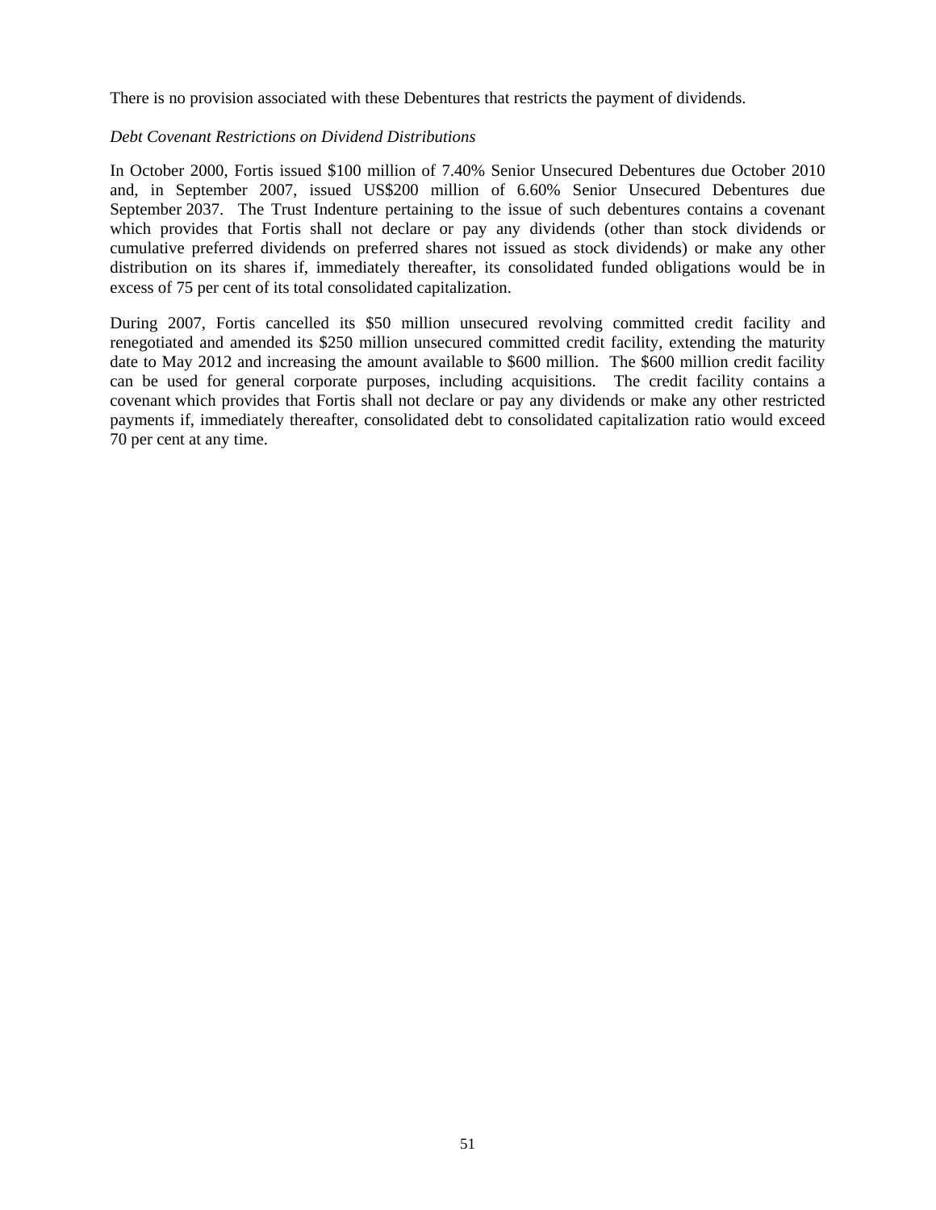There is no provision associated with these Debentures that restricts the payment of dividends.

*Debt Covenant Restrictions on Dividend Distributions*

In October 2000, Fortis issued $100 million of 7.40% Senior Unsecured Debentures due October 2010 and, in September 2007, issued US$200 million of 6.60% Senior Unsecured Debentures due September 2037. The Trust Indenture pertaining to the issue of such debentures contains a covenant which provides that Fortis shall not declare or pay any dividends (other than stock dividends or cumulative preferred dividends on preferred shares not issued as stock dividends) or make any other distribution on its shares if, immediately thereafter, its consolidated funded obligations would be in excess of 75 per cent of its total consolidated capitalization.

During 2007, Fortis cancelled its $50 million unsecured revolving committed credit facility and renegotiated and amended its $250 million unsecured committed credit facility, extending the maturity date to May 2012 and increasing the amount available to $600 million. The $600 million credit facility can be used for general corporate purposes, including acquisitions. The credit facility contains a covenant which provides that Fortis shall not declare or pay any dividends or make any other restricted payments if, immediately thereafter, consolidated debt to consolidated capitalization ratio would exceed 70 per cent at any time.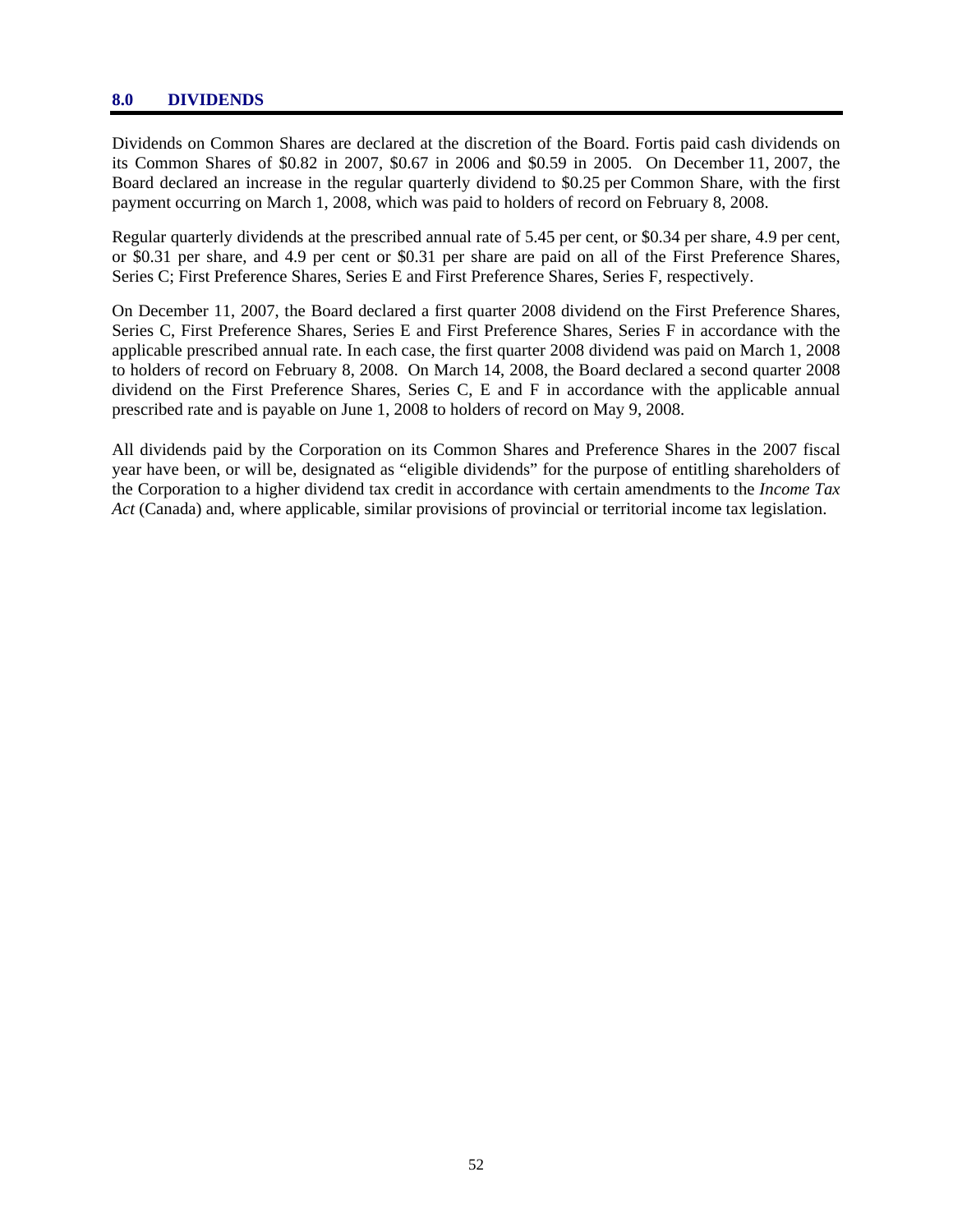## 8.0 DIVIDENDS

Dividends on Common Shares are declared at the discretion of the Board. Fortis paid cash dividends on its Common Shares of $0.82 in 2007, $0.67 in 2006 and $0.59 in 2005. On December 11, 2007, the Board declared an increase in the regular quarterly dividend to $0.25 per Common Share, with the first payment occurring on March 1, 2008, which was paid to holders of record on February 8, 2008.

Regular quarterly dividends at the prescribed annual rate of 5.45 per cent, or $0.34 per share, 4.9 per cent, or $0.31 per share, and 4.9 per cent or $0.31 per share are paid on all of the First Preference Shares, Series C; First Preference Shares, Series E and First Preference Shares, Series F, respectively.

On December 11, 2007, the Board declared a first quarter 2008 dividend on the First Preference Shares, Series C, First Preference Shares, Series E and First Preference Shares, Series F in accordance with the applicable prescribed annual rate. In each case, the first quarter 2008 dividend was paid on March 1, 2008 to holders of record on February 8, 2008. On March 14, 2008, the Board declared a second quarter 2008 dividend on the First Preference Shares, Series C, E and F in accordance with the applicable annual prescribed rate and is payable on June 1, 2008 to holders of record on May 9, 2008.

All dividends paid by the Corporation on its Common Shares and Preference Shares in the 2007 fiscal year have been, or will be, designated as "eligible dividends" for the purpose of entitling shareholders of the Corporation to a higher dividend tax credit in accordance with certain amendments to the *Income Tax Act* (Canada) and, where applicable, similar provisions of provincial or territorial income tax legislation.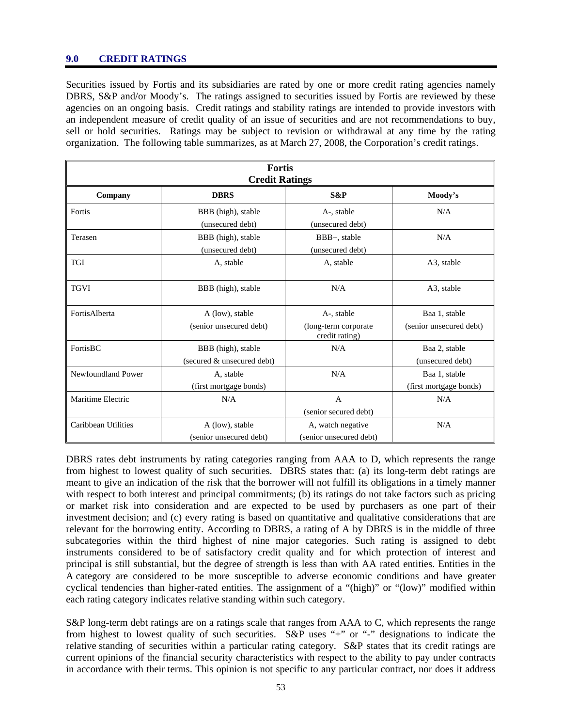## 9.0 CREDIT RATINGS

Securities issued by Fortis and its subsidiaries are rated by one or more credit rating agencies namely DBRS, S&P and/or Moody's. The ratings assigned to securities issued by Fortis are reviewed by these agencies on an ongoing basis. Credit ratings and stability ratings are intended to provide investors with an independent measure of credit quality of an issue of securities and are not recommendations to buy, sell or hold securities. Ratings may be subject to revision or withdrawal at any time by the rating organization. The following table summarizes, as at March 27, 2008, the Corporation's credit ratings.

| Fortis Credit Ratings | | | |
|---|---|---|---|
| **Company** | **DBRS** | **S&P** | **Moody's** |
| Fortis | BBB (high), stable (unsecured debt) | A-, stable (unsecured debt) | N/A |
| Terasen | BBB (high), stable (unsecured debt) | BBB+, stable (unsecured debt) | N/A |
| TGI | A, stable | A, stable | A3, stable |
| TGVI | BBB (high), stable | N/A | A3, stable |
| FortisAlberta | A (low), stable (senior unsecured debt) | A-, stable (long-term corporate credit rating) | Baa 1, stable (senior unsecured debt) |
| FortisBC | BBB (high), stable (secured & unsecured debt) | N/A | Baa 2, stable (unsecured debt) |
| Newfoundland Power | A, stable (first mortgage bonds) | N/A | Baa 1, stable (first mortgage bonds) |
| Maritime Electric | N/A | A (senior secured debt) | N/A |
| Caribbean Utilities | A (low), stable (senior unsecured debt) | A, watch negative (senior unsecured debt) | N/A |

DBRS rates debt instruments by rating categories ranging from AAA to D, which represents the range from highest to lowest quality of such securities. DBRS states that: (a) its long-term debt ratings are meant to give an indication of the risk that the borrower will not fulfill its obligations in a timely manner with respect to both interest and principal commitments; (b) its ratings do not take factors such as pricing or market risk into consideration and are expected to be used by purchasers as one part of their investment decision; and (c) every rating is based on quantitative and qualitative considerations that are relevant for the borrowing entity. According to DBRS, a rating of A by DBRS is in the middle of three subcategories within the third highest of nine major categories. Such rating is assigned to debt instruments considered to be of satisfactory credit quality and for which protection of interest and principal is still substantial, but the degree of strength is less than with AA rated entities. Entities in the A category are considered to be more susceptible to adverse economic conditions and have greater cyclical tendencies than higher-rated entities. The assignment of a "(high)" or "(low)" modified within each rating category indicates relative standing within such category.

S&P long-term debt ratings are on a ratings scale that ranges from AAA to C, which represents the range from highest to lowest quality of such securities. S&P uses "+" or "-" designations to indicate the relative standing of securities within a particular rating category. S&P states that its credit ratings are current opinions of the financial security characteristics with respect to the ability to pay under contracts in accordance with their terms. This opinion is not specific to any particular contract, nor does it address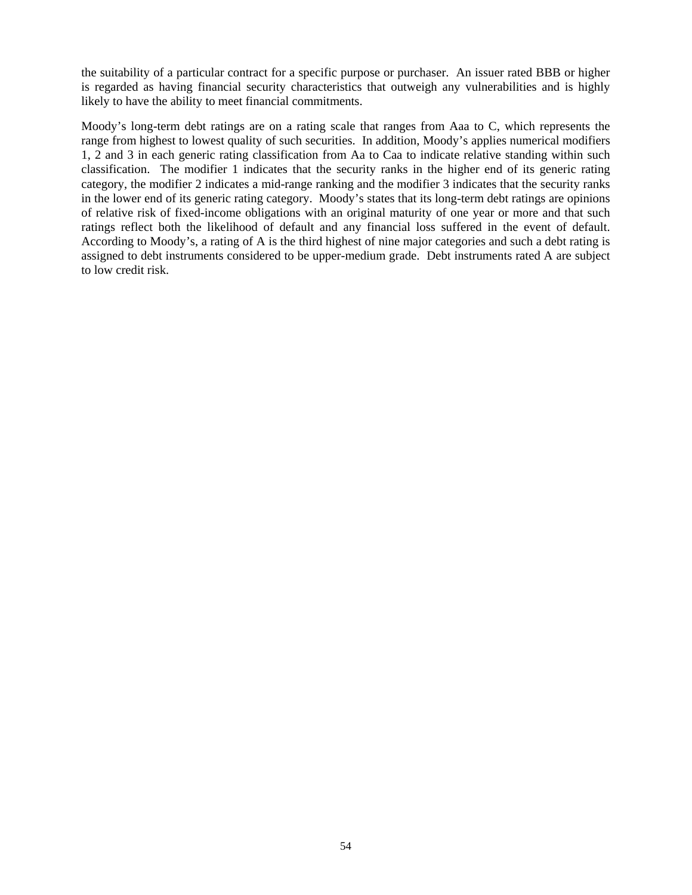the suitability of a particular contract for a specific purpose or purchaser. An issuer rated BBB or higher is regarded as having financial security characteristics that outweigh any vulnerabilities and is highly likely to have the ability to meet financial commitments.

Moody’s long-term debt ratings are on a rating scale that ranges from Aaa to C, which represents the range from highest to lowest quality of such securities. In addition, Moody’s applies numerical modifiers 1, 2 and 3 in each generic rating classification from Aa to Caa to indicate relative standing within such classification. The modifier 1 indicates that the security ranks in the higher end of its generic rating category, the modifier 2 indicates a mid-range ranking and the modifier 3 indicates that the security ranks in the lower end of its generic rating category. Moody’s states that its long-term debt ratings are opinions of relative risk of fixed-income obligations with an original maturity of one year or more and that such ratings reflect both the likelihood of default and any financial loss suffered in the event of default. According to Moody’s, a rating of A is the third highest of nine major categories and such a debt rating is assigned to debt instruments considered to be upper-medium grade. Debt instruments rated A are subject to low credit risk.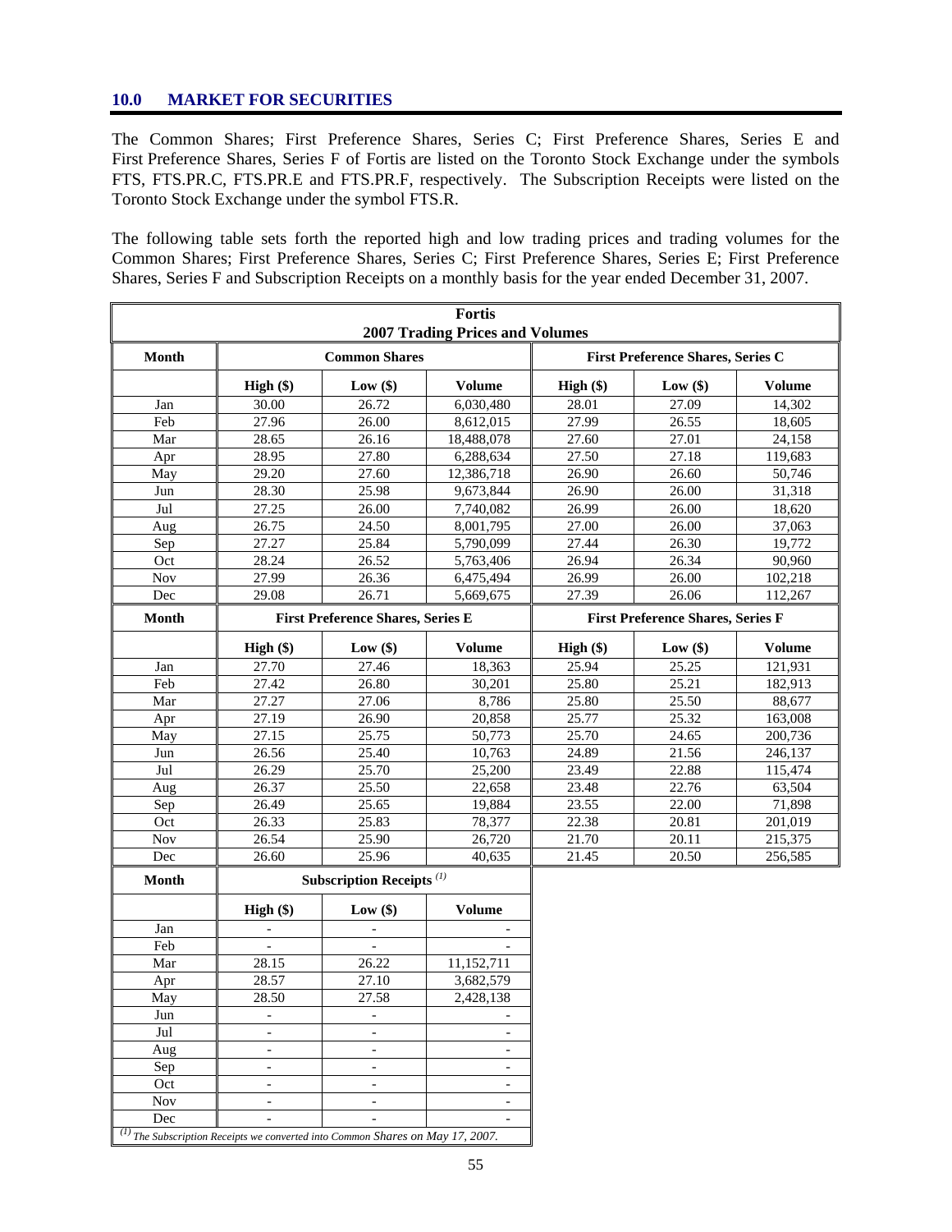## 10.0 MARKET FOR SECURITIES

The Common Shares; First Preference Shares, Series C; First Preference Shares, Series E and First Preference Shares, Series F of Fortis are listed on the Toronto Stock Exchange under the symbols FTS, FTS.PR.C, FTS.PR.E and FTS.PR.F, respectively. The Subscription Receipts were listed on the Toronto Stock Exchange under the symbol FTS.R.

The following table sets forth the reported high and low trading prices and trading volumes for the Common Shares; First Preference Shares, Series C; First Preference Shares, Series E; First Preference Shares, Series F and Subscription Receipts on a monthly basis for the year ended December 31, 2007.

**Fortis**
**2007 Trading Prices and Volumes**

| Month | Common Shares | | | First Preference Shares, Series C | | |
|---|---|---|---|---|---|---|
| | High ($) | Low ($) | Volume | High ($) | Low ($) | Volume |
| Jan | 30.00 | 26.72 | 6,030,480 | 28.01 | 27.09 | 14,302 |
| Feb | 27.96 | 26.00 | 8,612,015 | 27.99 | 26.55 | 18,605 |
| Mar | 28.65 | 26.16 | 18,488,078 | 27.60 | 27.01 | 24,158 |
| Apr | 28.95 | 27.80 | 6,288,634 | 27.50 | 27.18 | 119,683 |
| May | 29.20 | 27.60 | 12,386,718 | 26.90 | 26.60 | 50,746 |
| Jun | 28.30 | 25.98 | 9,673,844 | 26.90 | 26.00 | 31,318 |
| Jul | 27.25 | 26.00 | 7,740,082 | 26.99 | 26.00 | 18,620 |
| Aug | 26.75 | 24.50 | 8,001,795 | 27.00 | 26.00 | 37,063 |
| Sep | 27.27 | 25.84 | 5,790,099 | 27.44 | 26.30 | 19,772 |
| Oct | 28.24 | 26.52 | 5,763,406 | 26.94 | 26.34 | 90,960 |
| Nov | 27.99 | 26.36 | 6,475,494 | 26.99 | 26.00 | 102,218 |
| Dec | 29.08 | 26.71 | 5,669,675 | 27.39 | 26.06 | 112,267 |
| **Month** | **First Preference Shares, Series E** | | | **First Preference Shares, Series F** | | |
| | High ($) | Low ($) | Volume | High ($) | Low ($) | Volume |
| Jan | 27.70 | 27.46 | 18,363 | 25.94 | 25.25 | 121,931 |
| Feb | 27.42 | 26.80 | 30,201 | 25.80 | 25.21 | 182,913 |
| Mar | 27.27 | 27.06 | 8,786 | 25.80 | 25.50 | 88,677 |
| Apr | 27.19 | 26.90 | 20,858 | 25.77 | 25.32 | 163,008 |
| May | 27.15 | 25.75 | 50,773 | 25.70 | 24.65 | 200,736 |
| Jun | 26.56 | 25.40 | 10,763 | 24.89 | 21.56 | 246,137 |
| Jul | 26.29 | 25.70 | 25,200 | 23.49 | 22.88 | 115,474 |
| Aug | 26.37 | 25.50 | 22,658 | 23.48 | 22.76 | 63,504 |
| Sep | 26.49 | 25.65 | 19,884 | 23.55 | 22.00 | 71,898 |
| Oct | 26.33 | 25.83 | 78,377 | 22.38 | 20.81 | 201,019 |
| Nov | 26.54 | 25.90 | 26,720 | 21.70 | 20.11 | 215,375 |
| Dec | 26.60 | 25.96 | 40,635 | 21.45 | 20.50 | 256,585 |
| **Month** | **Subscription Receipts [(1)]** | | | | | |
| | High ($) | Low ($) | Volume | | | |
| Jan | - | - | - | | | |
| Feb | - | - | - | | | |
| Mar | 28.15 | 26.22 | 11,152,711 | | | |
| Apr | 28.57 | 27.10 | 3,682,579 | | | |
| May | 28.50 | 27.58 | 2,428,138 | | | |
| Jun | - | - | - | | | |
| Jul | - | - | - | | | |
| Aug | - | - | - | | | |
| Sep | - | - | - | | | |
| Oct | - | - | - | | | |
| Nov | - | - | - | | | |
| Dec | - | - | - | | | |

*[(1)] The Subscription Receipts we converted into Common Shares on May 17, 2007.*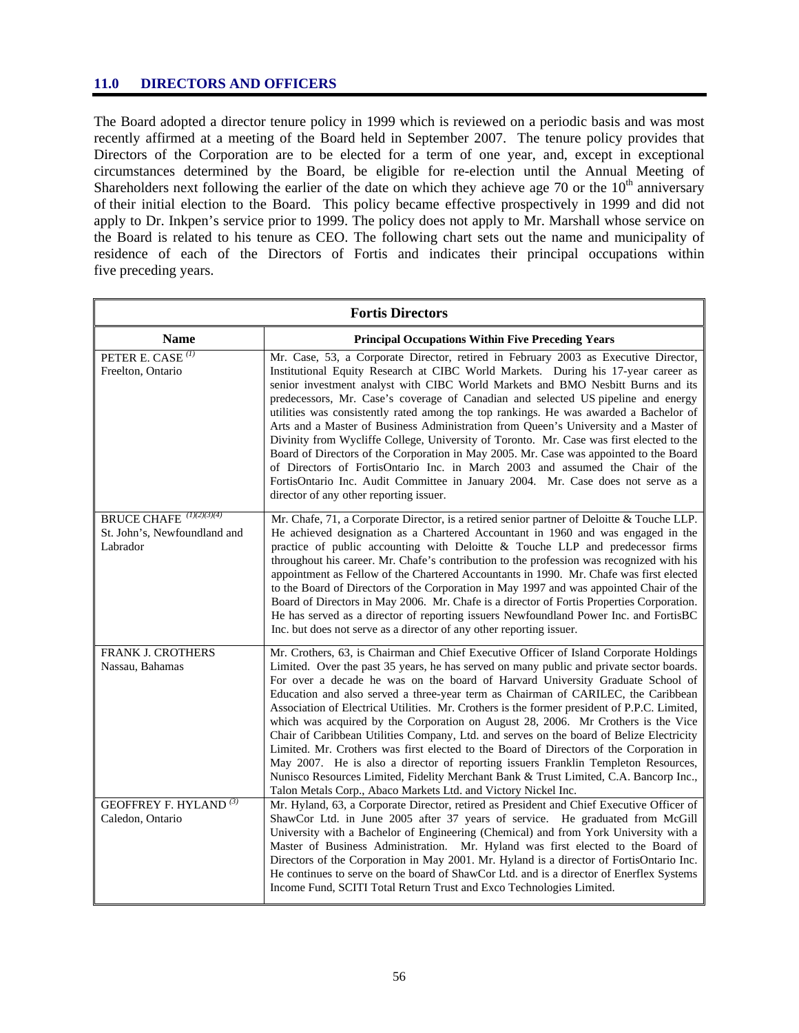## 11.0 DIRECTORS AND OFFICERS

The Board adopted a director tenure policy in 1999 which is reviewed on a periodic basis and was most recently affirmed at a meeting of the Board held in September 2007. The tenure policy provides that Directors of the Corporation are to be elected for a term of one year, and, except in exceptional circumstances determined by the Board, be eligible for re-election until the Annual Meeting of Shareholders next following the earlier of the date on which they achieve age 70 or the 10th anniversary of their initial election to the Board. This policy became effective prospectively in 1999 and did not apply to Dr. Inkpen's service prior to 1999. The policy does not apply to Mr. Marshall whose service on the Board is related to his tenure as CEO. The following chart sets out the name and municipality of residence of each of the Directors of Fortis and indicates their principal occupations within five preceding years.

| Fortis Directors | |
|---|---|
| **Name** | **Principal Occupations Within Five Preceding Years** |
| PETER E. CASE [(1)]<br>Freelton, Ontario | Mr. Case, 53, a Corporate Director, retired in February 2003 as Executive Director, Institutional Equity Research at CIBC World Markets. During his 17-year career as senior investment analyst with CIBC World Markets and BMO Nesbitt Burns and its predecessors, Mr. Case's coverage of Canadian and selected US pipeline and energy utilities was consistently rated among the top rankings. He was awarded a Bachelor of Arts and a Master of Business Administration from Queen's University and a Master of Divinity from Wycliffe College, University of Toronto. Mr. Case was first elected to the Board of Directors of the Corporation in May 2005. Mr. Case was appointed to the Board of Directors of FortisOntario Inc. in March 2003 and assumed the Chair of the FortisOntario Inc. Audit Committee in January 2004. Mr. Case does not serve as a director of any other reporting issuer. |
| BRUCE CHAFE [(1)(2)(3)(4)]<br>St. John's, Newfoundland and Labrador | Mr. Chafe, 71, a Corporate Director, is a retired senior partner of Deloitte & Touche LLP. He achieved designation as a Chartered Accountant in 1960 and was engaged in the practice of public accounting with Deloitte & Touche LLP and predecessor firms throughout his career. Mr. Chafe's contribution to the profession was recognized with his appointment as Fellow of the Chartered Accountants in 1990. Mr. Chafe was first elected to the Board of Directors of the Corporation in May 1997 and was appointed Chair of the Board of Directors in May 2006. Mr. Chafe is a director of Fortis Properties Corporation. He has served as a director of reporting issuers Newfoundland Power Inc. and FortisBC Inc. but does not serve as a director of any other reporting issuer. |
| FRANK J. CROTHERS<br>Nassau, Bahamas | Mr. Crothers, 63, is Chairman and Chief Executive Officer of Island Corporate Holdings Limited. Over the past 35 years, he has served on many public and private sector boards. For over a decade he was on the board of Harvard University Graduate School of Education and also served a three-year term as Chairman of CARILEC, the Caribbean Association of Electrical Utilities. Mr. Crothers is the former president of P.P.C. Limited, which was acquired by the Corporation on August 28, 2006. Mr Crothers is the Vice Chair of Caribbean Utilities Company, Ltd. and serves on the board of Belize Electricity Limited. Mr. Crothers was first elected to the Board of Directors of the Corporation in May 2007. He is also a director of reporting issuers Franklin Templeton Resources, Nunisco Resources Limited, Fidelity Merchant Bank & Trust Limited, C.A. Bancorp Inc., Talon Metals Corp., Abaco Markets Ltd. and Victory Nickel Inc. |
| GEOFFREY F. HYLAND [(3)]<br>Caledon, Ontario | Mr. Hyland, 63, a Corporate Director, retired as President and Chief Executive Officer of ShawCor Ltd. in June 2005 after 37 years of service. He graduated from McGill University with a Bachelor of Engineering (Chemical) and from York University with a Master of Business Administration. Mr. Hyland was first elected to the Board of Directors of the Corporation in May 2001. Mr. Hyland is a director of FortisOntario Inc. He continues to serve on the board of ShawCor Ltd. and is a director of Enerflex Systems Income Fund, SCITI Total Return Trust and Exco Technologies Limited. |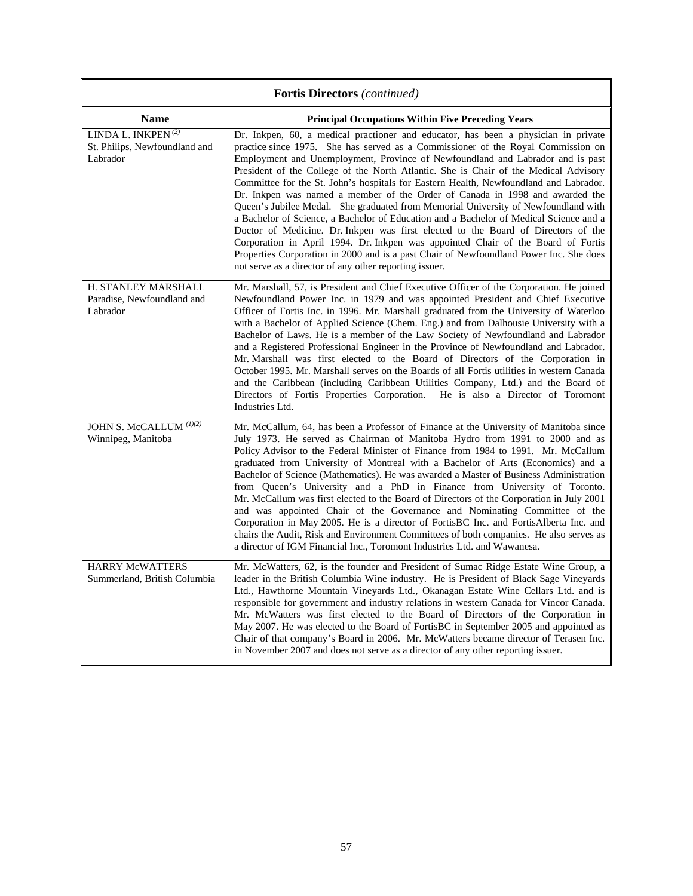| **Fortis Directors** *(continued)* | |
|---|---|
| **Name** | **Principal Occupations Within Five Preceding Years** |
| LINDA L. INKPEN [(2)]<br>St. Philips, Newfoundland and Labrador | Dr. Inkpen, 60, a medical practioner and educator, has been a physician in private practice since 1975. She has served as a Commissioner of the Royal Commission on Employment and Unemployment, Province of Newfoundland and Labrador and is past President of the College of the North Atlantic. She is Chair of the Medical Advisory Committee for the St. John's hospitals for Eastern Health, Newfoundland and Labrador. Dr. Inkpen was named a member of the Order of Canada in 1998 and awarded the Queen's Jubilee Medal. She graduated from Memorial University of Newfoundland with a Bachelor of Science, a Bachelor of Education and a Bachelor of Medical Science and a Doctor of Medicine. Dr. Inkpen was first elected to the Board of Directors of the Corporation in April 1994. Dr. Inkpen was appointed Chair of the Board of Fortis Properties Corporation in 2000 and is a past Chair of Newfoundland Power Inc. She does not serve as a director of any other reporting issuer. |
| H. STANLEY MARSHALL<br>Paradise, Newfoundland and Labrador | Mr. Marshall, 57, is President and Chief Executive Officer of the Corporation. He joined Newfoundland Power Inc. in 1979 and was appointed President and Chief Executive Officer of Fortis Inc. in 1996. Mr. Marshall graduated from the University of Waterloo with a Bachelor of Applied Science (Chem. Eng.) and from Dalhousie University with a Bachelor of Laws. He is a member of the Law Society of Newfoundland and Labrador and a Registered Professional Engineer in the Province of Newfoundland and Labrador. Mr. Marshall was first elected to the Board of Directors of the Corporation in October 1995. Mr. Marshall serves on the Boards of all Fortis utilities in western Canada and the Caribbean (including Caribbean Utilities Company, Ltd.) and the Board of Directors of Fortis Properties Corporation. He is also a Director of Toromont Industries Ltd. |
| JOHN S. McCALLUM [(1)(2)]<br>Winnipeg, Manitoba | Mr. McCallum, 64, has been a Professor of Finance at the University of Manitoba since July 1973. He served as Chairman of Manitoba Hydro from 1991 to 2000 and as Policy Advisor to the Federal Minister of Finance from 1984 to 1991. Mr. McCallum graduated from University of Montreal with a Bachelor of Arts (Economics) and a Bachelor of Science (Mathematics). He was awarded a Master of Business Administration from Queen's University and a PhD in Finance from University of Toronto. Mr. McCallum was first elected to the Board of Directors of the Corporation in July 2001 and was appointed Chair of the Governance and Nominating Committee of the Corporation in May 2005. He is a director of FortisBC Inc. and FortisAlberta Inc. and chairs the Audit, Risk and Environment Committees of both companies. He also serves as a director of IGM Financial Inc., Toromont Industries Ltd. and Wawanesa. |
| HARRY McWATTERS<br>Summerland, British Columbia | Mr. McWatters, 62, is the founder and President of Sumac Ridge Estate Wine Group, a leader in the British Columbia Wine industry. He is President of Black Sage Vineyards Ltd., Hawthorne Mountain Vineyards Ltd., Okanagan Estate Wine Cellars Ltd. and is responsible for government and industry relations in western Canada for Vincor Canada. Mr. McWatters was first elected to the Board of Directors of the Corporation in May 2007. He was elected to the Board of FortisBC in September 2005 and appointed as Chair of that company's Board in 2006. Mr. McWatters became director of Terasen Inc. in November 2007 and does not serve as a director of any other reporting issuer. |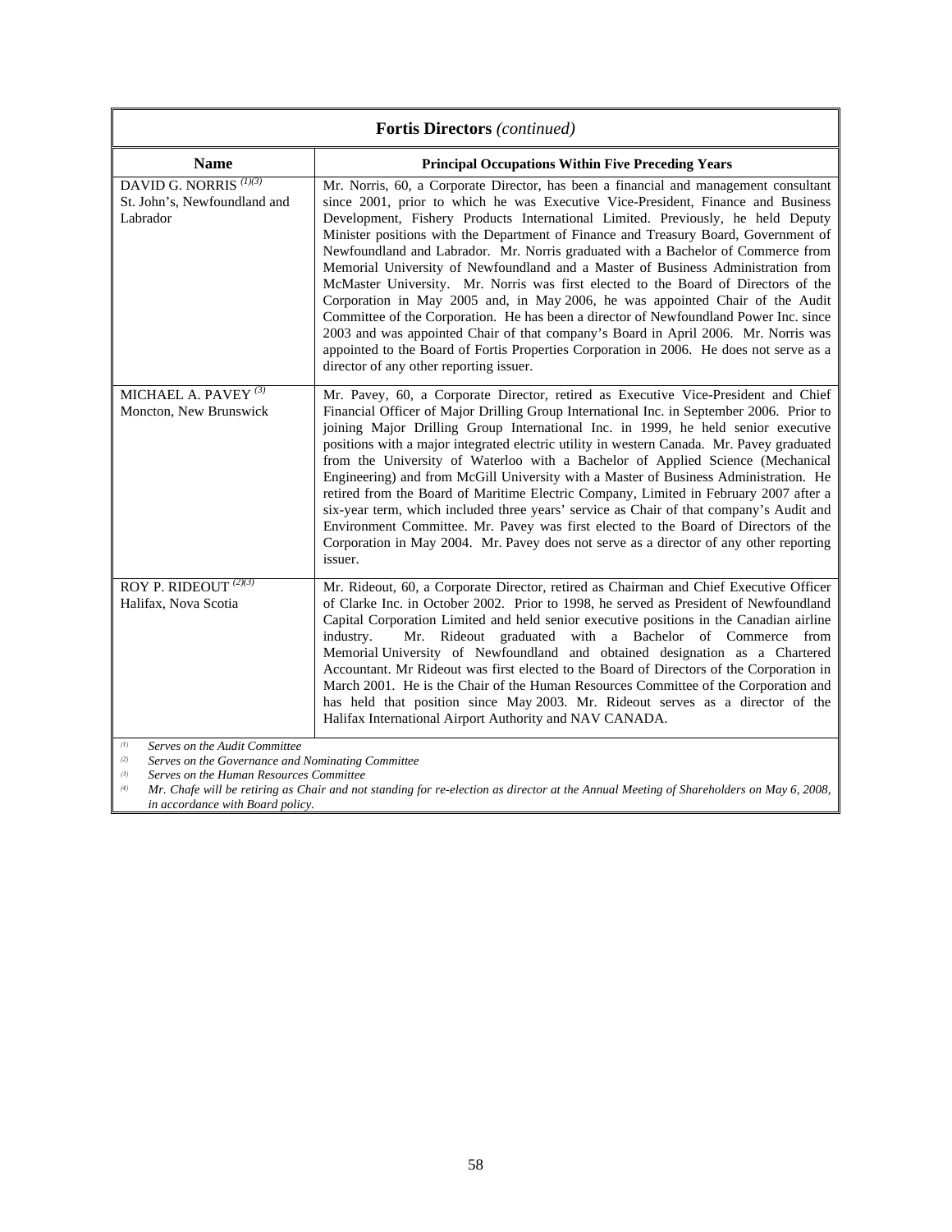| **Fortis Directors** *(continued)* | |
| --- | --- |
| **Name** | **Principal Occupations Within Five Preceding Years** |
| DAVID G. NORRIS [(1)(3)]<br>St. John's, Newfoundland and Labrador | Mr. Norris, 60, a Corporate Director, has been a financial and management consultant since 2001, prior to which he was Executive Vice-President, Finance and Business Development, Fishery Products International Limited. Previously, he held Deputy Minister positions with the Department of Finance and Treasury Board, Government of Newfoundland and Labrador. Mr. Norris graduated with a Bachelor of Commerce from Memorial University of Newfoundland and a Master of Business Administration from McMaster University. Mr. Norris was first elected to the Board of Directors of the Corporation in May 2005 and, in May 2006, he was appointed Chair of the Audit Committee of the Corporation. He has been a director of Newfoundland Power Inc. since 2003 and was appointed Chair of that company's Board in April 2006. Mr. Norris was appointed to the Board of Fortis Properties Corporation in 2006. He does not serve as a director of any other reporting issuer. |
| MICHAEL A. PAVEY [(3)]<br>Moncton, New Brunswick | Mr. Pavey, 60, a Corporate Director, retired as Executive Vice-President and Chief Financial Officer of Major Drilling Group International Inc. in September 2006. Prior to joining Major Drilling Group International Inc. in 1999, he held senior executive positions with a major integrated electric utility in western Canada. Mr. Pavey graduated from the University of Waterloo with a Bachelor of Applied Science (Mechanical Engineering) and from McGill University with a Master of Business Administration. He retired from the Board of Maritime Electric Company, Limited in February 2007 after a six-year term, which included three years' service as Chair of that company's Audit and Environment Committee. Mr. Pavey was first elected to the Board of Directors of the Corporation in May 2004. Mr. Pavey does not serve as a director of any other reporting issuer. |
| ROY P. RIDEOUT [(2)(3)]<br>Halifax, Nova Scotia | Mr. Rideout, 60, a Corporate Director, retired as Chairman and Chief Executive Officer of Clarke Inc. in October 2002. Prior to 1998, he served as President of Newfoundland Capital Corporation Limited and held senior executive positions in the Canadian airline industry. Mr. Rideout graduated with a Bachelor of Commerce from Memorial University of Newfoundland and obtained designation as a Chartered Accountant. Mr Rideout was first elected to the Board of Directors of the Corporation in March 2001. He is the Chair of the Human Resources Committee of the Corporation and has held that position since May 2003. Mr. Rideout serves as a director of the Halifax International Airport Authority and NAV CANADA. |

*(1) Serves on the Audit Committee*
*(2) Serves on the Governance and Nominating Committee*
*(3) Serves on the Human Resources Committee*
*(4) Mr. Chafe will be retiring as Chair and not standing for re-election as director at the Annual Meeting of Shareholders on May 6, 2008, in accordance with Board policy.*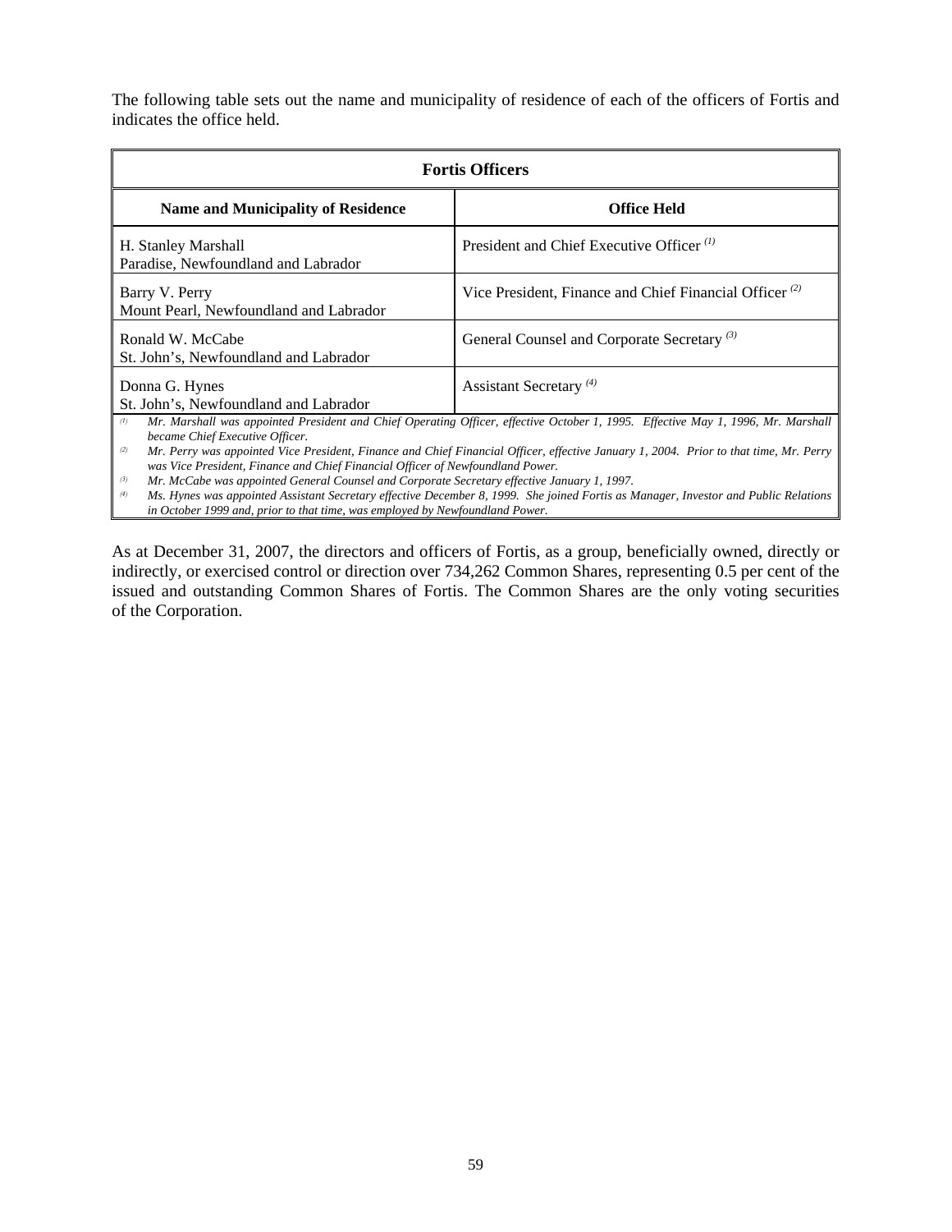The following table sets out the name and municipality of residence of each of the officers of Fortis and indicates the office held.

| Fortis Officers | |
|---|---|
| **Name and Municipality of Residence** | **Office Held** |
| H. Stanley Marshall<br>Paradise, Newfoundland and Labrador | President and Chief Executive Officer [(1)] |
| Barry V. Perry<br>Mount Pearl, Newfoundland and Labrador | Vice President, Finance and Chief Financial Officer [(2)] |
| Ronald W. McCabe<br>St. John's, Newfoundland and Labrador | General Counsel and Corporate Secretary [(3)] |
| Donna G. Hynes<br>St. John's, Newfoundland and Labrador | Assistant Secretary [(4)] |

*(1) Mr. Marshall was appointed President and Chief Operating Officer, effective October 1, 1995. Effective May 1, 1996, Mr. Marshall became Chief Executive Officer.*

*(2) Mr. Perry was appointed Vice President, Finance and Chief Financial Officer, effective January 1, 2004. Prior to that time, Mr. Perry was Vice President, Finance and Chief Financial Officer of Newfoundland Power.*

*(3) Mr. McCabe was appointed General Counsel and Corporate Secretary effective January 1, 1997.*

*(4) Ms. Hynes was appointed Assistant Secretary effective December 8, 1999. She joined Fortis as Manager, Investor and Public Relations in October 1999 and, prior to that time, was employed by Newfoundland Power.*

As at December 31, 2007, the directors and officers of Fortis, as a group, beneficially owned, directly or indirectly, or exercised control or direction over 734,262 Common Shares, representing 0.5 per cent of the issued and outstanding Common Shares of Fortis. The Common Shares are the only voting securities of the Corporation.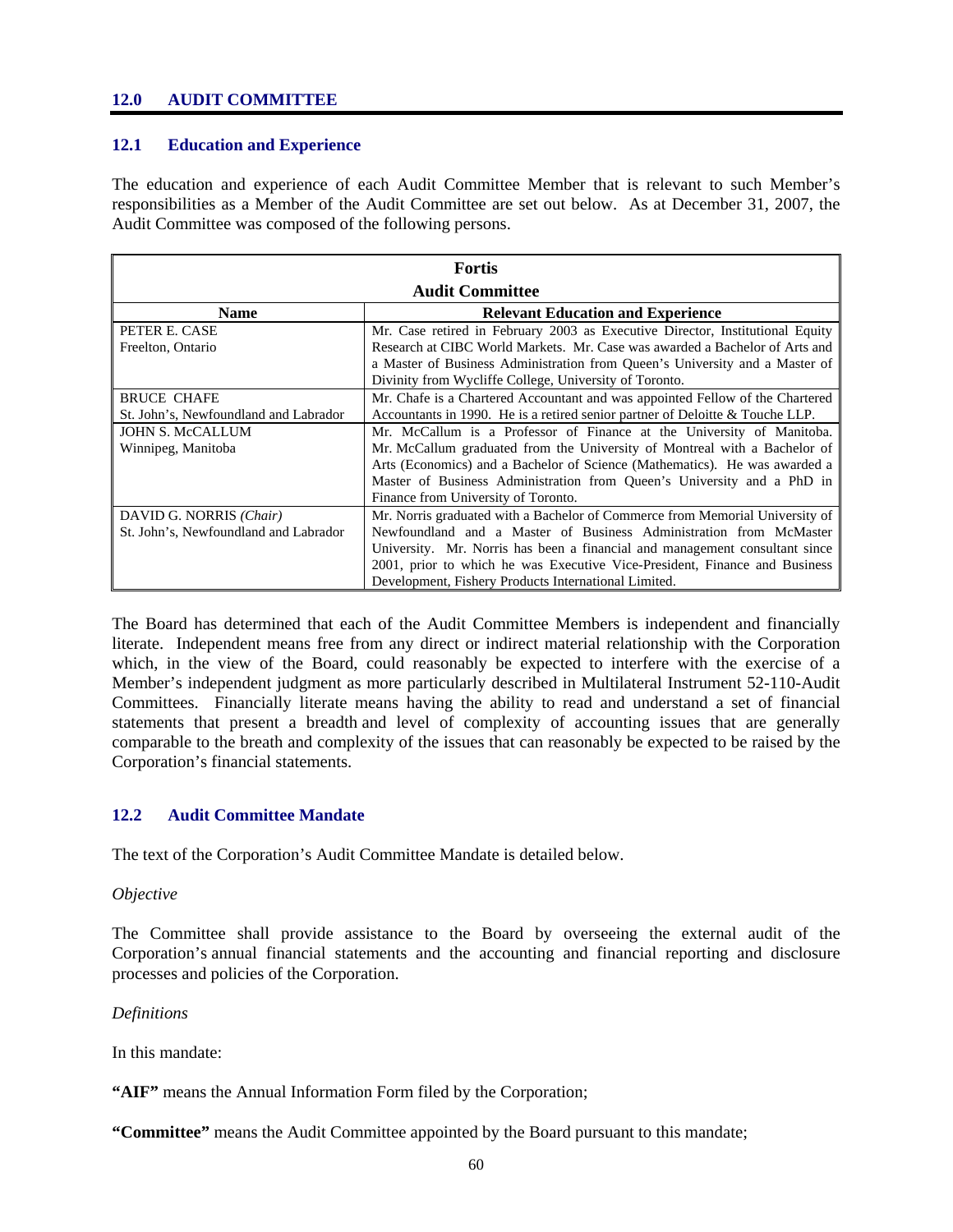## 12.0 AUDIT COMMITTEE

### 12.1 Education and Experience

The education and experience of each Audit Committee Member that is relevant to such Member's responsibilities as a Member of the Audit Committee are set out below. As at December 31, 2007, the Audit Committee was composed of the following persons.

| Fortis Audit Committee | |
|---|---|
| **Name** | **Relevant Education and Experience** |
| PETER E. CASE<br>Freelton, Ontario | Mr. Case retired in February 2003 as Executive Director, Institutional Equity Research at CIBC World Markets. Mr. Case was awarded a Bachelor of Arts and a Master of Business Administration from Queen's University and a Master of Divinity from Wycliffe College, University of Toronto. |
| BRUCE CHAFE<br>St. John's, Newfoundland and Labrador | Mr. Chafe is a Chartered Accountant and was appointed Fellow of the Chartered Accountants in 1990. He is a retired senior partner of Deloitte & Touche LLP. |
| JOHN S. McCALLUM<br>Winnipeg, Manitoba | Mr. McCallum is a Professor of Finance at the University of Manitoba. Mr. McCallum graduated from the University of Montreal with a Bachelor of Arts (Economics) and a Bachelor of Science (Mathematics). He was awarded a Master of Business Administration from Queen's University and a PhD in Finance from University of Toronto. |
| DAVID G. NORRIS *(Chair)*<br>St. John's, Newfoundland and Labrador | Mr. Norris graduated with a Bachelor of Commerce from Memorial University of Newfoundland and a Master of Business Administration from McMaster University. Mr. Norris has been a financial and management consultant since 2001, prior to which he was Executive Vice-President, Finance and Business Development, Fishery Products International Limited. |

The Board has determined that each of the Audit Committee Members is independent and financially literate. Independent means free from any direct or indirect material relationship with the Corporation which, in the view of the Board, could reasonably be expected to interfere with the exercise of a Member's independent judgment as more particularly described in Multilateral Instrument 52-110-Audit Committees. Financially literate means having the ability to read and understand a set of financial statements that present a breadth and level of complexity of accounting issues that are generally comparable to the breath and complexity of the issues that can reasonably be expected to be raised by the Corporation's financial statements.

### 12.2 Audit Committee Mandate

The text of the Corporation's Audit Committee Mandate is detailed below.

*Objective*

The Committee shall provide assistance to the Board by overseeing the external audit of the Corporation's annual financial statements and the accounting and financial reporting and disclosure processes and policies of the Corporation.

*Definitions*

In this mandate:

**"AIF"** means the Annual Information Form filed by the Corporation;

**"Committee"** means the Audit Committee appointed by the Board pursuant to this mandate;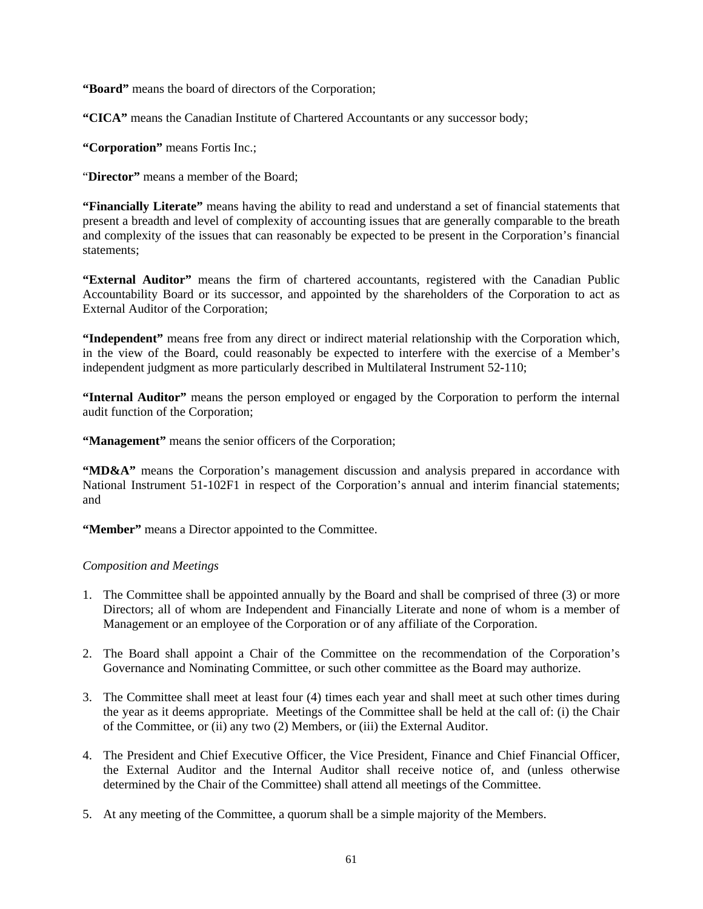**“Board”** means the board of directors of the Corporation;

**“CICA”** means the Canadian Institute of Chartered Accountants or any successor body;

**“Corporation”** means Fortis Inc.;

“**Director”** means a member of the Board;

**“Financially Literate”** means having the ability to read and understand a set of financial statements that present a breadth and level of complexity of accounting issues that are generally comparable to the breath and complexity of the issues that can reasonably be expected to be present in the Corporation’s financial statements;

**“External Auditor”** means the firm of chartered accountants, registered with the Canadian Public Accountability Board or its successor, and appointed by the shareholders of the Corporation to act as External Auditor of the Corporation;

**“Independent”** means free from any direct or indirect material relationship with the Corporation which, in the view of the Board, could reasonably be expected to interfere with the exercise of a Member’s independent judgment as more particularly described in Multilateral Instrument 52-110;

**“Internal Auditor”** means the person employed or engaged by the Corporation to perform the internal audit function of the Corporation;

**“Management”** means the senior officers of the Corporation;

**“MD&A”** means the Corporation’s management discussion and analysis prepared in accordance with National Instrument 51-102F1 in respect of the Corporation’s annual and interim financial statements; and

**“Member”** means a Director appointed to the Committee.

*Composition and Meetings*

1. The Committee shall be appointed annually by the Board and shall be comprised of three (3) or more Directors; all of whom are Independent and Financially Literate and none of whom is a member of Management or an employee of the Corporation or of any affiliate of the Corporation.

2. The Board shall appoint a Chair of the Committee on the recommendation of the Corporation’s Governance and Nominating Committee, or such other committee as the Board may authorize.

3. The Committee shall meet at least four (4) times each year and shall meet at such other times during the year as it deems appropriate. Meetings of the Committee shall be held at the call of: (i) the Chair of the Committee, or (ii) any two (2) Members, or (iii) the External Auditor.

4. The President and Chief Executive Officer, the Vice President, Finance and Chief Financial Officer, the External Auditor and the Internal Auditor shall receive notice of, and (unless otherwise determined by the Chair of the Committee) shall attend all meetings of the Committee.

5. At any meeting of the Committee, a quorum shall be a simple majority of the Members.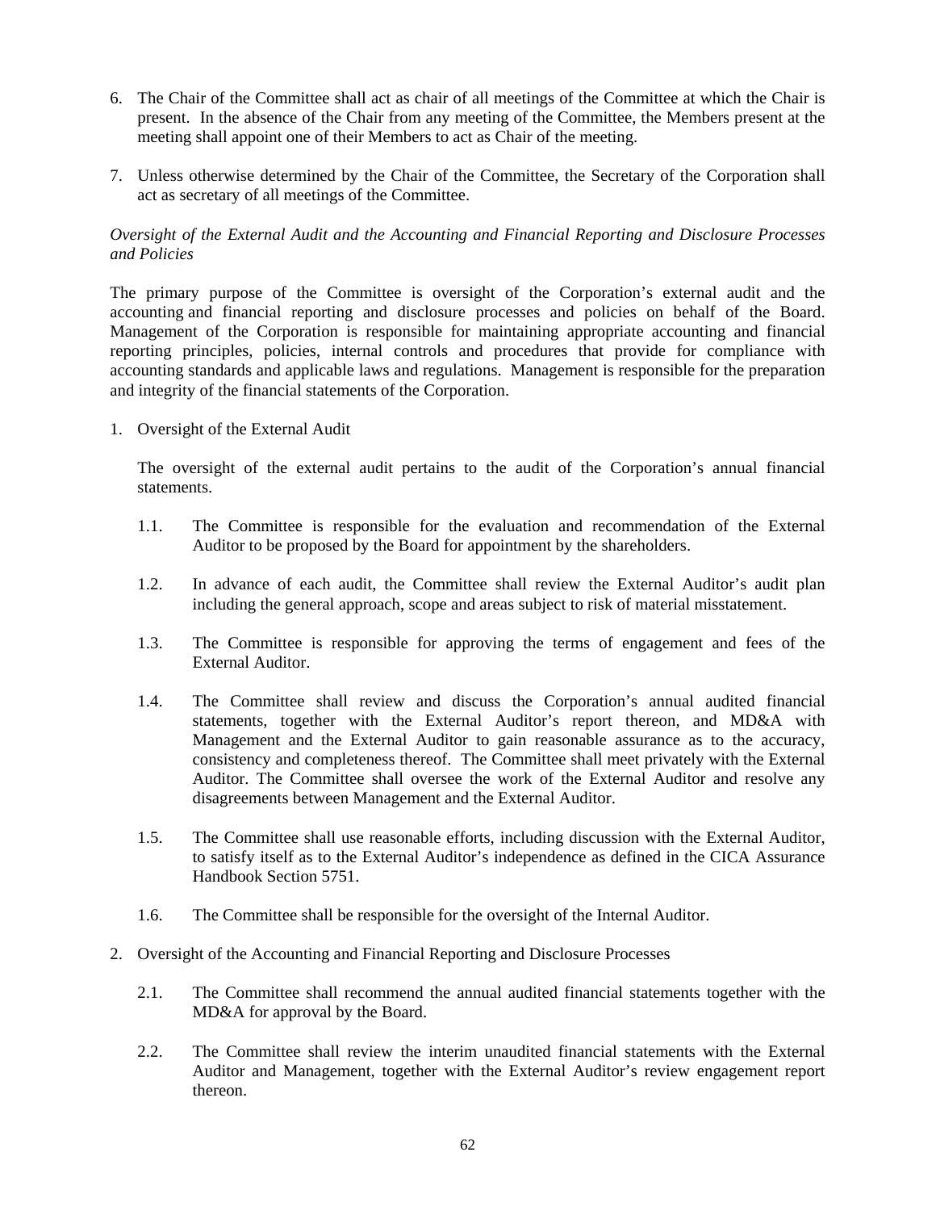6. The Chair of the Committee shall act as chair of all meetings of the Committee at which the Chair is present. In the absence of the Chair from any meeting of the Committee, the Members present at the meeting shall appoint one of their Members to act as Chair of the meeting.

7. Unless otherwise determined by the Chair of the Committee, the Secretary of the Corporation shall act as secretary of all meetings of the Committee.

*Oversight of the External Audit and the Accounting and Financial Reporting and Disclosure Processes and Policies*

The primary purpose of the Committee is oversight of the Corporation's external audit and the accounting and financial reporting and disclosure processes and policies on behalf of the Board. Management of the Corporation is responsible for maintaining appropriate accounting and financial reporting principles, policies, internal controls and procedures that provide for compliance with accounting standards and applicable laws and regulations. Management is responsible for the preparation and integrity of the financial statements of the Corporation.

1. Oversight of the External Audit

   The oversight of the external audit pertains to the audit of the Corporation's annual financial statements.

   1.1. The Committee is responsible for the evaluation and recommendation of the External Auditor to be proposed by the Board for appointment by the shareholders.

   1.2. In advance of each audit, the Committee shall review the External Auditor's audit plan including the general approach, scope and areas subject to risk of material misstatement.

   1.3. The Committee is responsible for approving the terms of engagement and fees of the External Auditor.

   1.4. The Committee shall review and discuss the Corporation's annual audited financial statements, together with the External Auditor's report thereon, and MD&A with Management and the External Auditor to gain reasonable assurance as to the accuracy, consistency and completeness thereof. The Committee shall meet privately with the External Auditor. The Committee shall oversee the work of the External Auditor and resolve any disagreements between Management and the External Auditor.

   1.5. The Committee shall use reasonable efforts, including discussion with the External Auditor, to satisfy itself as to the External Auditor's independence as defined in the CICA Assurance Handbook Section 5751.

   1.6. The Committee shall be responsible for the oversight of the Internal Auditor.

2. Oversight of the Accounting and Financial Reporting and Disclosure Processes

   2.1. The Committee shall recommend the annual audited financial statements together with the MD&A for approval by the Board.

   2.2. The Committee shall review the interim unaudited financial statements with the External Auditor and Management, together with the External Auditor's review engagement report thereon.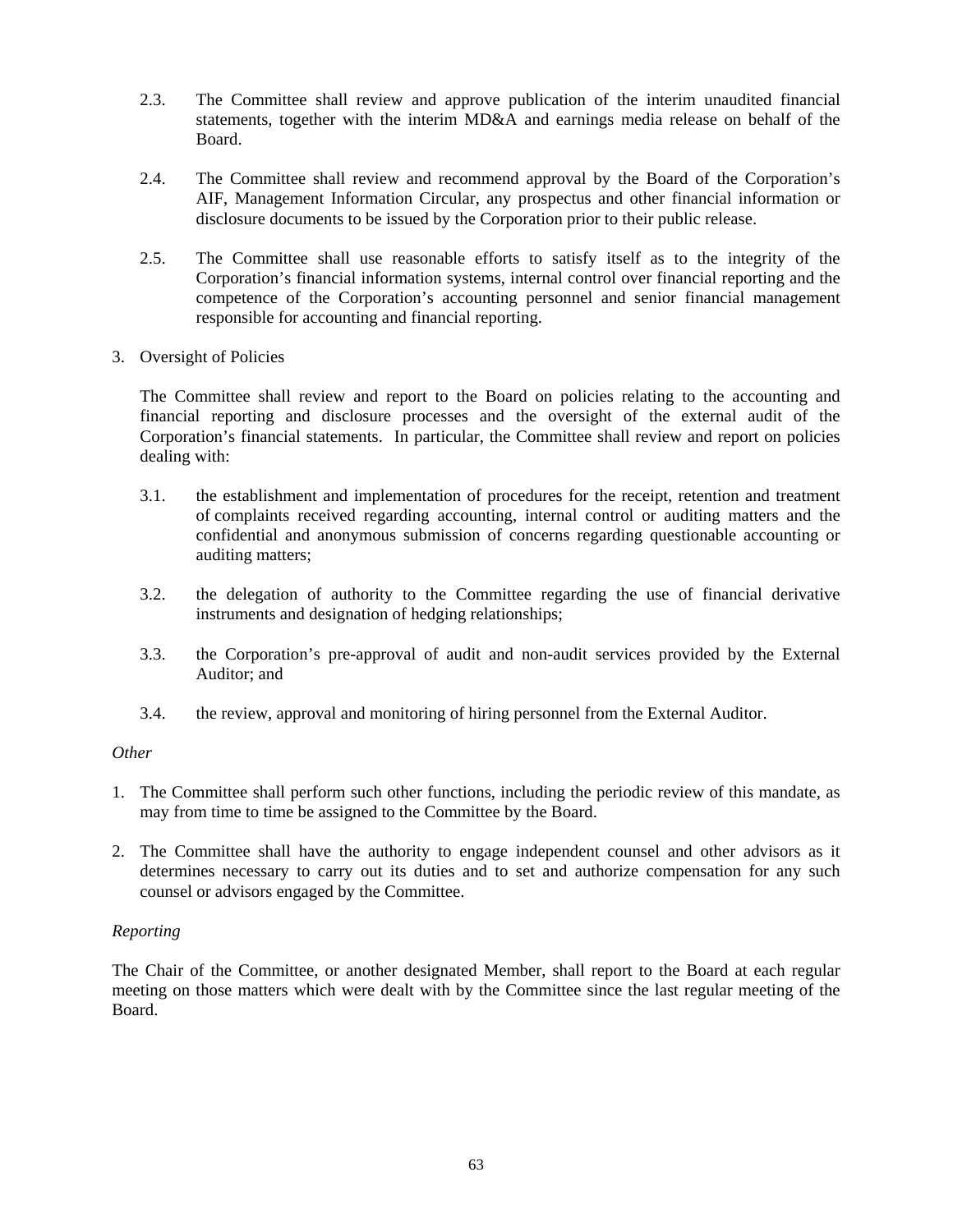2.3. The Committee shall review and approve publication of the interim unaudited financial statements, together with the interim MD&A and earnings media release on behalf of the Board.

2.4. The Committee shall review and recommend approval by the Board of the Corporation's AIF, Management Information Circular, any prospectus and other financial information or disclosure documents to be issued by the Corporation prior to their public release.

2.5. The Committee shall use reasonable efforts to satisfy itself as to the integrity of the Corporation's financial information systems, internal control over financial reporting and the competence of the Corporation's accounting personnel and senior financial management responsible for accounting and financial reporting.

3. Oversight of Policies

The Committee shall review and report to the Board on policies relating to the accounting and financial reporting and disclosure processes and the oversight of the external audit of the Corporation's financial statements. In particular, the Committee shall review and report on policies dealing with:

3.1. the establishment and implementation of procedures for the receipt, retention and treatment of complaints received regarding accounting, internal control or auditing matters and the confidential and anonymous submission of concerns regarding questionable accounting or auditing matters;

3.2. the delegation of authority to the Committee regarding the use of financial derivative instruments and designation of hedging relationships;

3.3. the Corporation's pre-approval of audit and non-audit services provided by the External Auditor; and

3.4. the review, approval and monitoring of hiring personnel from the External Auditor.

*Other*

1. The Committee shall perform such other functions, including the periodic review of this mandate, as may from time to time be assigned to the Committee by the Board.
2. The Committee shall have the authority to engage independent counsel and other advisors as it determines necessary to carry out its duties and to set and authorize compensation for any such counsel or advisors engaged by the Committee.

*Reporting*

The Chair of the Committee, or another designated Member, shall report to the Board at each regular meeting on those matters which were dealt with by the Committee since the last regular meeting of the Board.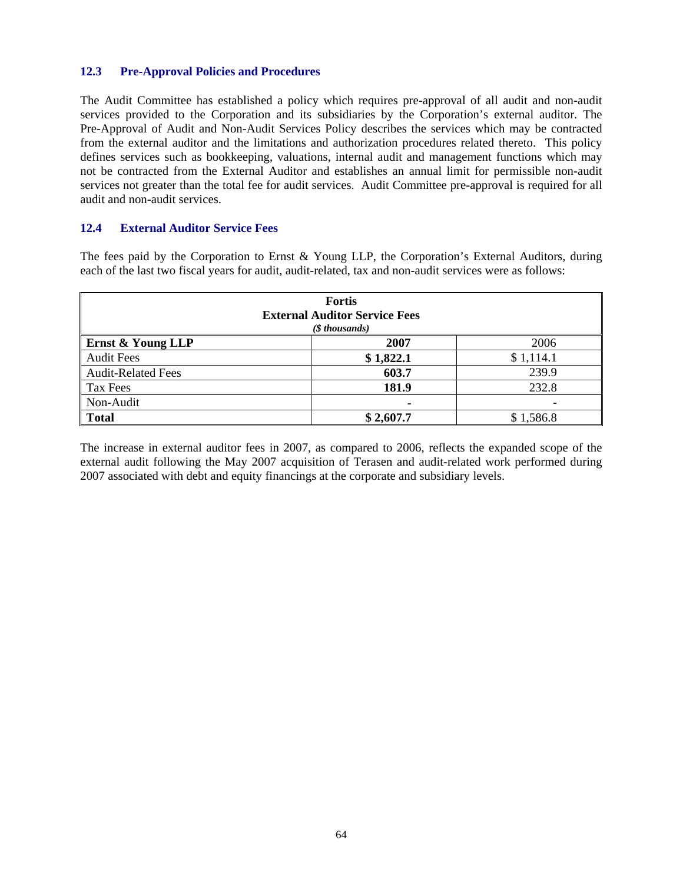### 12.3 Pre-Approval Policies and Procedures

The Audit Committee has established a policy which requires pre-approval of all audit and non-audit services provided to the Corporation and its subsidiaries by the Corporation's external auditor. The Pre-Approval of Audit and Non-Audit Services Policy describes the services which may be contracted from the external auditor and the limitations and authorization procedures related thereto. This policy defines services such as bookkeeping, valuations, internal audit and management functions which may not be contracted from the External Auditor and establishes an annual limit for permissible non-audit services not greater than the total fee for audit services. Audit Committee pre-approval is required for all audit and non-audit services.

### 12.4 External Auditor Service Fees

The fees paid by the Corporation to Ernst & Young LLP, the Corporation's External Auditors, during each of the last two fiscal years for audit, audit-related, tax and non-audit services were as follows:

| **Fortis External Auditor Service Fees** *($ thousands)* | | |
|---|---|---|
| **Ernst & Young LLP** | **2007** | 2006 |
| Audit Fees | **$ 1,822.1** | $ 1,114.1 |
| Audit-Related Fees | **603.7** | 239.9 |
| Tax Fees | **181.9** | 232.8 |
| Non-Audit | **-** | - |
| **Total** | **$ 2,607.7** | $ 1,586.8 |

The increase in external auditor fees in 2007, as compared to 2006, reflects the expanded scope of the external audit following the May 2007 acquisition of Terasen and audit-related work performed during 2007 associated with debt and equity financings at the corporate and subsidiary levels.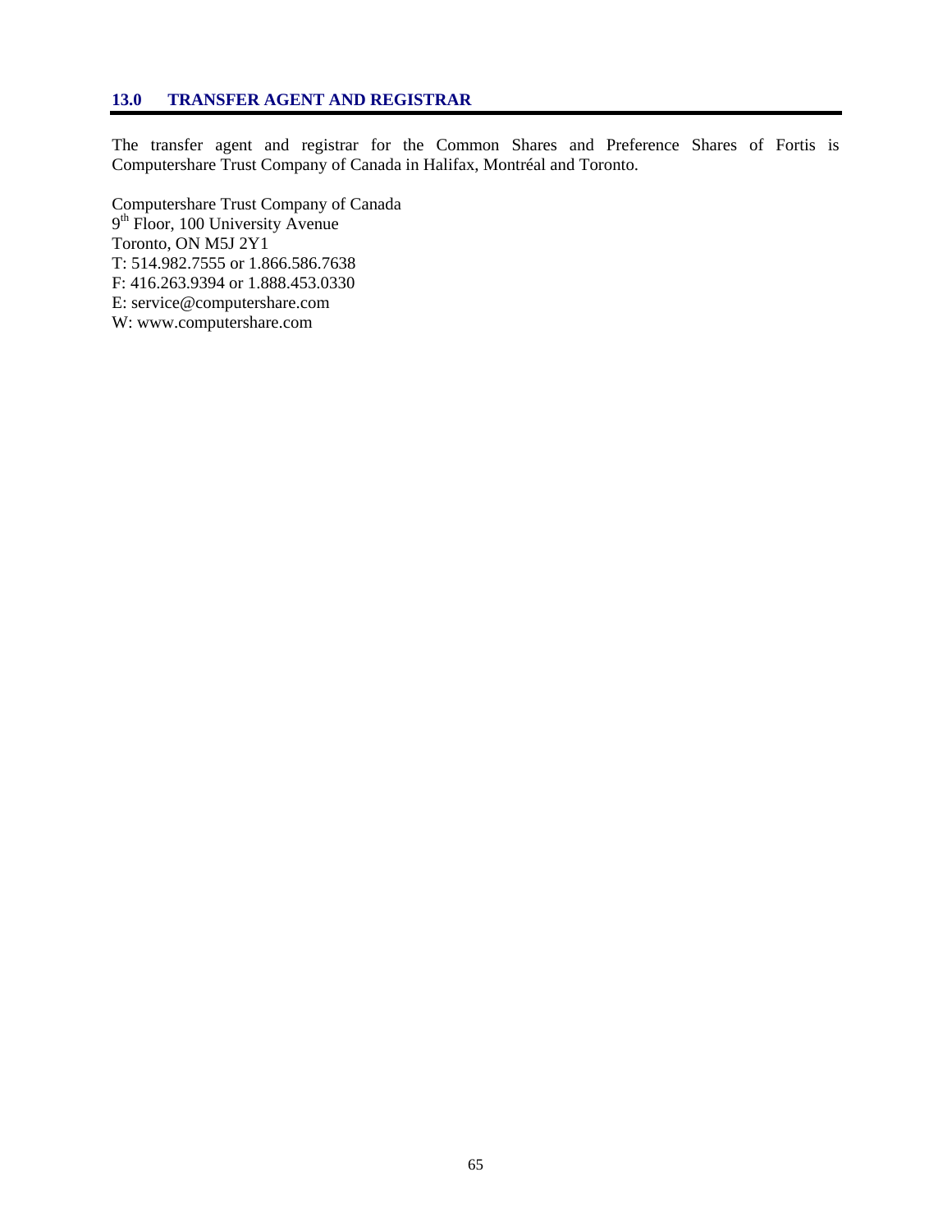## 13.0 TRANSFER AGENT AND REGISTRAR

The transfer agent and registrar for the Common Shares and Preference Shares of Fortis is Computershare Trust Company of Canada in Halifax, Montréal and Toronto.

Computershare Trust Company of Canada
9th Floor, 100 University Avenue
Toronto, ON M5J 2Y1
T: 514.982.7555 or 1.866.586.7638
F: 416.263.9394 or 1.888.453.0330
E: service@computershare.com
W: www.computershare.com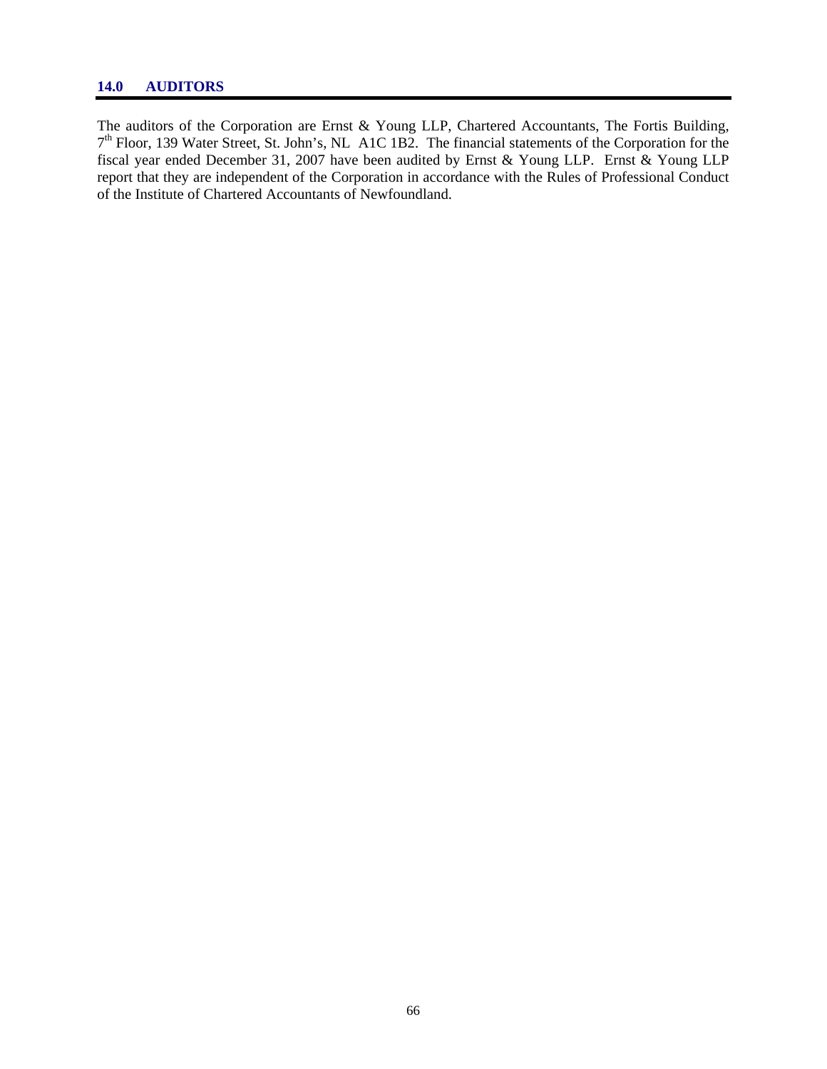## 14.0 AUDITORS

The auditors of the Corporation are Ernst & Young LLP, Chartered Accountants, The Fortis Building, 7th Floor, 139 Water Street, St. John's, NL A1C 1B2. The financial statements of the Corporation for the fiscal year ended December 31, 2007 have been audited by Ernst & Young LLP. Ernst & Young LLP report that they are independent of the Corporation in accordance with the Rules of Professional Conduct of the Institute of Chartered Accountants of Newfoundland.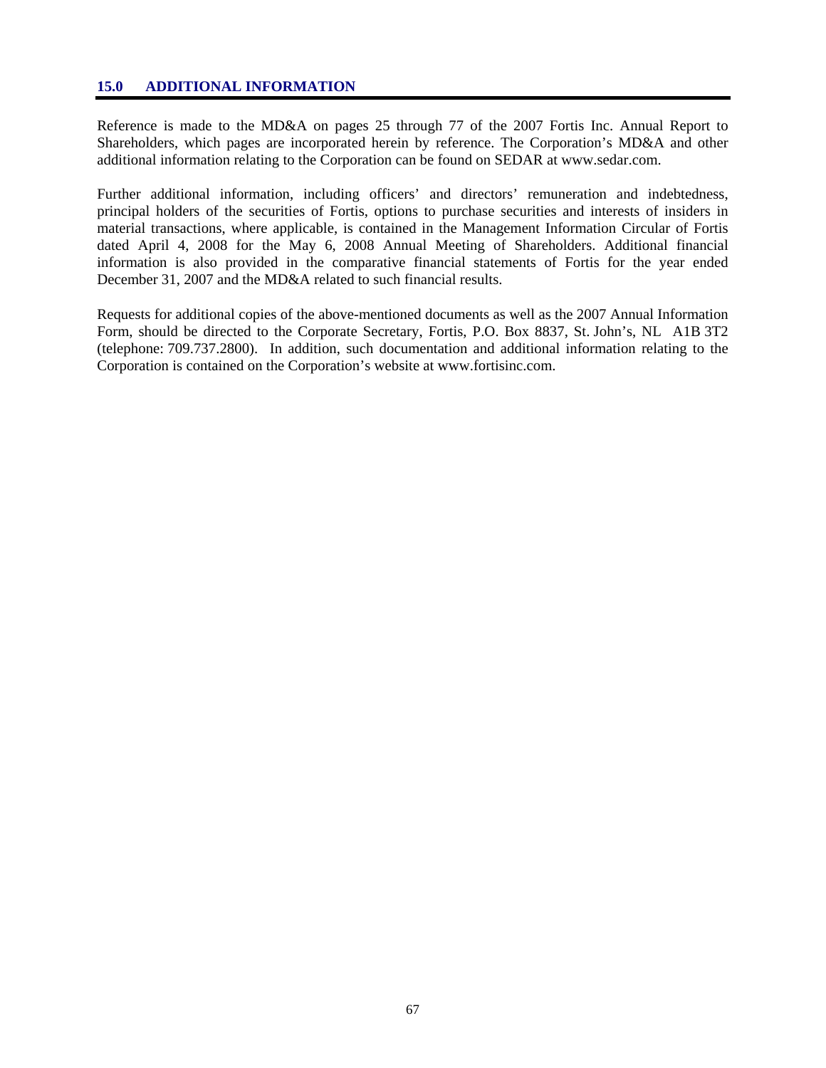## 15.0 ADDITIONAL INFORMATION

Reference is made to the MD&A on pages 25 through 77 of the 2007 Fortis Inc. Annual Report to Shareholders, which pages are incorporated herein by reference. The Corporation's MD&A and other additional information relating to the Corporation can be found on SEDAR at www.sedar.com.

Further additional information, including officers' and directors' remuneration and indebtedness, principal holders of the securities of Fortis, options to purchase securities and interests of insiders in material transactions, where applicable, is contained in the Management Information Circular of Fortis dated April 4, 2008 for the May 6, 2008 Annual Meeting of Shareholders. Additional financial information is also provided in the comparative financial statements of Fortis for the year ended December 31, 2007 and the MD&A related to such financial results.

Requests for additional copies of the above-mentioned documents as well as the 2007 Annual Information Form, should be directed to the Corporate Secretary, Fortis, P.O. Box 8837, St. John's, NL A1B 3T2 (telephone: 709.737.2800). In addition, such documentation and additional information relating to the Corporation is contained on the Corporation's website at www.fortisinc.com.